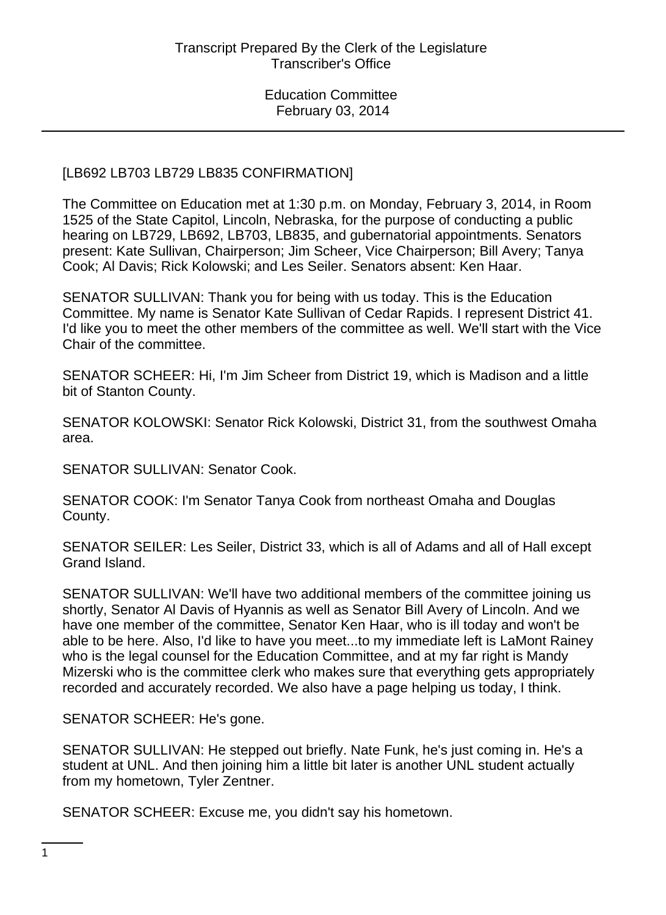[LB692 LB703 LB729 LB835 CONFIRMATION]

The Committee on Education met at 1:30 p.m. on Monday, February 3, 2014, in Room 1525 of the State Capitol, Lincoln, Nebraska, for the purpose of conducting a public hearing on LB729, LB692, LB703, LB835, and gubernatorial appointments. Senators present: Kate Sullivan, Chairperson; Jim Scheer, Vice Chairperson; Bill Avery; Tanya Cook; Al Davis; Rick Kolowski; and Les Seiler. Senators absent: Ken Haar.

SENATOR SULLIVAN: Thank you for being with us today. This is the Education Committee. My name is Senator Kate Sullivan of Cedar Rapids. I represent District 41. I'd like you to meet the other members of the committee as well. We'll start with the Vice Chair of the committee.

SENATOR SCHEER: Hi, I'm Jim Scheer from District 19, which is Madison and a little bit of Stanton County.

SENATOR KOLOWSKI: Senator Rick Kolowski, District 31, from the southwest Omaha area.

SENATOR SULLIVAN: Senator Cook.

SENATOR COOK: I'm Senator Tanya Cook from northeast Omaha and Douglas County.

SENATOR SEILER: Les Seiler, District 33, which is all of Adams and all of Hall except Grand Island.

SENATOR SULLIVAN: We'll have two additional members of the committee joining us shortly, Senator Al Davis of Hyannis as well as Senator Bill Avery of Lincoln. And we have one member of the committee, Senator Ken Haar, who is ill today and won't be able to be here. Also, I'd like to have you meet...to my immediate left is LaMont Rainey who is the legal counsel for the Education Committee, and at my far right is Mandy Mizerski who is the committee clerk who makes sure that everything gets appropriately recorded and accurately recorded. We also have a page helping us today, I think.

SENATOR SCHEER: He's gone.

SENATOR SULLIVAN: He stepped out briefly. Nate Funk, he's just coming in. He's a student at UNL. And then joining him a little bit later is another UNL student actually from my hometown, Tyler Zentner.

SENATOR SCHEER: Excuse me, you didn't say his hometown.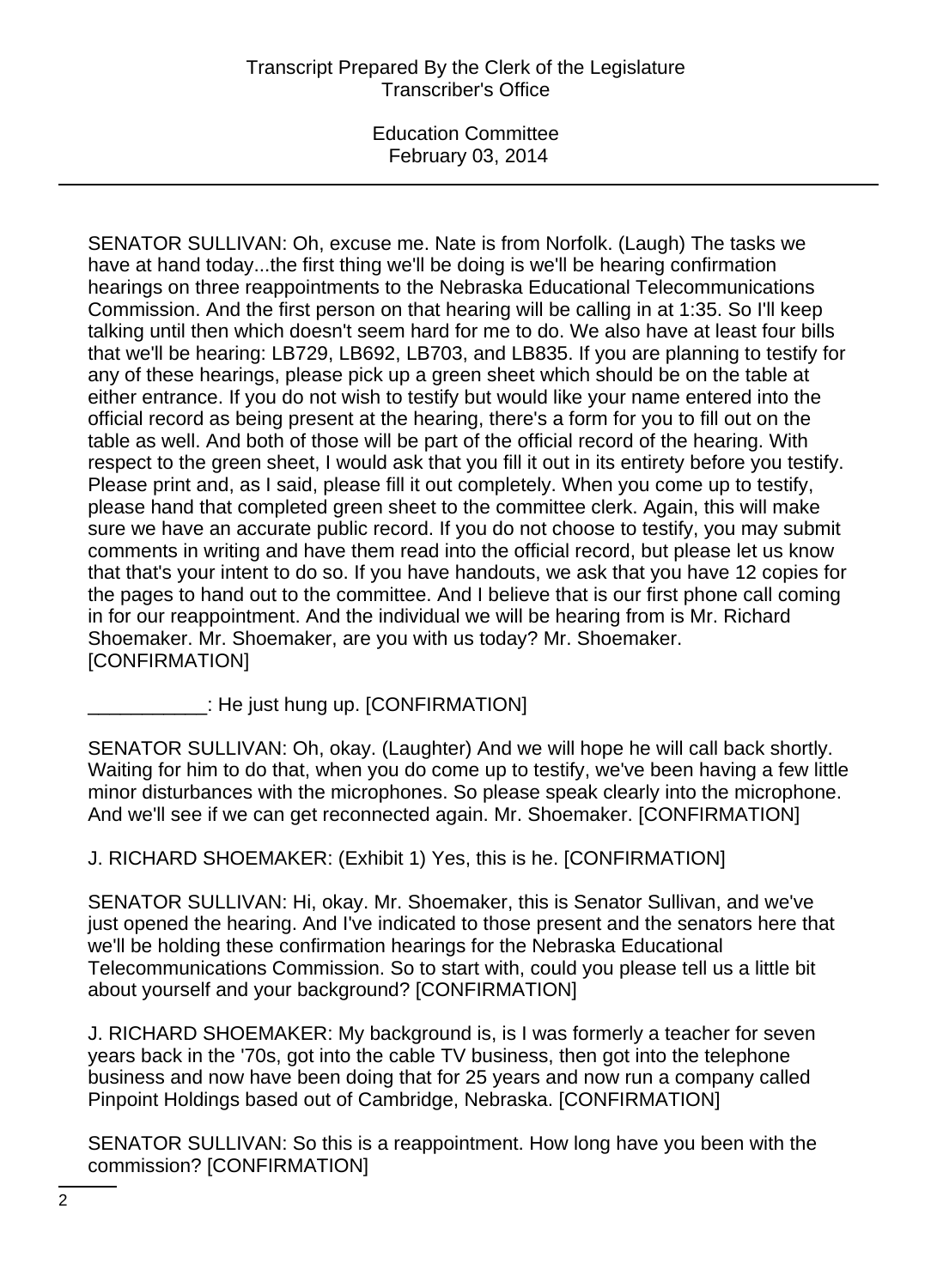SENATOR SULLIVAN: Oh, excuse me. Nate is from Norfolk. (Laugh) The tasks we have at hand today...the first thing we'll be doing is we'll be hearing confirmation hearings on three reappointments to the Nebraska Educational Telecommunications Commission. And the first person on that hearing will be calling in at 1:35. So I'll keep talking until then which doesn't seem hard for me to do. We also have at least four bills that we'll be hearing: LB729, LB692, LB703, and LB835. If you are planning to testify for any of these hearings, please pick up a green sheet which should be on the table at either entrance. If you do not wish to testify but would like your name entered into the official record as being present at the hearing, there's a form for you to fill out on the table as well. And both of those will be part of the official record of the hearing. With respect to the green sheet, I would ask that you fill it out in its entirety before you testify. Please print and, as I said, please fill it out completely. When you come up to testify, please hand that completed green sheet to the committee clerk. Again, this will make sure we have an accurate public record. If you do not choose to testify, you may submit comments in writing and have them read into the official record, but please let us know that that's your intent to do so. If you have handouts, we ask that you have 12 copies for the pages to hand out to the committee. And I believe that is our first phone call coming in for our reappointment. And the individual we will be hearing from is Mr. Richard Shoemaker. Mr. Shoemaker, are you with us today? Mr. Shoemaker. [CONFIRMATION]

___________: He just hung up. [CONFIRMATION]

SENATOR SULLIVAN: Oh, okay. (Laughter) And we will hope he will call back shortly. Waiting for him to do that, when you do come up to testify, we've been having a few little minor disturbances with the microphones. So please speak clearly into the microphone. And we'll see if we can get reconnected again. Mr. Shoemaker. [CONFIRMATION]

J. RICHARD SHOEMAKER: (Exhibit 1) Yes, this is he. [CONFIRMATION]

SENATOR SULLIVAN: Hi, okay. Mr. Shoemaker, this is Senator Sullivan, and we've just opened the hearing. And I've indicated to those present and the senators here that we'll be holding these confirmation hearings for the Nebraska Educational Telecommunications Commission. So to start with, could you please tell us a little bit about yourself and your background? [CONFIRMATION]

J. RICHARD SHOEMAKER: My background is, is I was formerly a teacher for seven years back in the '70s, got into the cable TV business, then got into the telephone business and now have been doing that for 25 years and now run a company called Pinpoint Holdings based out of Cambridge, Nebraska. [CONFIRMATION]

SENATOR SULLIVAN: So this is a reappointment. How long have you been with the commission? [CONFIRMATION]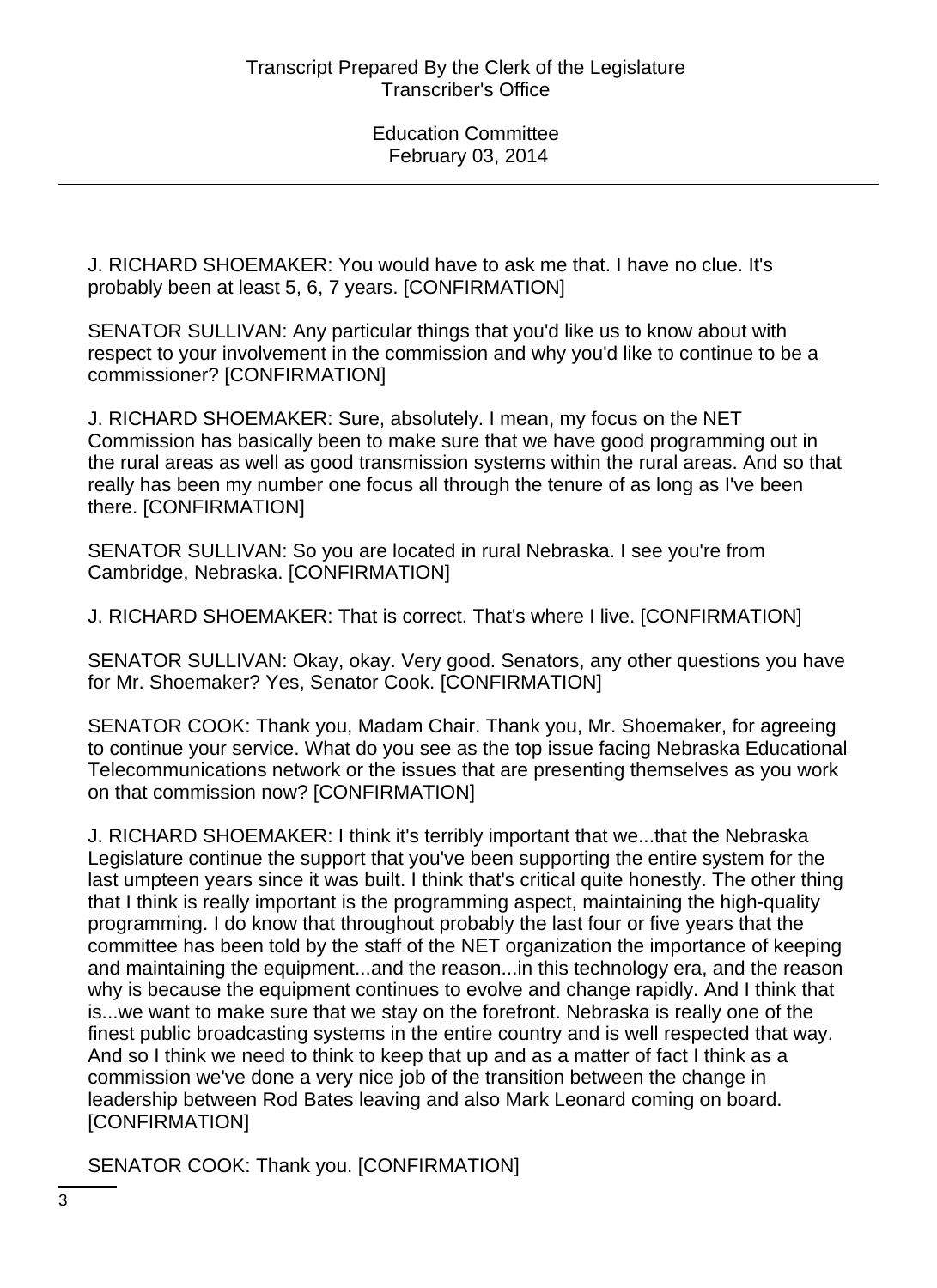J. RICHARD SHOEMAKER: You would have to ask me that. I have no clue. It's probably been at least 5, 6, 7 years. [CONFIRMATION]

SENATOR SULLIVAN: Any particular things that you'd like us to know about with respect to your involvement in the commission and why you'd like to continue to be a commissioner? [CONFIRMATION]

J. RICHARD SHOEMAKER: Sure, absolutely. I mean, my focus on the NET Commission has basically been to make sure that we have good programming out in the rural areas as well as good transmission systems within the rural areas. And so that really has been my number one focus all through the tenure of as long as I've been there. [CONFIRMATION]

SENATOR SULLIVAN: So you are located in rural Nebraska. I see you're from Cambridge, Nebraska. [CONFIRMATION]

J. RICHARD SHOEMAKER: That is correct. That's where I live. [CONFIRMATION]

SENATOR SULLIVAN: Okay, okay. Very good. Senators, any other questions you have for Mr. Shoemaker? Yes, Senator Cook. [CONFIRMATION]

SENATOR COOK: Thank you, Madam Chair. Thank you, Mr. Shoemaker, for agreeing to continue your service. What do you see as the top issue facing Nebraska Educational Telecommunications network or the issues that are presenting themselves as you work on that commission now? [CONFIRMATION]

J. RICHARD SHOEMAKER: I think it's terribly important that we...that the Nebraska Legislature continue the support that you've been supporting the entire system for the last umpteen years since it was built. I think that's critical quite honestly. The other thing that I think is really important is the programming aspect, maintaining the high-quality programming. I do know that throughout probably the last four or five years that the committee has been told by the staff of the NET organization the importance of keeping and maintaining the equipment...and the reason...in this technology era, and the reason why is because the equipment continues to evolve and change rapidly. And I think that is...we want to make sure that we stay on the forefront. Nebraska is really one of the finest public broadcasting systems in the entire country and is well respected that way. And so I think we need to think to keep that up and as a matter of fact I think as a commission we've done a very nice job of the transition between the change in leadership between Rod Bates leaving and also Mark Leonard coming on board. [CONFIRMATION]

SENATOR COOK: Thank you. [CONFIRMATION]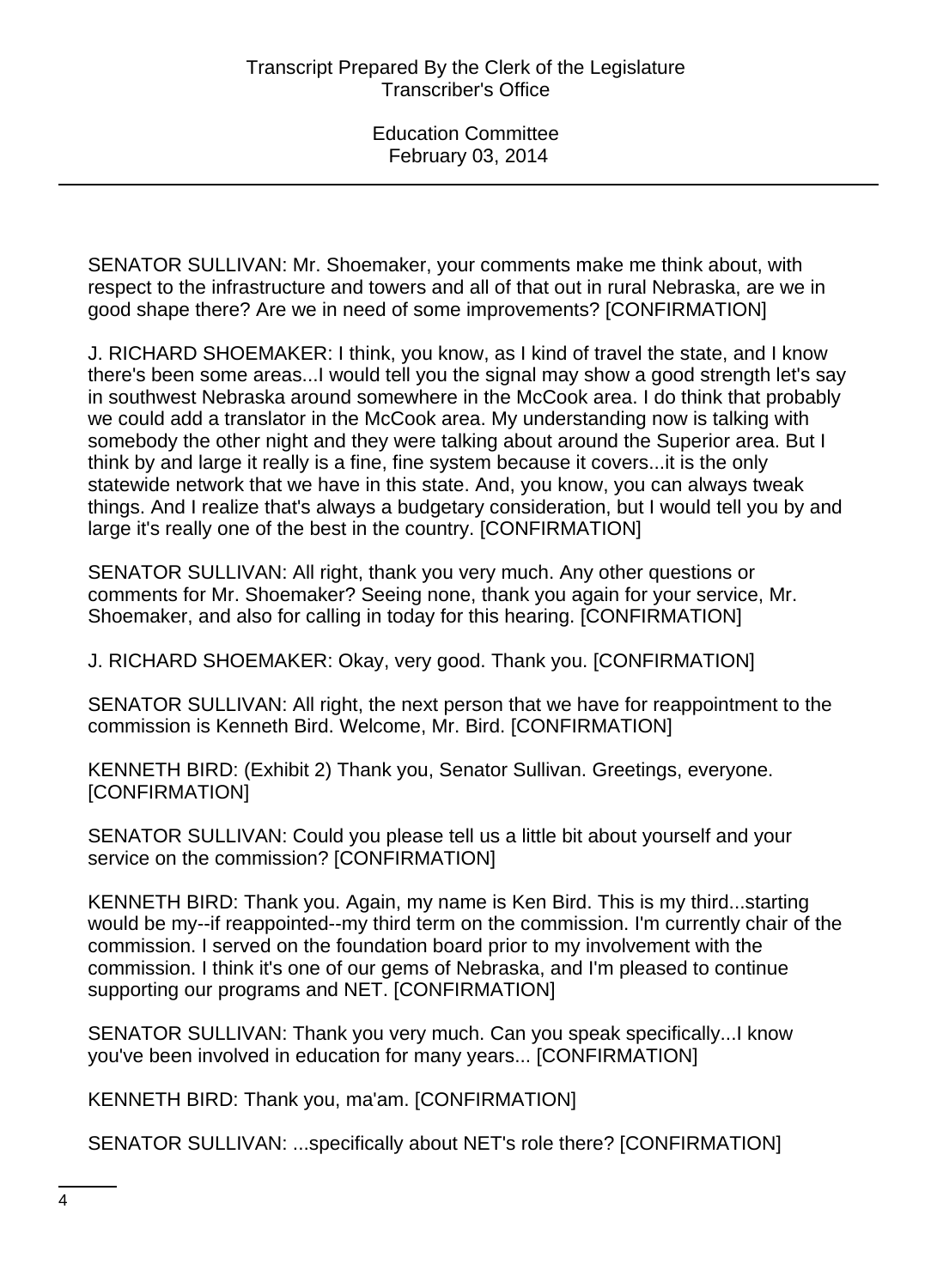SENATOR SULLIVAN: Mr. Shoemaker, your comments make me think about, with respect to the infrastructure and towers and all of that out in rural Nebraska, are we in good shape there? Are we in need of some improvements? [CONFIRMATION]

J. RICHARD SHOEMAKER: I think, you know, as I kind of travel the state, and I know there's been some areas...I would tell you the signal may show a good strength let's say in southwest Nebraska around somewhere in the McCook area. I do think that probably we could add a translator in the McCook area. My understanding now is talking with somebody the other night and they were talking about around the Superior area. But I think by and large it really is a fine, fine system because it covers...it is the only statewide network that we have in this state. And, you know, you can always tweak things. And I realize that's always a budgetary consideration, but I would tell you by and large it's really one of the best in the country. [CONFIRMATION]

SENATOR SULLIVAN: All right, thank you very much. Any other questions or comments for Mr. Shoemaker? Seeing none, thank you again for your service, Mr. Shoemaker, and also for calling in today for this hearing. [CONFIRMATION]

J. RICHARD SHOEMAKER: Okay, very good. Thank you. [CONFIRMATION]

SENATOR SULLIVAN: All right, the next person that we have for reappointment to the commission is Kenneth Bird. Welcome, Mr. Bird. [CONFIRMATION]

KENNETH BIRD: (Exhibit 2) Thank you, Senator Sullivan. Greetings, everyone. [CONFIRMATION]

SENATOR SULLIVAN: Could you please tell us a little bit about yourself and your service on the commission? [CONFIRMATION]

KENNETH BIRD: Thank you. Again, my name is Ken Bird. This is my third...starting would be my--if reappointed--my third term on the commission. I'm currently chair of the commission. I served on the foundation board prior to my involvement with the commission. I think it's one of our gems of Nebraska, and I'm pleased to continue supporting our programs and NET. [CONFIRMATION]

SENATOR SULLIVAN: Thank you very much. Can you speak specifically...I know you've been involved in education for many years... [CONFIRMATION]

KENNETH BIRD: Thank you, ma'am. [CONFIRMATION]

SENATOR SULLIVAN: ...specifically about NET's role there? [CONFIRMATION]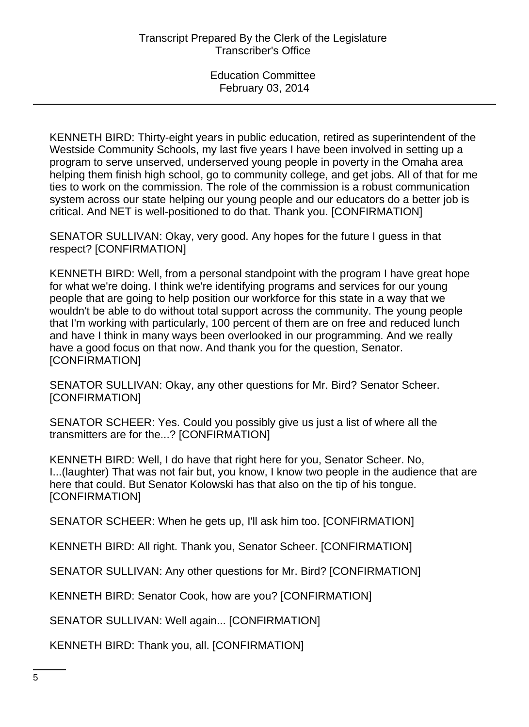KENNETH BIRD: Thirty-eight years in public education, retired as superintendent of the Westside Community Schools, my last five years I have been involved in setting up a program to serve unserved, underserved young people in poverty in the Omaha area helping them finish high school, go to community college, and get jobs. All of that for me ties to work on the commission. The role of the commission is a robust communication system across our state helping our young people and our educators do a better job is critical. And NET is well-positioned to do that. Thank you. [CONFIRMATION]

SENATOR SULLIVAN: Okay, very good. Any hopes for the future I guess in that respect? [CONFIRMATION]

KENNETH BIRD: Well, from a personal standpoint with the program I have great hope for what we're doing. I think we're identifying programs and services for our young people that are going to help position our workforce for this state in a way that we wouldn't be able to do without total support across the community. The young people that I'm working with particularly, 100 percent of them are on free and reduced lunch and have I think in many ways been overlooked in our programming. And we really have a good focus on that now. And thank you for the question, Senator. [CONFIRMATION]

SENATOR SULLIVAN: Okay, any other questions for Mr. Bird? Senator Scheer. [CONFIRMATION]

SENATOR SCHEER: Yes. Could you possibly give us just a list of where all the transmitters are for the...? [CONFIRMATION]

KENNETH BIRD: Well, I do have that right here for you, Senator Scheer. No, I...(laughter) That was not fair but, you know, I know two people in the audience that are here that could. But Senator Kolowski has that also on the tip of his tongue. [CONFIRMATION]

SENATOR SCHEER: When he gets up, I'll ask him too. [CONFIRMATION]

KENNETH BIRD: All right. Thank you, Senator Scheer. [CONFIRMATION]

SENATOR SULLIVAN: Any other questions for Mr. Bird? [CONFIRMATION]

KENNETH BIRD: Senator Cook, how are you? [CONFIRMATION]

SENATOR SULLIVAN: Well again... [CONFIRMATION]

KENNETH BIRD: Thank you, all. [CONFIRMATION]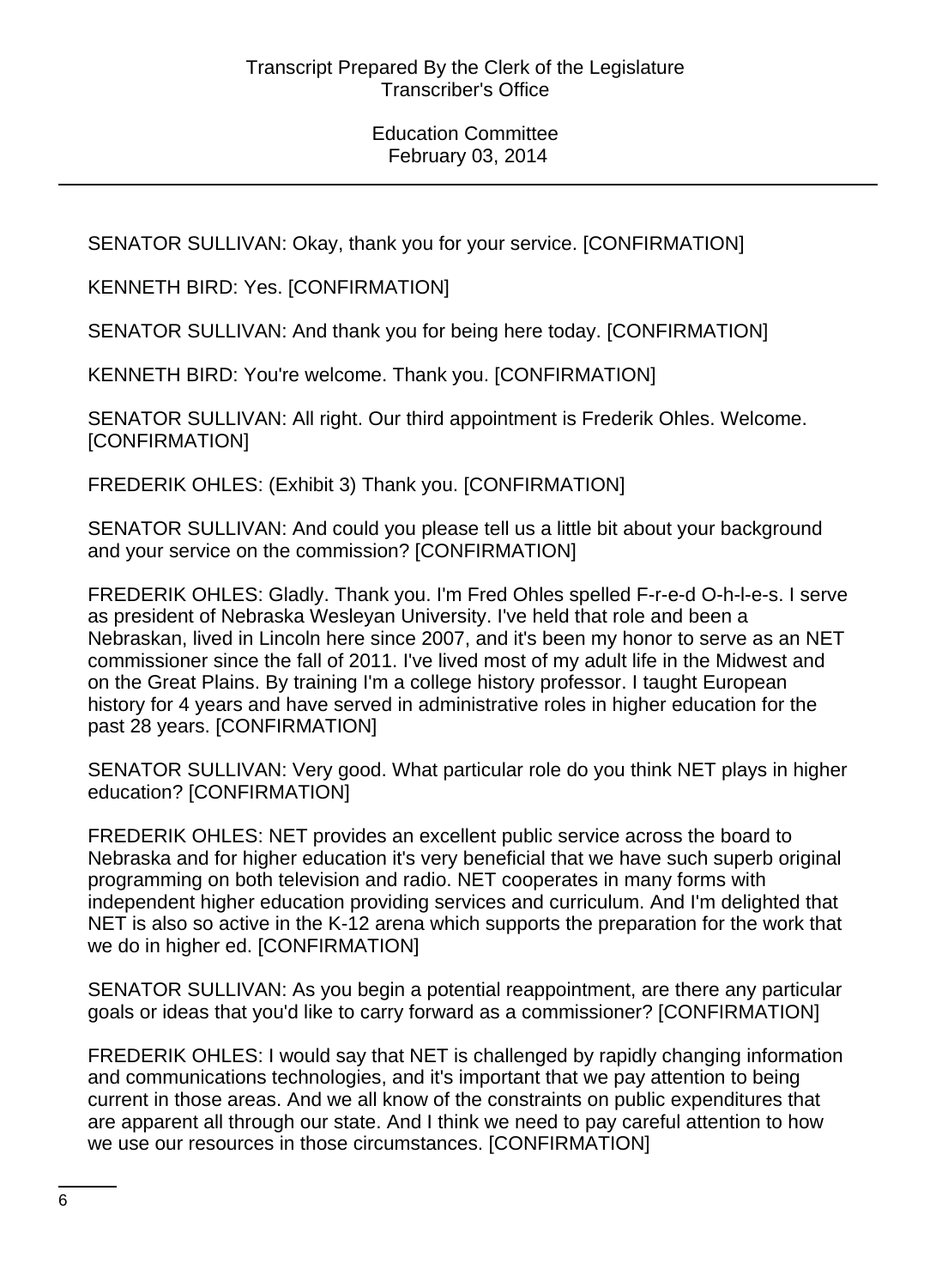SENATOR SULLIVAN: Okay, thank you for your service. [CONFIRMATION]

KENNETH BIRD: Yes. [CONFIRMATION]

SENATOR SULLIVAN: And thank you for being here today. [CONFIRMATION]

KENNETH BIRD: You're welcome. Thank you. [CONFIRMATION]

SENATOR SULLIVAN: All right. Our third appointment is Frederik Ohles. Welcome. [CONFIRMATION]

FREDERIK OHLES: (Exhibit 3) Thank you. [CONFIRMATION]

SENATOR SULLIVAN: And could you please tell us a little bit about your background and your service on the commission? [CONFIRMATION]

FREDERIK OHLES: Gladly. Thank you. I'm Fred Ohles spelled F-r-e-d O-h-l-e-s. I serve as president of Nebraska Wesleyan University. I've held that role and been a Nebraskan, lived in Lincoln here since 2007, and it's been my honor to serve as an NET commissioner since the fall of 2011. I've lived most of my adult life in the Midwest and on the Great Plains. By training I'm a college history professor. I taught European history for 4 years and have served in administrative roles in higher education for the past 28 years. [CONFIRMATION]

SENATOR SULLIVAN: Very good. What particular role do you think NET plays in higher education? [CONFIRMATION]

FREDERIK OHLES: NET provides an excellent public service across the board to Nebraska and for higher education it's very beneficial that we have such superb original programming on both television and radio. NET cooperates in many forms with independent higher education providing services and curriculum. And I'm delighted that NET is also so active in the K-12 arena which supports the preparation for the work that we do in higher ed. [CONFIRMATION]

SENATOR SULLIVAN: As you begin a potential reappointment, are there any particular goals or ideas that you'd like to carry forward as a commissioner? [CONFIRMATION]

FREDERIK OHLES: I would say that NET is challenged by rapidly changing information and communications technologies, and it's important that we pay attention to being current in those areas. And we all know of the constraints on public expenditures that are apparent all through our state. And I think we need to pay careful attention to how we use our resources in those circumstances. [CONFIRMATION]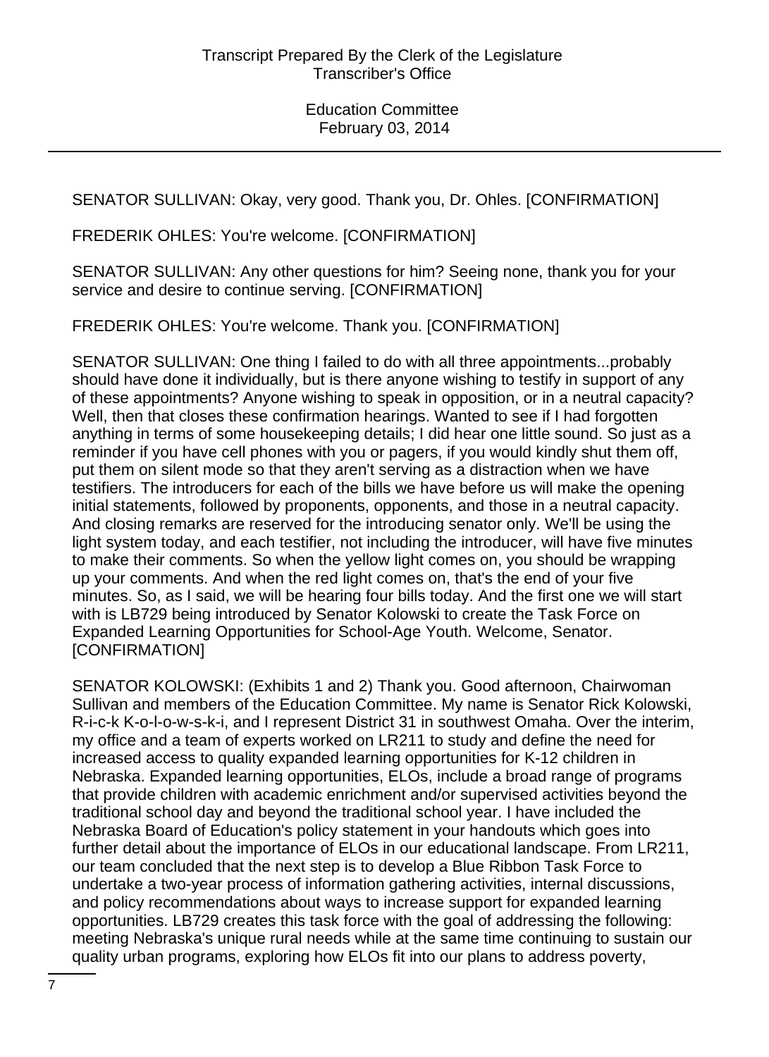SENATOR SULLIVAN: Okay, very good. Thank you, Dr. Ohles. [CONFIRMATION]

FREDERIK OHLES: You're welcome. [CONFIRMATION]

SENATOR SULLIVAN: Any other questions for him? Seeing none, thank you for your service and desire to continue serving. [CONFIRMATION]

FREDERIK OHLES: You're welcome. Thank you. [CONFIRMATION]

SENATOR SULLIVAN: One thing I failed to do with all three appointments...probably should have done it individually, but is there anyone wishing to testify in support of any of these appointments? Anyone wishing to speak in opposition, or in a neutral capacity? Well, then that closes these confirmation hearings. Wanted to see if I had forgotten anything in terms of some housekeeping details; I did hear one little sound. So just as a reminder if you have cell phones with you or pagers, if you would kindly shut them off, put them on silent mode so that they aren't serving as a distraction when we have testifiers. The introducers for each of the bills we have before us will make the opening initial statements, followed by proponents, opponents, and those in a neutral capacity. And closing remarks are reserved for the introducing senator only. We'll be using the light system today, and each testifier, not including the introducer, will have five minutes to make their comments. So when the yellow light comes on, you should be wrapping up your comments. And when the red light comes on, that's the end of your five minutes. So, as I said, we will be hearing four bills today. And the first one we will start with is LB729 being introduced by Senator Kolowski to create the Task Force on Expanded Learning Opportunities for School-Age Youth. Welcome, Senator. [CONFIRMATION]

SENATOR KOLOWSKI: (Exhibits 1 and 2) Thank you. Good afternoon, Chairwoman Sullivan and members of the Education Committee. My name is Senator Rick Kolowski, R-i-c-k K-o-l-o-w-s-k-i, and I represent District 31 in southwest Omaha. Over the interim, my office and a team of experts worked on LR211 to study and define the need for increased access to quality expanded learning opportunities for K-12 children in Nebraska. Expanded learning opportunities, ELOs, include a broad range of programs that provide children with academic enrichment and/or supervised activities beyond the traditional school day and beyond the traditional school year. I have included the Nebraska Board of Education's policy statement in your handouts which goes into further detail about the importance of ELOs in our educational landscape. From LR211, our team concluded that the next step is to develop a Blue Ribbon Task Force to undertake a two-year process of information gathering activities, internal discussions, and policy recommendations about ways to increase support for expanded learning opportunities. LB729 creates this task force with the goal of addressing the following: meeting Nebraska's unique rural needs while at the same time continuing to sustain our quality urban programs, exploring how ELOs fit into our plans to address poverty,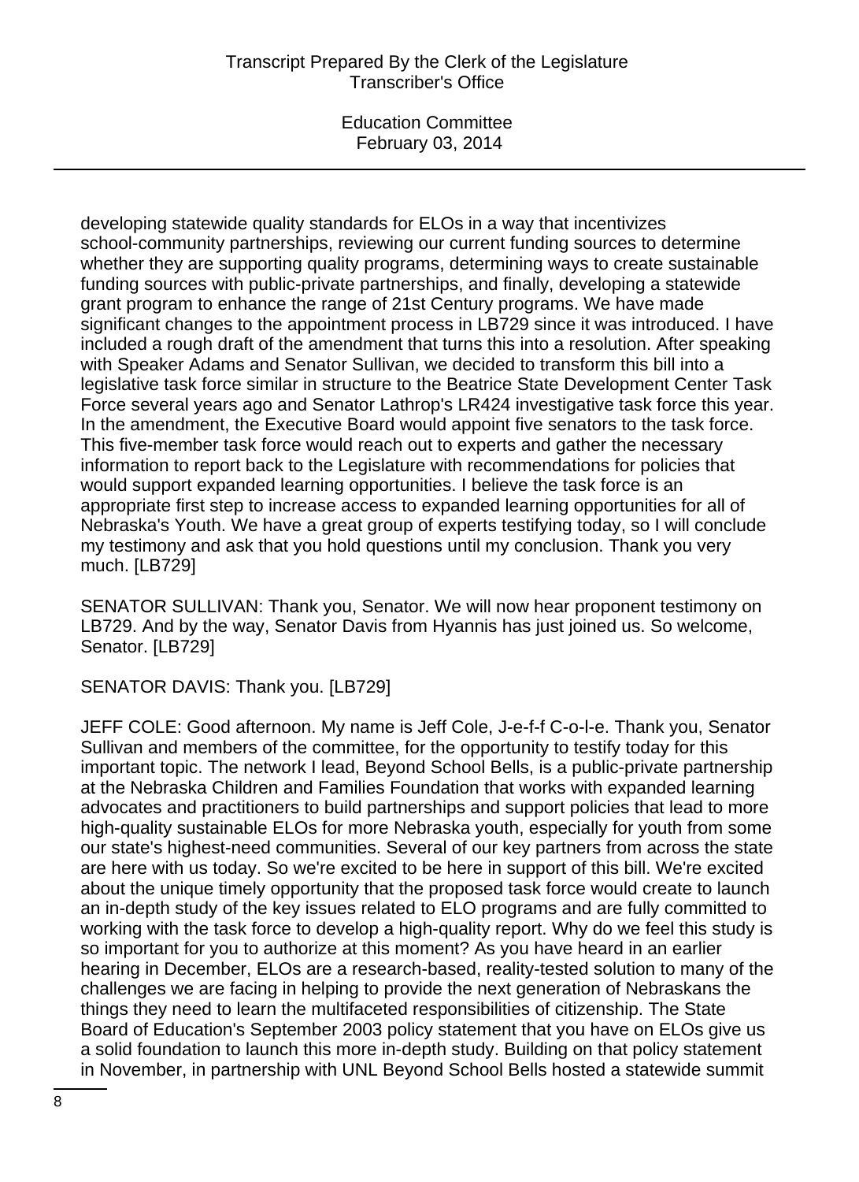developing statewide quality standards for ELOs in a way that incentivizes school-community partnerships, reviewing our current funding sources to determine whether they are supporting quality programs, determining ways to create sustainable funding sources with public-private partnerships, and finally, developing a statewide grant program to enhance the range of 21st Century programs. We have made significant changes to the appointment process in LB729 since it was introduced. I have included a rough draft of the amendment that turns this into a resolution. After speaking with Speaker Adams and Senator Sullivan, we decided to transform this bill into a legislative task force similar in structure to the Beatrice State Development Center Task Force several years ago and Senator Lathrop's LR424 investigative task force this year. In the amendment, the Executive Board would appoint five senators to the task force. This five-member task force would reach out to experts and gather the necessary information to report back to the Legislature with recommendations for policies that would support expanded learning opportunities. I believe the task force is an appropriate first step to increase access to expanded learning opportunities for all of Nebraska's Youth. We have a great group of experts testifying today, so I will conclude my testimony and ask that you hold questions until my conclusion. Thank you very much. [LB729]

SENATOR SULLIVAN: Thank you, Senator. We will now hear proponent testimony on LB729. And by the way, Senator Davis from Hyannis has just joined us. So welcome, Senator. [LB729]

SENATOR DAVIS: Thank you. [LB729]

JEFF COLE: Good afternoon. My name is Jeff Cole, J-e-f-f C-o-l-e. Thank you, Senator Sullivan and members of the committee, for the opportunity to testify today for this important topic. The network I lead, Beyond School Bells, is a public-private partnership at the Nebraska Children and Families Foundation that works with expanded learning advocates and practitioners to build partnerships and support policies that lead to more high-quality sustainable ELOs for more Nebraska youth, especially for youth from some our state's highest-need communities. Several of our key partners from across the state are here with us today. So we're excited to be here in support of this bill. We're excited about the unique timely opportunity that the proposed task force would create to launch an in-depth study of the key issues related to ELO programs and are fully committed to working with the task force to develop a high-quality report. Why do we feel this study is so important for you to authorize at this moment? As you have heard in an earlier hearing in December, ELOs are a research-based, reality-tested solution to many of the challenges we are facing in helping to provide the next generation of Nebraskans the things they need to learn the multifaceted responsibilities of citizenship. The State Board of Education's September 2003 policy statement that you have on ELOs give us a solid foundation to launch this more in-depth study. Building on that policy statement in November, in partnership with UNL Beyond School Bells hosted a statewide summit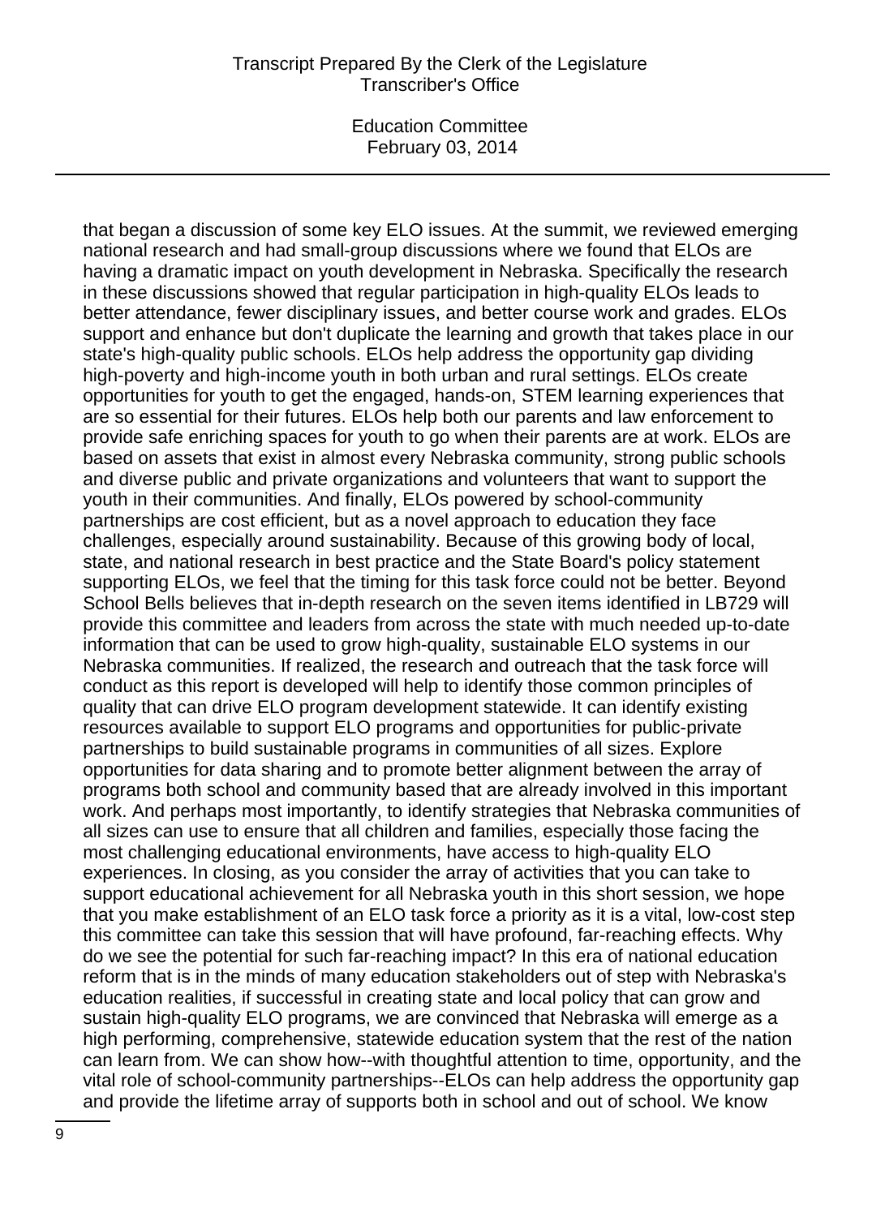that began a discussion of some key ELO issues. At the summit, we reviewed emerging national research and had small-group discussions where we found that ELOs are having a dramatic impact on youth development in Nebraska. Specifically the research in these discussions showed that regular participation in high-quality ELOs leads to better attendance, fewer disciplinary issues, and better course work and grades. ELOs support and enhance but don't duplicate the learning and growth that takes place in our state's high-quality public schools. ELOs help address the opportunity gap dividing high-poverty and high-income youth in both urban and rural settings. ELOs create opportunities for youth to get the engaged, hands-on, STEM learning experiences that are so essential for their futures. ELOs help both our parents and law enforcement to provide safe enriching spaces for youth to go when their parents are at work. ELOs are based on assets that exist in almost every Nebraska community, strong public schools and diverse public and private organizations and volunteers that want to support the youth in their communities. And finally, ELOs powered by school-community partnerships are cost efficient, but as a novel approach to education they face challenges, especially around sustainability. Because of this growing body of local, state, and national research in best practice and the State Board's policy statement supporting ELOs, we feel that the timing for this task force could not be better. Beyond School Bells believes that in-depth research on the seven items identified in LB729 will provide this committee and leaders from across the state with much needed up-to-date information that can be used to grow high-quality, sustainable ELO systems in our Nebraska communities. If realized, the research and outreach that the task force will conduct as this report is developed will help to identify those common principles of quality that can drive ELO program development statewide. It can identify existing resources available to support ELO programs and opportunities for public-private partnerships to build sustainable programs in communities of all sizes. Explore opportunities for data sharing and to promote better alignment between the array of programs both school and community based that are already involved in this important work. And perhaps most importantly, to identify strategies that Nebraska communities of all sizes can use to ensure that all children and families, especially those facing the most challenging educational environments, have access to high-quality ELO experiences. In closing, as you consider the array of activities that you can take to support educational achievement for all Nebraska youth in this short session, we hope that you make establishment of an ELO task force a priority as it is a vital, low-cost step this committee can take this session that will have profound, far-reaching effects. Why do we see the potential for such far-reaching impact? In this era of national education reform that is in the minds of many education stakeholders out of step with Nebraska's education realities, if successful in creating state and local policy that can grow and sustain high-quality ELO programs, we are convinced that Nebraska will emerge as a high performing, comprehensive, statewide education system that the rest of the nation can learn from. We can show how--with thoughtful attention to time, opportunity, and the vital role of school-community partnerships--ELOs can help address the opportunity gap and provide the lifetime array of supports both in school and out of school. We know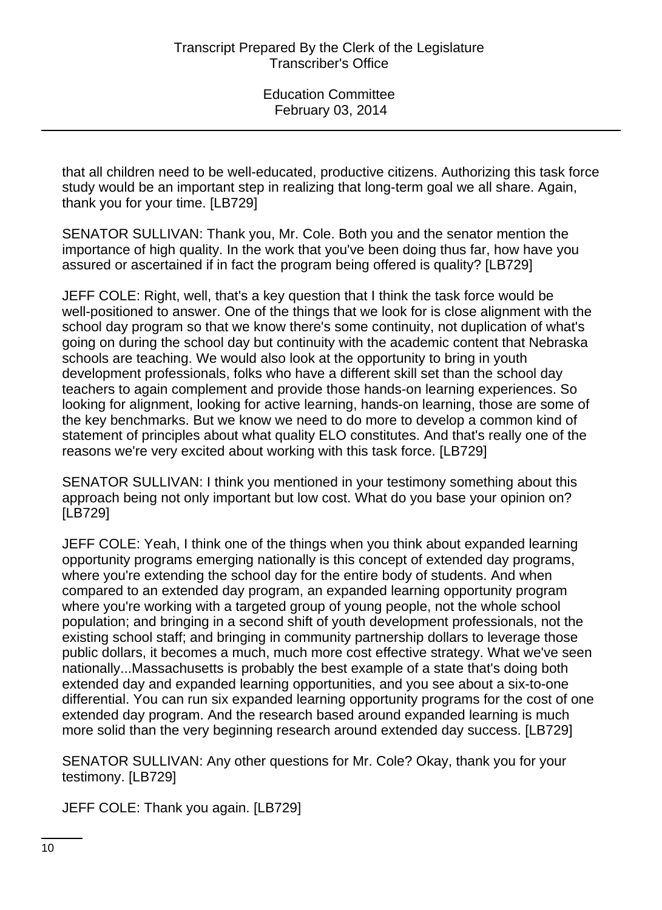that all children need to be well-educated, productive citizens. Authorizing this task force study would be an important step in realizing that long-term goal we all share. Again, thank you for your time. [LB729]

SENATOR SULLIVAN: Thank you, Mr. Cole. Both you and the senator mention the importance of high quality. In the work that you've been doing thus far, how have you assured or ascertained if in fact the program being offered is quality? [LB729]

JEFF COLE: Right, well, that's a key question that I think the task force would be well-positioned to answer. One of the things that we look for is close alignment with the school day program so that we know there's some continuity, not duplication of what's going on during the school day but continuity with the academic content that Nebraska schools are teaching. We would also look at the opportunity to bring in youth development professionals, folks who have a different skill set than the school day teachers to again complement and provide those hands-on learning experiences. So looking for alignment, looking for active learning, hands-on learning, those are some of the key benchmarks. But we know we need to do more to develop a common kind of statement of principles about what quality ELO constitutes. And that's really one of the reasons we're very excited about working with this task force. [LB729]

SENATOR SULLIVAN: I think you mentioned in your testimony something about this approach being not only important but low cost. What do you base your opinion on? [LB729]

JEFF COLE: Yeah, I think one of the things when you think about expanded learning opportunity programs emerging nationally is this concept of extended day programs, where you're extending the school day for the entire body of students. And when compared to an extended day program, an expanded learning opportunity program where you're working with a targeted group of young people, not the whole school population; and bringing in a second shift of youth development professionals, not the existing school staff; and bringing in community partnership dollars to leverage those public dollars, it becomes a much, much more cost effective strategy. What we've seen nationally...Massachusetts is probably the best example of a state that's doing both extended day and expanded learning opportunities, and you see about a six-to-one differential. You can run six expanded learning opportunity programs for the cost of one extended day program. And the research based around expanded learning is much more solid than the very beginning research around extended day success. [LB729]

SENATOR SULLIVAN: Any other questions for Mr. Cole? Okay, thank you for your testimony. [LB729]

JEFF COLE: Thank you again. [LB729]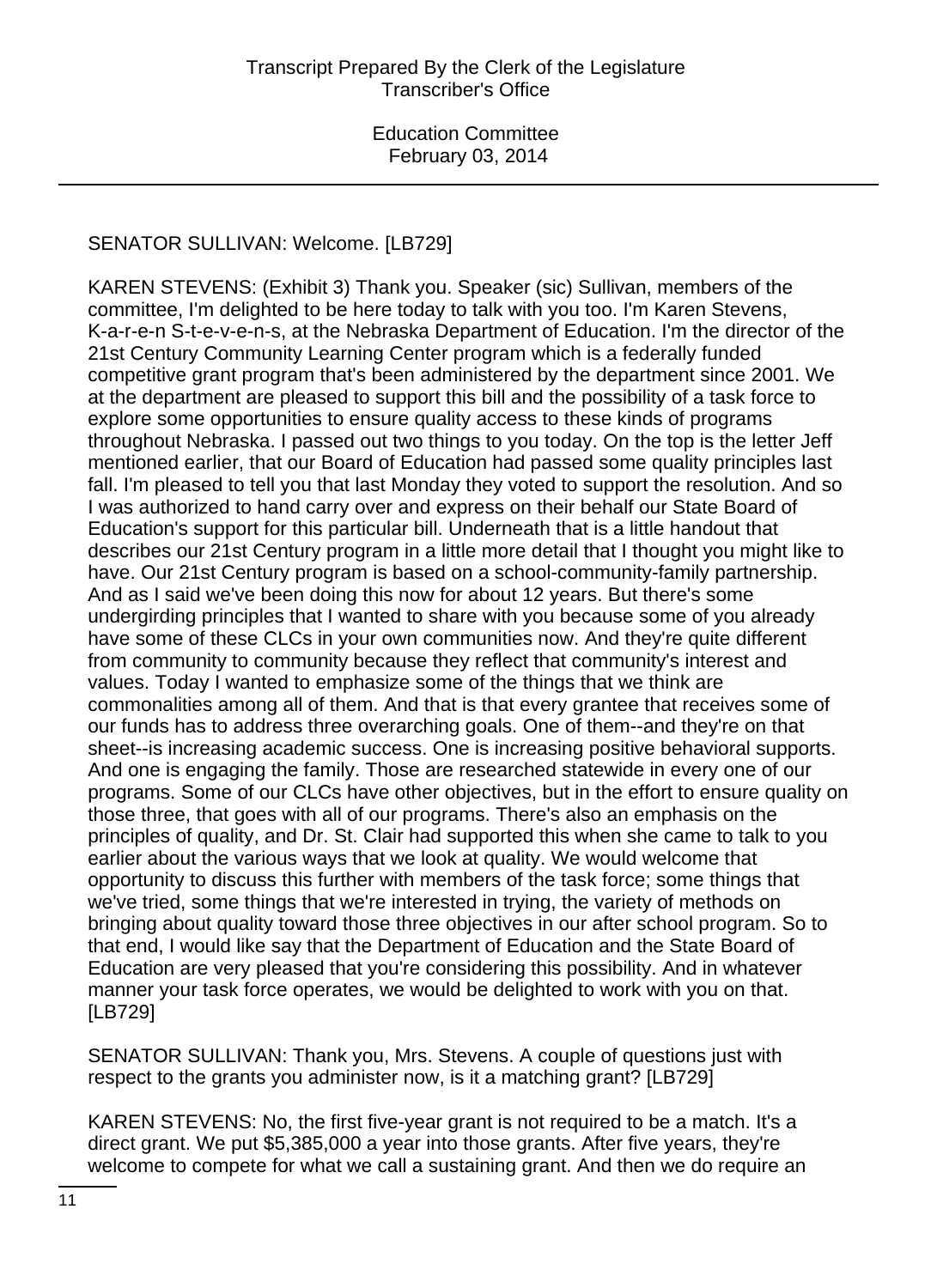SENATOR SULLIVAN: Welcome. [LB729]

KAREN STEVENS: (Exhibit 3) Thank you. Speaker (sic) Sullivan, members of the committee, I'm delighted to be here today to talk with you too. I'm Karen Stevens, K-a-r-e-n S-t-e-v-e-n-s, at the Nebraska Department of Education. I'm the director of the 21st Century Community Learning Center program which is a federally funded competitive grant program that's been administered by the department since 2001. We at the department are pleased to support this bill and the possibility of a task force to explore some opportunities to ensure quality access to these kinds of programs throughout Nebraska. I passed out two things to you today. On the top is the letter Jeff mentioned earlier, that our Board of Education had passed some quality principles last fall. I'm pleased to tell you that last Monday they voted to support the resolution. And so I was authorized to hand carry over and express on their behalf our State Board of Education's support for this particular bill. Underneath that is a little handout that describes our 21st Century program in a little more detail that I thought you might like to have. Our 21st Century program is based on a school-community-family partnership. And as I said we've been doing this now for about 12 years. But there's some undergirding principles that I wanted to share with you because some of you already have some of these CLCs in your own communities now. And they're quite different from community to community because they reflect that community's interest and values. Today I wanted to emphasize some of the things that we think are commonalities among all of them. And that is that every grantee that receives some of our funds has to address three overarching goals. One of them--and they're on that sheet--is increasing academic success. One is increasing positive behavioral supports. And one is engaging the family. Those are researched statewide in every one of our programs. Some of our CLCs have other objectives, but in the effort to ensure quality on those three, that goes with all of our programs. There's also an emphasis on the principles of quality, and Dr. St. Clair had supported this when she came to talk to you earlier about the various ways that we look at quality. We would welcome that opportunity to discuss this further with members of the task force; some things that we've tried, some things that we're interested in trying, the variety of methods on bringing about quality toward those three objectives in our after school program. So to that end, I would like say that the Department of Education and the State Board of Education are very pleased that you're considering this possibility. And in whatever manner your task force operates, we would be delighted to work with you on that. [LB729]

SENATOR SULLIVAN: Thank you, Mrs. Stevens. A couple of questions just with respect to the grants you administer now, is it a matching grant? [LB729]

KAREN STEVENS: No, the first five-year grant is not required to be a match. It's a direct grant. We put $5,385,000 a year into those grants. After five years, they're welcome to compete for what we call a sustaining grant. And then we do require an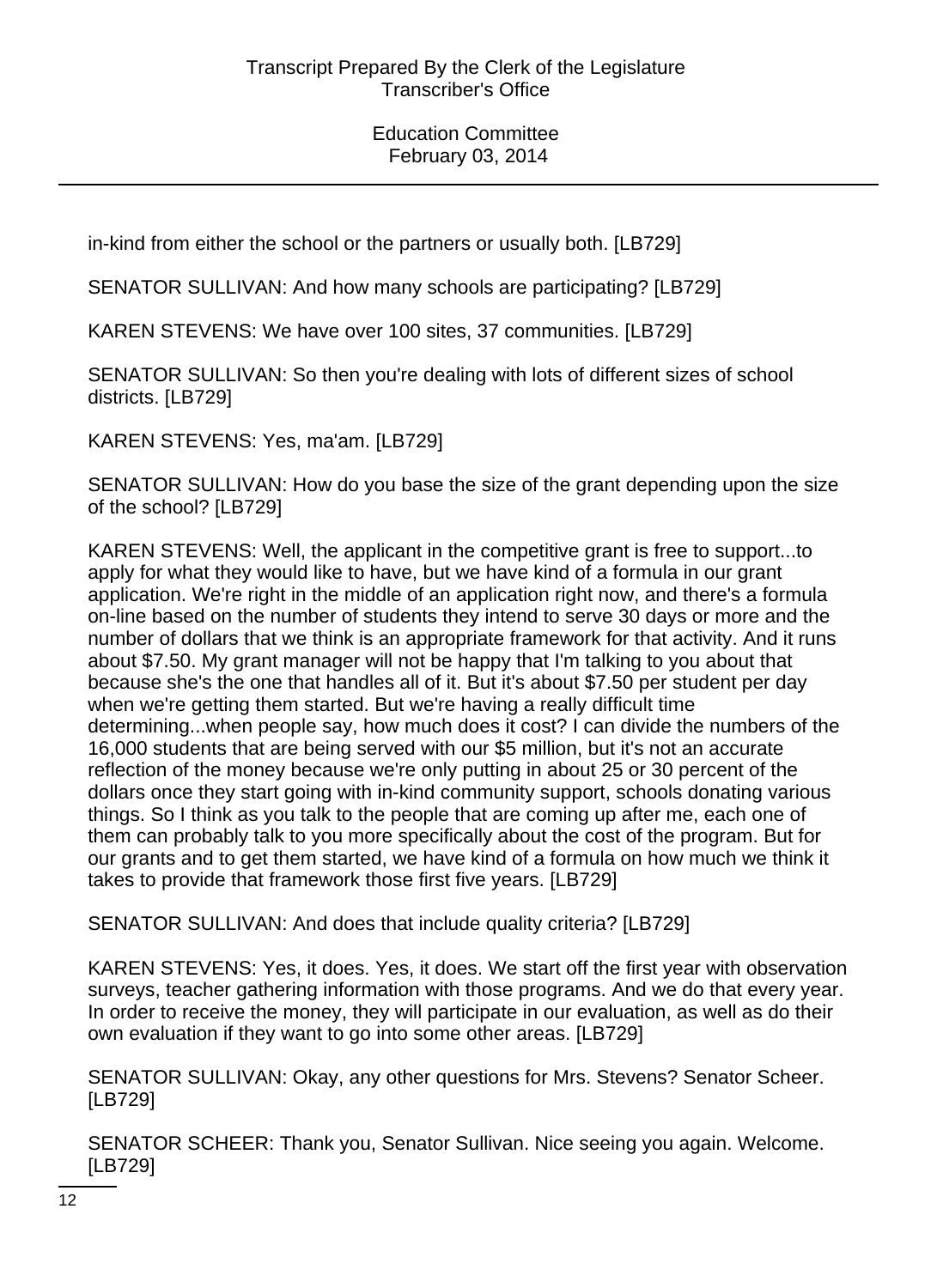in-kind from either the school or the partners or usually both. [LB729]

SENATOR SULLIVAN: And how many schools are participating? [LB729]

KAREN STEVENS: We have over 100 sites, 37 communities. [LB729]

SENATOR SULLIVAN: So then you're dealing with lots of different sizes of school districts. [LB729]

KAREN STEVENS: Yes, ma'am. [LB729]

SENATOR SULLIVAN: How do you base the size of the grant depending upon the size of the school? [LB729]

KAREN STEVENS: Well, the applicant in the competitive grant is free to support...to apply for what they would like to have, but we have kind of a formula in our grant application. We're right in the middle of an application right now, and there's a formula on-line based on the number of students they intend to serve 30 days or more and the number of dollars that we think is an appropriate framework for that activity. And it runs about $7.50. My grant manager will not be happy that I'm talking to you about that because she's the one that handles all of it. But it's about $7.50 per student per day when we're getting them started. But we're having a really difficult time determining...when people say, how much does it cost? I can divide the numbers of the 16,000 students that are being served with our $5 million, but it's not an accurate reflection of the money because we're only putting in about 25 or 30 percent of the dollars once they start going with in-kind community support, schools donating various things. So I think as you talk to the people that are coming up after me, each one of them can probably talk to you more specifically about the cost of the program. But for our grants and to get them started, we have kind of a formula on how much we think it takes to provide that framework those first five years. [LB729]

SENATOR SULLIVAN: And does that include quality criteria? [LB729]

KAREN STEVENS: Yes, it does. Yes, it does. We start off the first year with observation surveys, teacher gathering information with those programs. And we do that every year. In order to receive the money, they will participate in our evaluation, as well as do their own evaluation if they want to go into some other areas. [LB729]

SENATOR SULLIVAN: Okay, any other questions for Mrs. Stevens? Senator Scheer. [LB729]

SENATOR SCHEER: Thank you, Senator Sullivan. Nice seeing you again. Welcome. [LB729]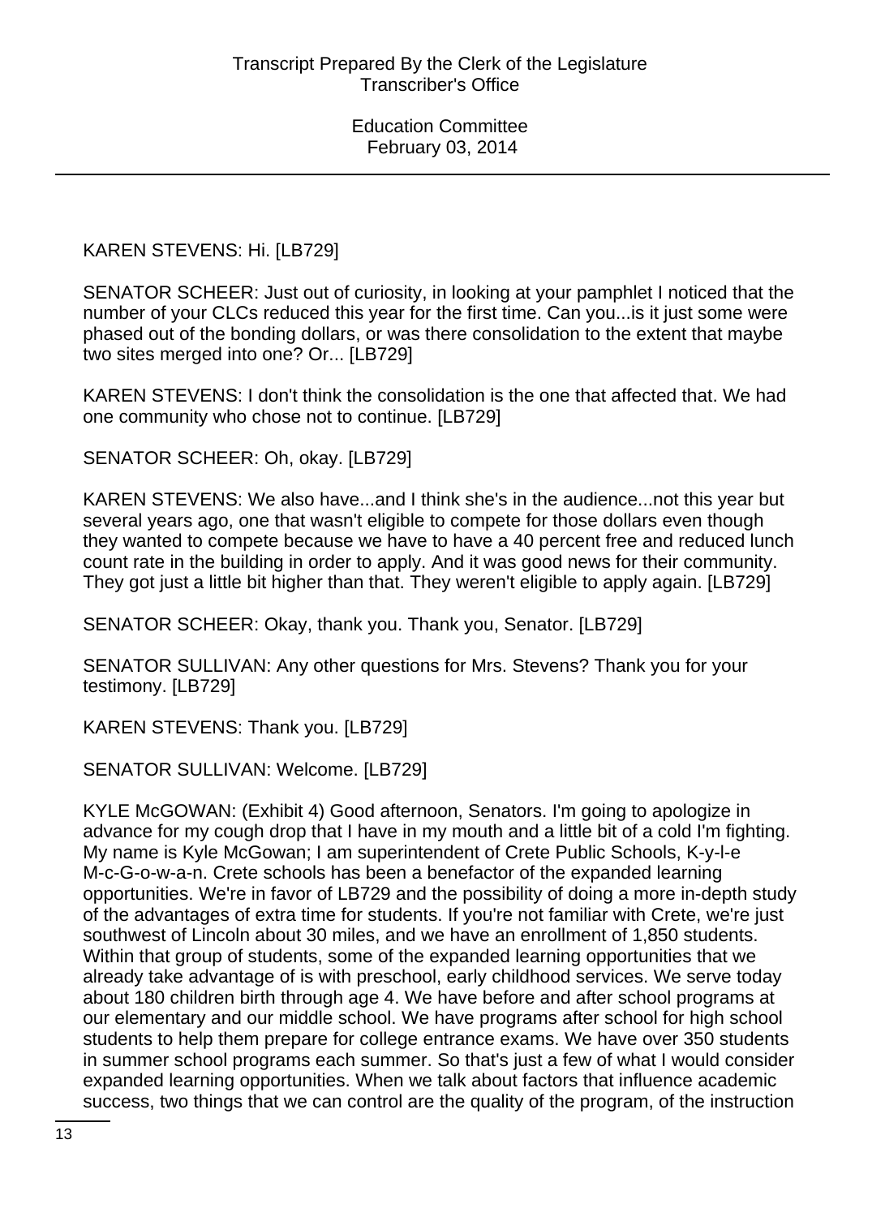KAREN STEVENS: Hi. [LB729]

SENATOR SCHEER: Just out of curiosity, in looking at your pamphlet I noticed that the number of your CLCs reduced this year for the first time. Can you...is it just some were phased out of the bonding dollars, or was there consolidation to the extent that maybe two sites merged into one? Or... [LB729]

KAREN STEVENS: I don't think the consolidation is the one that affected that. We had one community who chose not to continue. [LB729]

SENATOR SCHEER: Oh, okay. [LB729]

KAREN STEVENS: We also have...and I think she's in the audience...not this year but several years ago, one that wasn't eligible to compete for those dollars even though they wanted to compete because we have to have a 40 percent free and reduced lunch count rate in the building in order to apply. And it was good news for their community. They got just a little bit higher than that. They weren't eligible to apply again. [LB729]

SENATOR SCHEER: Okay, thank you. Thank you, Senator. [LB729]

SENATOR SULLIVAN: Any other questions for Mrs. Stevens? Thank you for your testimony. [LB729]

KAREN STEVENS: Thank you. [LB729]

SENATOR SULLIVAN: Welcome. [LB729]

KYLE McGOWAN: (Exhibit 4) Good afternoon, Senators. I'm going to apologize in advance for my cough drop that I have in my mouth and a little bit of a cold I'm fighting. My name is Kyle McGowan; I am superintendent of Crete Public Schools, K-y-l-e M-c-G-o-w-a-n. Crete schools has been a benefactor of the expanded learning opportunities. We're in favor of LB729 and the possibility of doing a more in-depth study of the advantages of extra time for students. If you're not familiar with Crete, we're just southwest of Lincoln about 30 miles, and we have an enrollment of 1,850 students. Within that group of students, some of the expanded learning opportunities that we already take advantage of is with preschool, early childhood services. We serve today about 180 children birth through age 4. We have before and after school programs at our elementary and our middle school. We have programs after school for high school students to help them prepare for college entrance exams. We have over 350 students in summer school programs each summer. So that's just a few of what I would consider expanded learning opportunities. When we talk about factors that influence academic success, two things that we can control are the quality of the program, of the instruction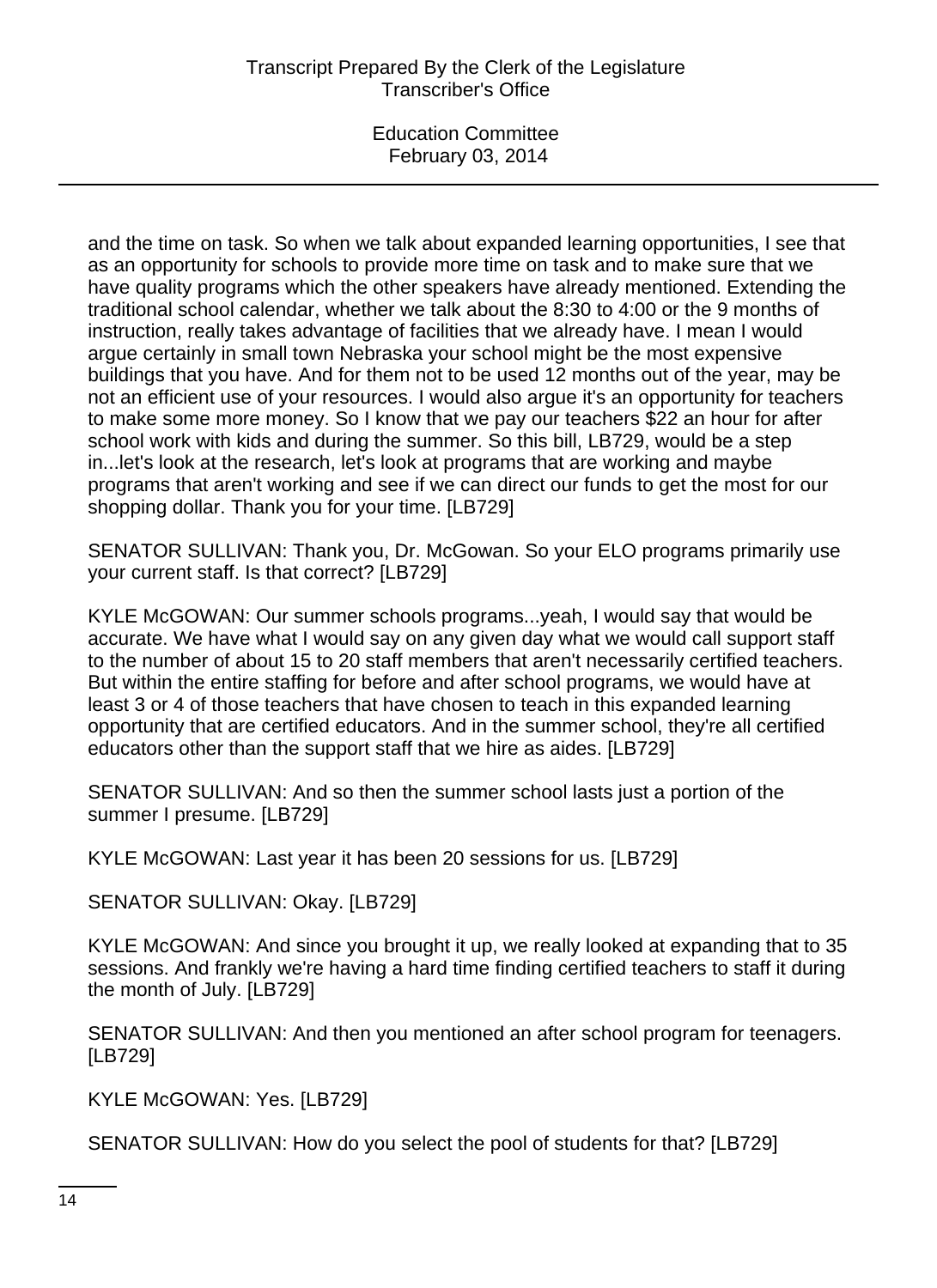and the time on task. So when we talk about expanded learning opportunities, I see that as an opportunity for schools to provide more time on task and to make sure that we have quality programs which the other speakers have already mentioned. Extending the traditional school calendar, whether we talk about the 8:30 to 4:00 or the 9 months of instruction, really takes advantage of facilities that we already have. I mean I would argue certainly in small town Nebraska your school might be the most expensive buildings that you have. And for them not to be used 12 months out of the year, may be not an efficient use of your resources. I would also argue it's an opportunity for teachers to make some more money. So I know that we pay our teachers $22 an hour for after school work with kids and during the summer. So this bill, LB729, would be a step in...let's look at the research, let's look at programs that are working and maybe programs that aren't working and see if we can direct our funds to get the most for our shopping dollar. Thank you for your time. [LB729]

SENATOR SULLIVAN: Thank you, Dr. McGowan. So your ELO programs primarily use your current staff. Is that correct? [LB729]

KYLE McGOWAN: Our summer schools programs...yeah, I would say that would be accurate. We have what I would say on any given day what we would call support staff to the number of about 15 to 20 staff members that aren't necessarily certified teachers. But within the entire staffing for before and after school programs, we would have at least 3 or 4 of those teachers that have chosen to teach in this expanded learning opportunity that are certified educators. And in the summer school, they're all certified educators other than the support staff that we hire as aides. [LB729]

SENATOR SULLIVAN: And so then the summer school lasts just a portion of the summer I presume. [LB729]

KYLE McGOWAN: Last year it has been 20 sessions for us. [LB729]

SENATOR SULLIVAN: Okay. [LB729]

KYLE McGOWAN: And since you brought it up, we really looked at expanding that to 35 sessions. And frankly we're having a hard time finding certified teachers to staff it during the month of July. [LB729]

SENATOR SULLIVAN: And then you mentioned an after school program for teenagers. [LB729]

KYLE McGOWAN: Yes. [LB729]

SENATOR SULLIVAN: How do you select the pool of students for that? [LB729]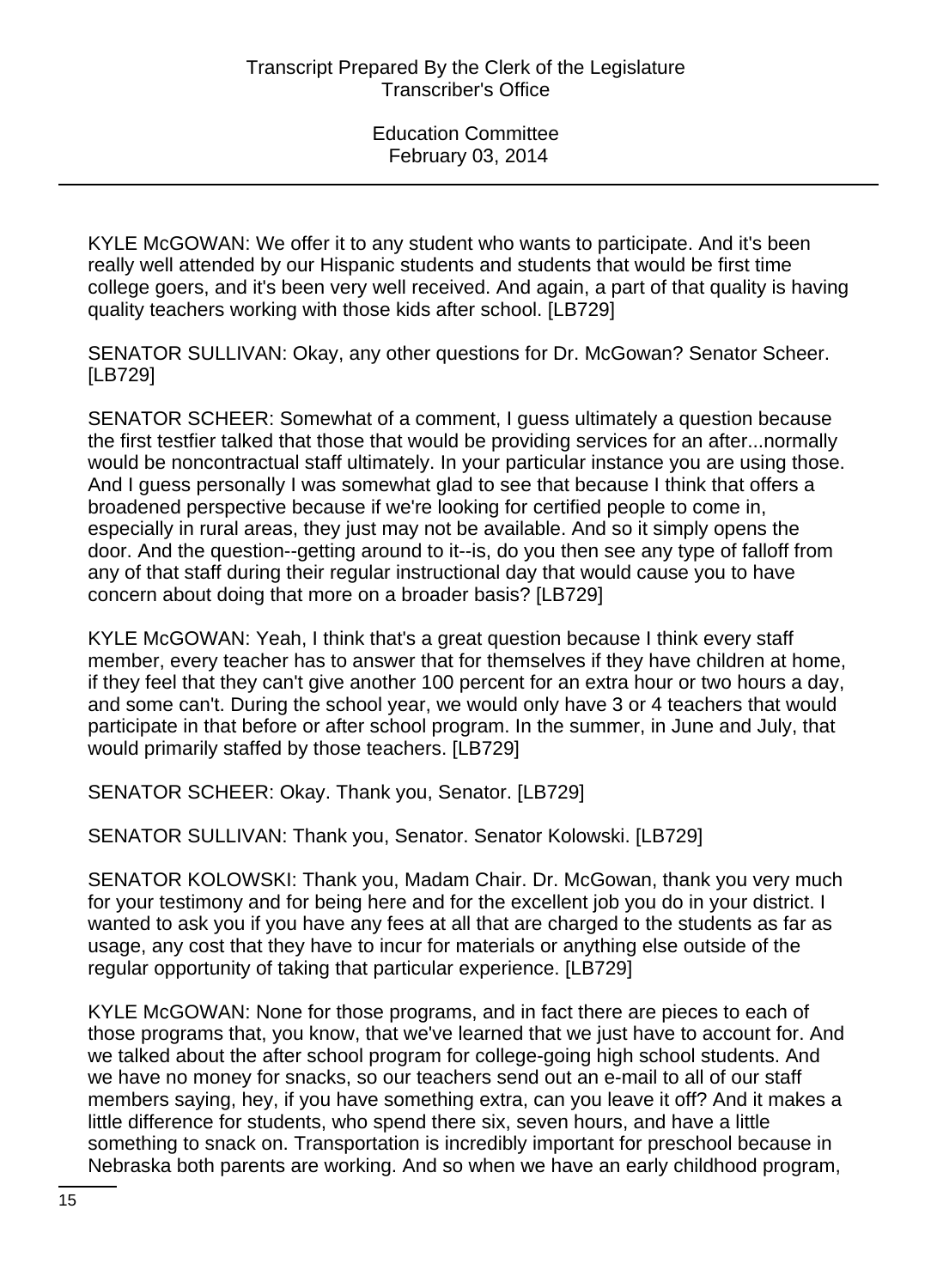KYLE McGOWAN: We offer it to any student who wants to participate. And it's been really well attended by our Hispanic students and students that would be first time college goers, and it's been very well received. And again, a part of that quality is having quality teachers working with those kids after school. [LB729]

SENATOR SULLIVAN: Okay, any other questions for Dr. McGowan? Senator Scheer. [LB729]

SENATOR SCHEER: Somewhat of a comment, I guess ultimately a question because the first testfier talked that those that would be providing services for an after...normally would be noncontractual staff ultimately. In your particular instance you are using those. And I guess personally I was somewhat glad to see that because I think that offers a broadened perspective because if we're looking for certified people to come in, especially in rural areas, they just may not be available. And so it simply opens the door. And the question--getting around to it--is, do you then see any type of falloff from any of that staff during their regular instructional day that would cause you to have concern about doing that more on a broader basis? [LB729]

KYLE McGOWAN: Yeah, I think that's a great question because I think every staff member, every teacher has to answer that for themselves if they have children at home, if they feel that they can't give another 100 percent for an extra hour or two hours a day, and some can't. During the school year, we would only have 3 or 4 teachers that would participate in that before or after school program. In the summer, in June and July, that would primarily staffed by those teachers. [LB729]

SENATOR SCHEER: Okay. Thank you, Senator. [LB729]

SENATOR SULLIVAN: Thank you, Senator. Senator Kolowski. [LB729]

SENATOR KOLOWSKI: Thank you, Madam Chair. Dr. McGowan, thank you very much for your testimony and for being here and for the excellent job you do in your district. I wanted to ask you if you have any fees at all that are charged to the students as far as usage, any cost that they have to incur for materials or anything else outside of the regular opportunity of taking that particular experience. [LB729]

KYLE McGOWAN: None for those programs, and in fact there are pieces to each of those programs that, you know, that we've learned that we just have to account for. And we talked about the after school program for college-going high school students. And we have no money for snacks, so our teachers send out an e-mail to all of our staff members saying, hey, if you have something extra, can you leave it off? And it makes a little difference for students, who spend there six, seven hours, and have a little something to snack on. Transportation is incredibly important for preschool because in Nebraska both parents are working. And so when we have an early childhood program,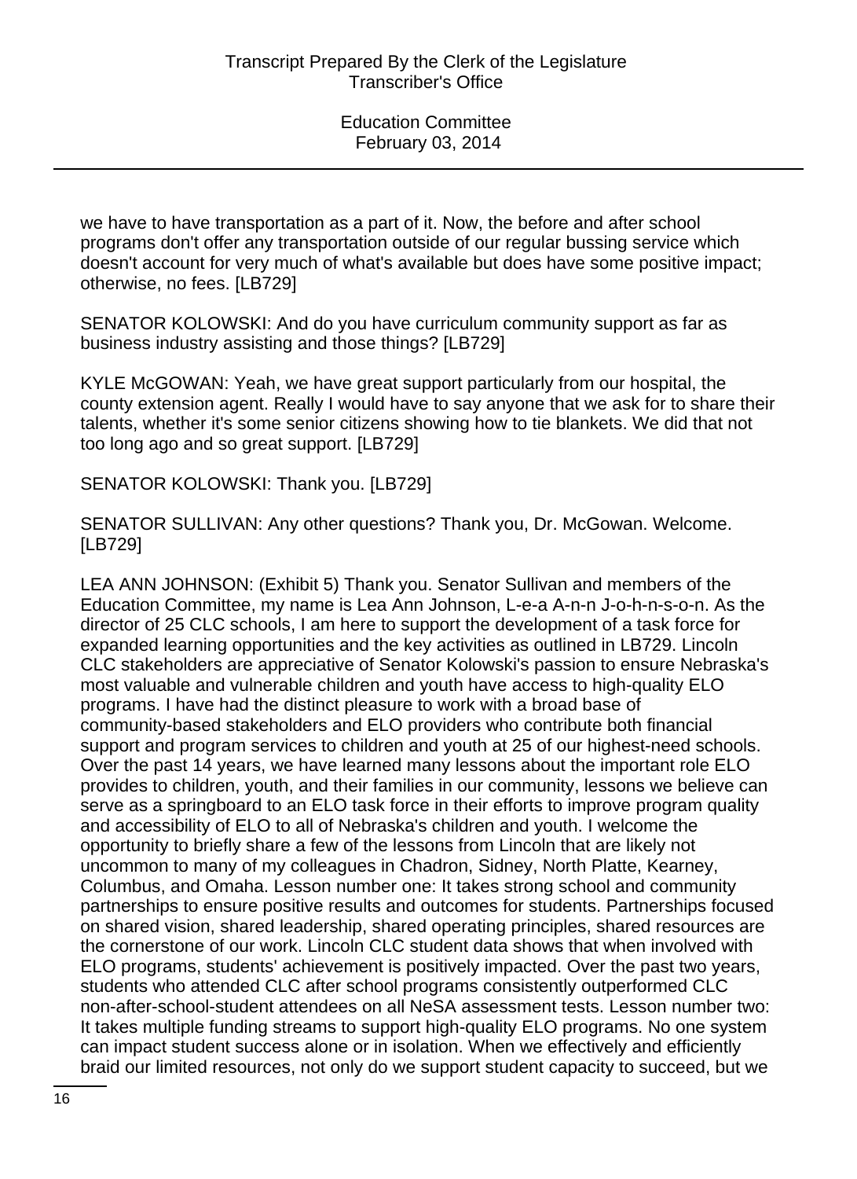we have to have transportation as a part of it. Now, the before and after school programs don't offer any transportation outside of our regular bussing service which doesn't account for very much of what's available but does have some positive impact; otherwise, no fees. [LB729]

SENATOR KOLOWSKI: And do you have curriculum community support as far as business industry assisting and those things? [LB729]

KYLE McGOWAN: Yeah, we have great support particularly from our hospital, the county extension agent. Really I would have to say anyone that we ask for to share their talents, whether it's some senior citizens showing how to tie blankets. We did that not too long ago and so great support. [LB729]

SENATOR KOLOWSKI: Thank you. [LB729]

SENATOR SULLIVAN: Any other questions? Thank you, Dr. McGowan. Welcome. [LB729]

LEA ANN JOHNSON: (Exhibit 5) Thank you. Senator Sullivan and members of the Education Committee, my name is Lea Ann Johnson, L-e-a A-n-n J-o-h-n-s-o-n. As the director of 25 CLC schools, I am here to support the development of a task force for expanded learning opportunities and the key activities as outlined in LB729. Lincoln CLC stakeholders are appreciative of Senator Kolowski's passion to ensure Nebraska's most valuable and vulnerable children and youth have access to high-quality ELO programs. I have had the distinct pleasure to work with a broad base of community-based stakeholders and ELO providers who contribute both financial support and program services to children and youth at 25 of our highest-need schools. Over the past 14 years, we have learned many lessons about the important role ELO provides to children, youth, and their families in our community, lessons we believe can serve as a springboard to an ELO task force in their efforts to improve program quality and accessibility of ELO to all of Nebraska's children and youth. I welcome the opportunity to briefly share a few of the lessons from Lincoln that are likely not uncommon to many of my colleagues in Chadron, Sidney, North Platte, Kearney, Columbus, and Omaha. Lesson number one: It takes strong school and community partnerships to ensure positive results and outcomes for students. Partnerships focused on shared vision, shared leadership, shared operating principles, shared resources are the cornerstone of our work. Lincoln CLC student data shows that when involved with ELO programs, students' achievement is positively impacted. Over the past two years, students who attended CLC after school programs consistently outperformed CLC non-after-school-student attendees on all NeSA assessment tests. Lesson number two: It takes multiple funding streams to support high-quality ELO programs. No one system can impact student success alone or in isolation. When we effectively and efficiently braid our limited resources, not only do we support student capacity to succeed, but we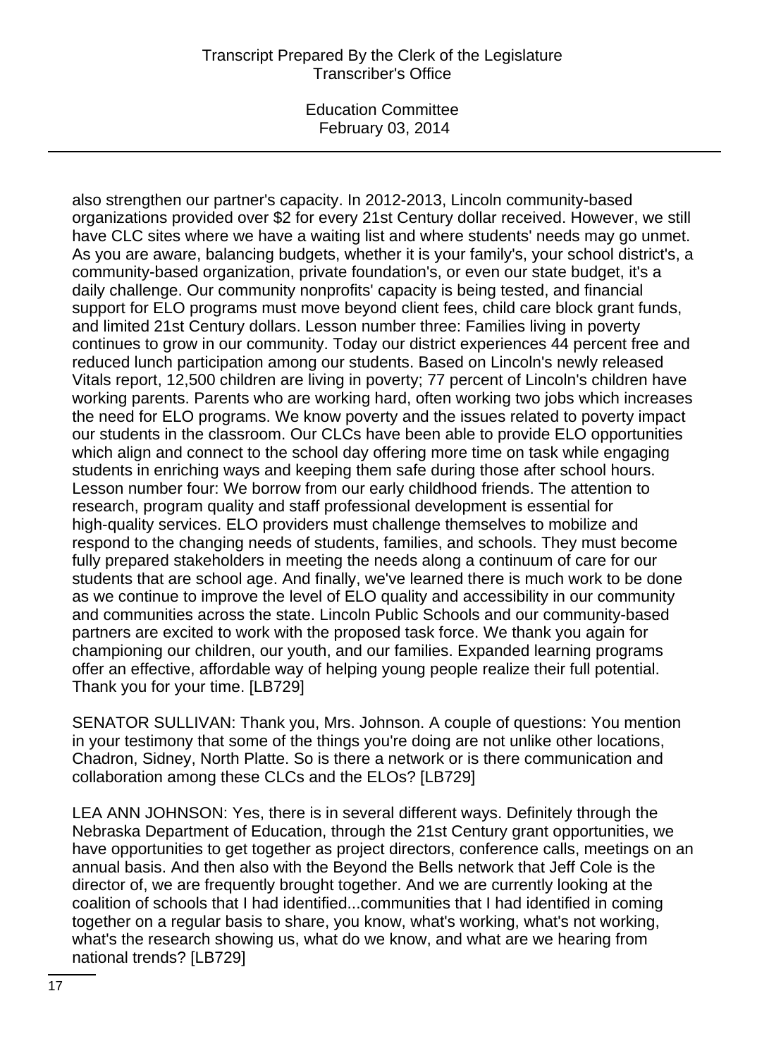also strengthen our partner's capacity. In 2012-2013, Lincoln community-based organizations provided over $2 for every 21st Century dollar received. However, we still have CLC sites where we have a waiting list and where students' needs may go unmet. As you are aware, balancing budgets, whether it is your family's, your school district's, a community-based organization, private foundation's, or even our state budget, it's a daily challenge. Our community nonprofits' capacity is being tested, and financial support for ELO programs must move beyond client fees, child care block grant funds, and limited 21st Century dollars. Lesson number three: Families living in poverty continues to grow in our community. Today our district experiences 44 percent free and reduced lunch participation among our students. Based on Lincoln's newly released Vitals report, 12,500 children are living in poverty; 77 percent of Lincoln's children have working parents. Parents who are working hard, often working two jobs which increases the need for ELO programs. We know poverty and the issues related to poverty impact our students in the classroom. Our CLCs have been able to provide ELO opportunities which align and connect to the school day offering more time on task while engaging students in enriching ways and keeping them safe during those after school hours. Lesson number four: We borrow from our early childhood friends. The attention to research, program quality and staff professional development is essential for high-quality services. ELO providers must challenge themselves to mobilize and respond to the changing needs of students, families, and schools. They must become fully prepared stakeholders in meeting the needs along a continuum of care for our students that are school age. And finally, we've learned there is much work to be done as we continue to improve the level of ELO quality and accessibility in our community and communities across the state. Lincoln Public Schools and our community-based partners are excited to work with the proposed task force. We thank you again for championing our children, our youth, and our families. Expanded learning programs offer an effective, affordable way of helping young people realize their full potential. Thank you for your time. [LB729]

SENATOR SULLIVAN: Thank you, Mrs. Johnson. A couple of questions: You mention in your testimony that some of the things you're doing are not unlike other locations, Chadron, Sidney, North Platte. So is there a network or is there communication and collaboration among these CLCs and the ELOs? [LB729]

LEA ANN JOHNSON: Yes, there is in several different ways. Definitely through the Nebraska Department of Education, through the 21st Century grant opportunities, we have opportunities to get together as project directors, conference calls, meetings on an annual basis. And then also with the Beyond the Bells network that Jeff Cole is the director of, we are frequently brought together. And we are currently looking at the coalition of schools that I had identified...communities that I had identified in coming together on a regular basis to share, you know, what's working, what's not working, what's the research showing us, what do we know, and what are we hearing from national trends? [LB729]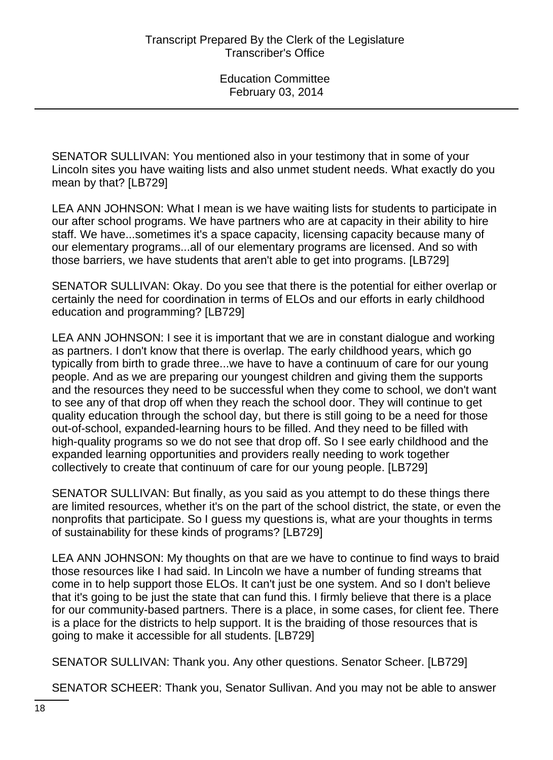SENATOR SULLIVAN: You mentioned also in your testimony that in some of your Lincoln sites you have waiting lists and also unmet student needs. What exactly do you mean by that? [LB729]

LEA ANN JOHNSON: What I mean is we have waiting lists for students to participate in our after school programs. We have partners who are at capacity in their ability to hire staff. We have...sometimes it's a space capacity, licensing capacity because many of our elementary programs...all of our elementary programs are licensed. And so with those barriers, we have students that aren't able to get into programs. [LB729]

SENATOR SULLIVAN: Okay. Do you see that there is the potential for either overlap or certainly the need for coordination in terms of ELOs and our efforts in early childhood education and programming? [LB729]

LEA ANN JOHNSON: I see it is important that we are in constant dialogue and working as partners. I don't know that there is overlap. The early childhood years, which go typically from birth to grade three...we have to have a continuum of care for our young people. And as we are preparing our youngest children and giving them the supports and the resources they need to be successful when they come to school, we don't want to see any of that drop off when they reach the school door. They will continue to get quality education through the school day, but there is still going to be a need for those out-of-school, expanded-learning hours to be filled. And they need to be filled with high-quality programs so we do not see that drop off. So I see early childhood and the expanded learning opportunities and providers really needing to work together collectively to create that continuum of care for our young people. [LB729]

SENATOR SULLIVAN: But finally, as you said as you attempt to do these things there are limited resources, whether it's on the part of the school district, the state, or even the nonprofits that participate. So I guess my questions is, what are your thoughts in terms of sustainability for these kinds of programs? [LB729]

LEA ANN JOHNSON: My thoughts on that are we have to continue to find ways to braid those resources like I had said. In Lincoln we have a number of funding streams that come in to help support those ELOs. It can't just be one system. And so I don't believe that it's going to be just the state that can fund this. I firmly believe that there is a place for our community-based partners. There is a place, in some cases, for client fee. There is a place for the districts to help support. It is the braiding of those resources that is going to make it accessible for all students. [LB729]

SENATOR SULLIVAN: Thank you. Any other questions. Senator Scheer. [LB729]

SENATOR SCHEER: Thank you, Senator Sullivan. And you may not be able to answer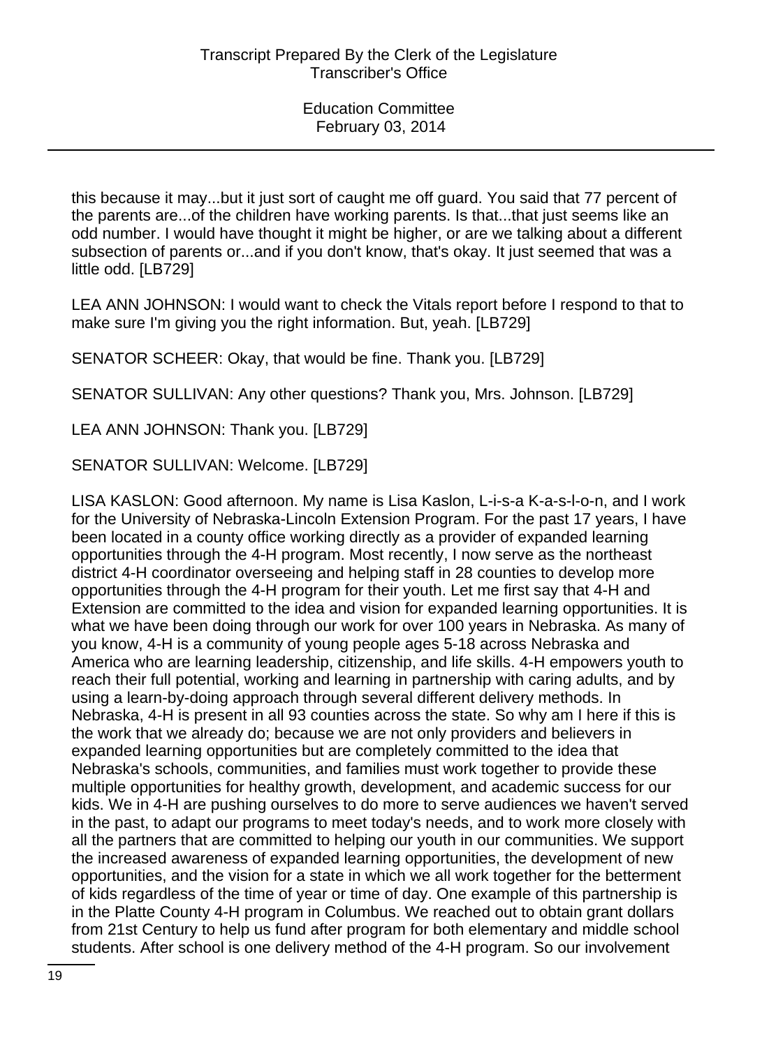this because it may...but it just sort of caught me off guard. You said that 77 percent of the parents are...of the children have working parents. Is that...that just seems like an odd number. I would have thought it might be higher, or are we talking about a different subsection of parents or...and if you don't know, that's okay. It just seemed that was a little odd. [LB729]

LEA ANN JOHNSON: I would want to check the Vitals report before I respond to that to make sure I'm giving you the right information. But, yeah. [LB729]

SENATOR SCHEER: Okay, that would be fine. Thank you. [LB729]

SENATOR SULLIVAN: Any other questions? Thank you, Mrs. Johnson. [LB729]

LEA ANN JOHNSON: Thank you. [LB729]

SENATOR SULLIVAN: Welcome. [LB729]

LISA KASLON: Good afternoon. My name is Lisa Kaslon, L-i-s-a K-a-s-l-o-n, and I work for the University of Nebraska-Lincoln Extension Program. For the past 17 years, I have been located in a county office working directly as a provider of expanded learning opportunities through the 4-H program. Most recently, I now serve as the northeast district 4-H coordinator overseeing and helping staff in 28 counties to develop more opportunities through the 4-H program for their youth. Let me first say that 4-H and Extension are committed to the idea and vision for expanded learning opportunities. It is what we have been doing through our work for over 100 years in Nebraska. As many of you know, 4-H is a community of young people ages 5-18 across Nebraska and America who are learning leadership, citizenship, and life skills. 4-H empowers youth to reach their full potential, working and learning in partnership with caring adults, and by using a learn-by-doing approach through several different delivery methods. In Nebraska, 4-H is present in all 93 counties across the state. So why am I here if this is the work that we already do; because we are not only providers and believers in expanded learning opportunities but are completely committed to the idea that Nebraska's schools, communities, and families must work together to provide these multiple opportunities for healthy growth, development, and academic success for our kids. We in 4-H are pushing ourselves to do more to serve audiences we haven't served in the past, to adapt our programs to meet today's needs, and to work more closely with all the partners that are committed to helping our youth in our communities. We support the increased awareness of expanded learning opportunities, the development of new opportunities, and the vision for a state in which we all work together for the betterment of kids regardless of the time of year or time of day. One example of this partnership is in the Platte County 4-H program in Columbus. We reached out to obtain grant dollars from 21st Century to help us fund after program for both elementary and middle school students. After school is one delivery method of the 4-H program. So our involvement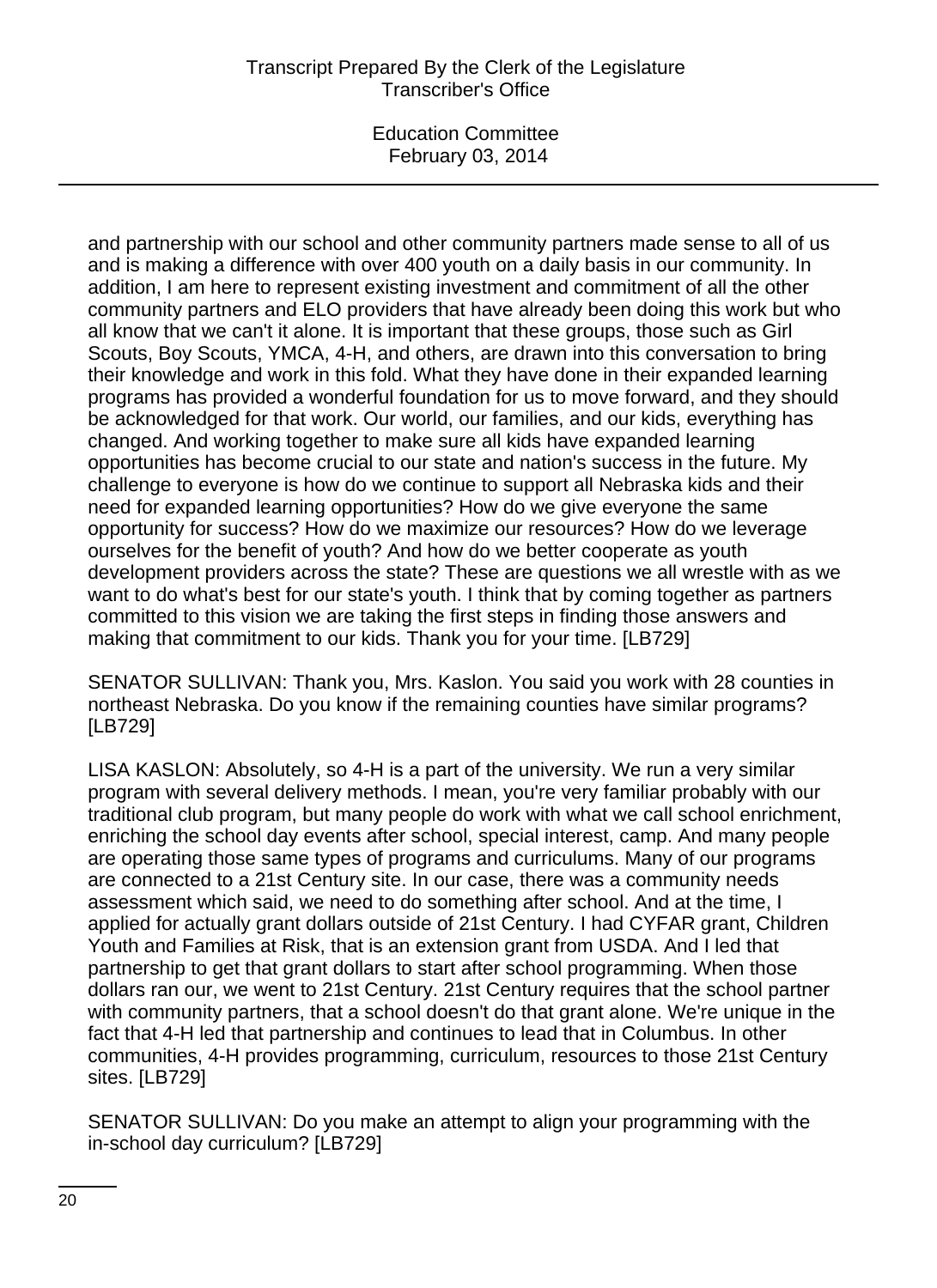and partnership with our school and other community partners made sense to all of us and is making a difference with over 400 youth on a daily basis in our community. In addition, I am here to represent existing investment and commitment of all the other community partners and ELO providers that have already been doing this work but who all know that we can't it alone. It is important that these groups, those such as Girl Scouts, Boy Scouts, YMCA, 4-H, and others, are drawn into this conversation to bring their knowledge and work in this fold. What they have done in their expanded learning programs has provided a wonderful foundation for us to move forward, and they should be acknowledged for that work. Our world, our families, and our kids, everything has changed. And working together to make sure all kids have expanded learning opportunities has become crucial to our state and nation's success in the future. My challenge to everyone is how do we continue to support all Nebraska kids and their need for expanded learning opportunities? How do we give everyone the same opportunity for success? How do we maximize our resources? How do we leverage ourselves for the benefit of youth? And how do we better cooperate as youth development providers across the state? These are questions we all wrestle with as we want to do what's best for our state's youth. I think that by coming together as partners committed to this vision we are taking the first steps in finding those answers and making that commitment to our kids. Thank you for your time. [LB729]

SENATOR SULLIVAN: Thank you, Mrs. Kaslon. You said you work with 28 counties in northeast Nebraska. Do you know if the remaining counties have similar programs? [LB729]

LISA KASLON: Absolutely, so 4-H is a part of the university. We run a very similar program with several delivery methods. I mean, you're very familiar probably with our traditional club program, but many people do work with what we call school enrichment, enriching the school day events after school, special interest, camp. And many people are operating those same types of programs and curriculums. Many of our programs are connected to a 21st Century site. In our case, there was a community needs assessment which said, we need to do something after school. And at the time, I applied for actually grant dollars outside of 21st Century. I had CYFAR grant, Children Youth and Families at Risk, that is an extension grant from USDA. And I led that partnership to get that grant dollars to start after school programming. When those dollars ran our, we went to 21st Century. 21st Century requires that the school partner with community partners, that a school doesn't do that grant alone. We're unique in the fact that 4-H led that partnership and continues to lead that in Columbus. In other communities, 4-H provides programming, curriculum, resources to those 21st Century sites. [LB729]

SENATOR SULLIVAN: Do you make an attempt to align your programming with the in-school day curriculum? [LB729]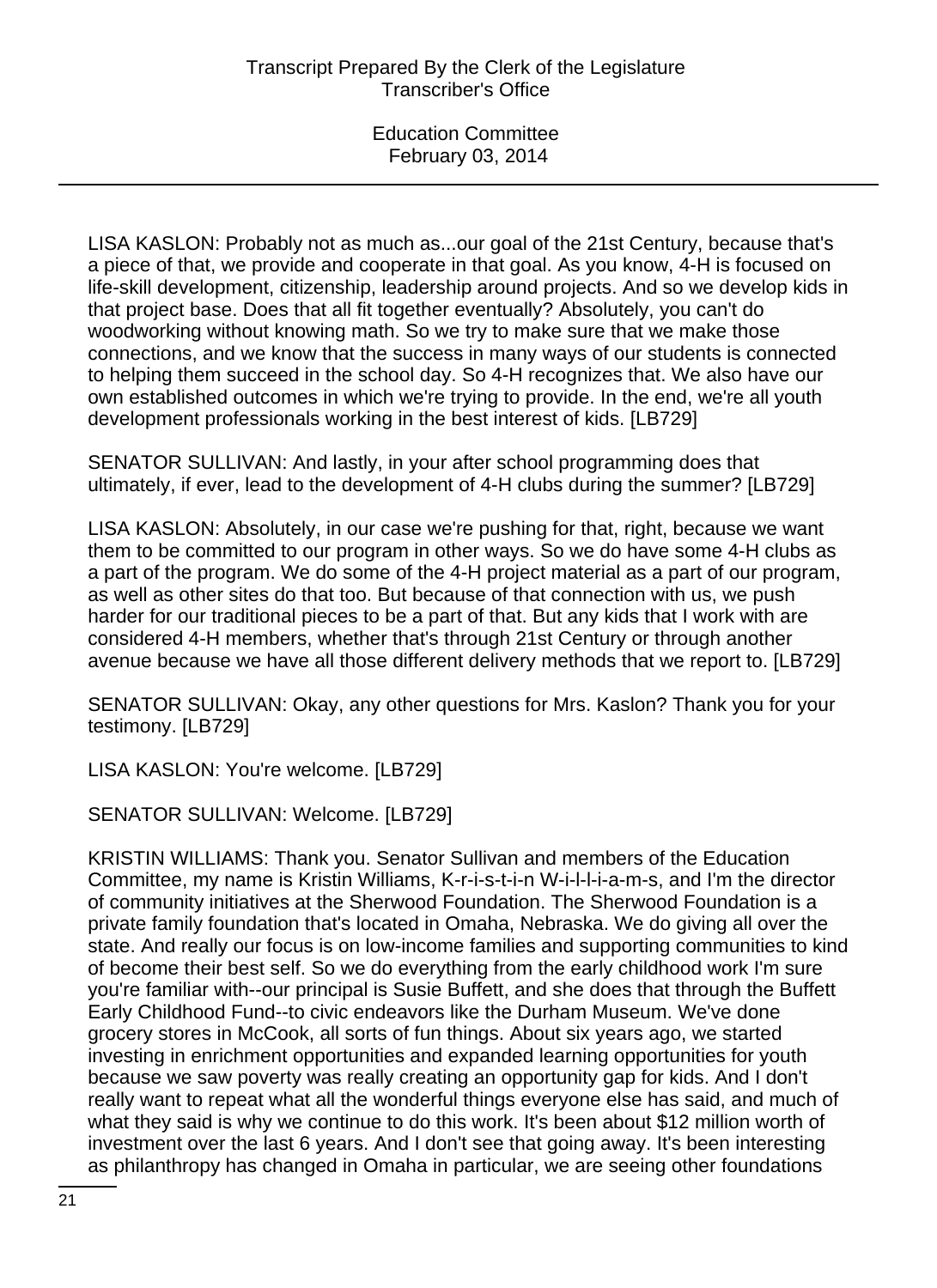LISA KASLON: Probably not as much as...our goal of the 21st Century, because that's a piece of that, we provide and cooperate in that goal. As you know, 4-H is focused on life-skill development, citizenship, leadership around projects. And so we develop kids in that project base. Does that all fit together eventually? Absolutely, you can't do woodworking without knowing math. So we try to make sure that we make those connections, and we know that the success in many ways of our students is connected to helping them succeed in the school day. So 4-H recognizes that. We also have our own established outcomes in which we're trying to provide. In the end, we're all youth development professionals working in the best interest of kids. [LB729]

SENATOR SULLIVAN: And lastly, in your after school programming does that ultimately, if ever, lead to the development of 4-H clubs during the summer? [LB729]

LISA KASLON: Absolutely, in our case we're pushing for that, right, because we want them to be committed to our program in other ways. So we do have some 4-H clubs as a part of the program. We do some of the 4-H project material as a part of our program, as well as other sites do that too. But because of that connection with us, we push harder for our traditional pieces to be a part of that. But any kids that I work with are considered 4-H members, whether that's through 21st Century or through another avenue because we have all those different delivery methods that we report to. [LB729]

SENATOR SULLIVAN: Okay, any other questions for Mrs. Kaslon? Thank you for your testimony. [LB729]

LISA KASLON: You're welcome. [LB729]

SENATOR SULLIVAN: Welcome. [LB729]

KRISTIN WILLIAMS: Thank you. Senator Sullivan and members of the Education Committee, my name is Kristin Williams, K-r-i-s-t-i-n W-i-l-l-i-a-m-s, and I'm the director of community initiatives at the Sherwood Foundation. The Sherwood Foundation is a private family foundation that's located in Omaha, Nebraska. We do giving all over the state. And really our focus is on low-income families and supporting communities to kind of become their best self. So we do everything from the early childhood work I'm sure you're familiar with--our principal is Susie Buffett, and she does that through the Buffett Early Childhood Fund--to civic endeavors like the Durham Museum. We've done grocery stores in McCook, all sorts of fun things. About six years ago, we started investing in enrichment opportunities and expanded learning opportunities for youth because we saw poverty was really creating an opportunity gap for kids. And I don't really want to repeat what all the wonderful things everyone else has said, and much of what they said is why we continue to do this work. It's been about $12 million worth of investment over the last 6 years. And I don't see that going away. It's been interesting as philanthropy has changed in Omaha in particular, we are seeing other foundations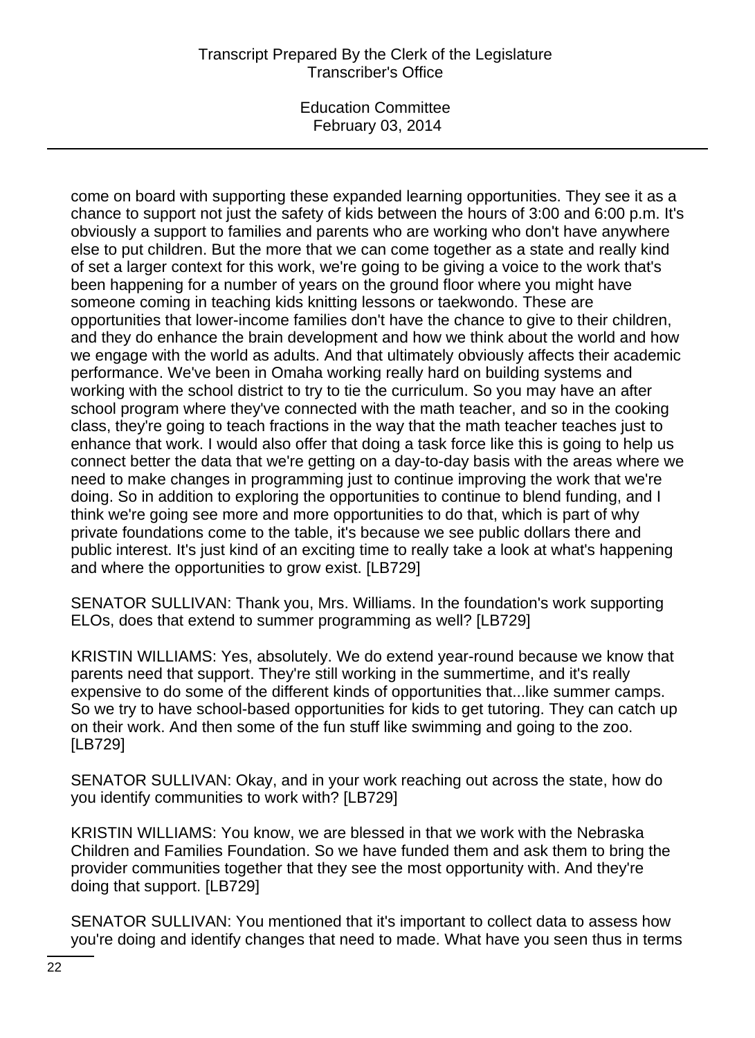come on board with supporting these expanded learning opportunities. They see it as a chance to support not just the safety of kids between the hours of 3:00 and 6:00 p.m. It's obviously a support to families and parents who are working who don't have anywhere else to put children. But the more that we can come together as a state and really kind of set a larger context for this work, we're going to be giving a voice to the work that's been happening for a number of years on the ground floor where you might have someone coming in teaching kids knitting lessons or taekwondo. These are opportunities that lower-income families don't have the chance to give to their children, and they do enhance the brain development and how we think about the world and how we engage with the world as adults. And that ultimately obviously affects their academic performance. We've been in Omaha working really hard on building systems and working with the school district to try to tie the curriculum. So you may have an after school program where they've connected with the math teacher, and so in the cooking class, they're going to teach fractions in the way that the math teacher teaches just to enhance that work. I would also offer that doing a task force like this is going to help us connect better the data that we're getting on a day-to-day basis with the areas where we need to make changes in programming just to continue improving the work that we're doing. So in addition to exploring the opportunities to continue to blend funding, and I think we're going see more and more opportunities to do that, which is part of why private foundations come to the table, it's because we see public dollars there and public interest. It's just kind of an exciting time to really take a look at what's happening and where the opportunities to grow exist. [LB729]

SENATOR SULLIVAN: Thank you, Mrs. Williams. In the foundation's work supporting ELOs, does that extend to summer programming as well? [LB729]

KRISTIN WILLIAMS: Yes, absolutely. We do extend year-round because we know that parents need that support. They're still working in the summertime, and it's really expensive to do some of the different kinds of opportunities that...like summer camps. So we try to have school-based opportunities for kids to get tutoring. They can catch up on their work. And then some of the fun stuff like swimming and going to the zoo. [LB729]

SENATOR SULLIVAN: Okay, and in your work reaching out across the state, how do you identify communities to work with? [LB729]

KRISTIN WILLIAMS: You know, we are blessed in that we work with the Nebraska Children and Families Foundation. So we have funded them and ask them to bring the provider communities together that they see the most opportunity with. And they're doing that support. [LB729]

SENATOR SULLIVAN: You mentioned that it's important to collect data to assess how you're doing and identify changes that need to made. What have you seen thus in terms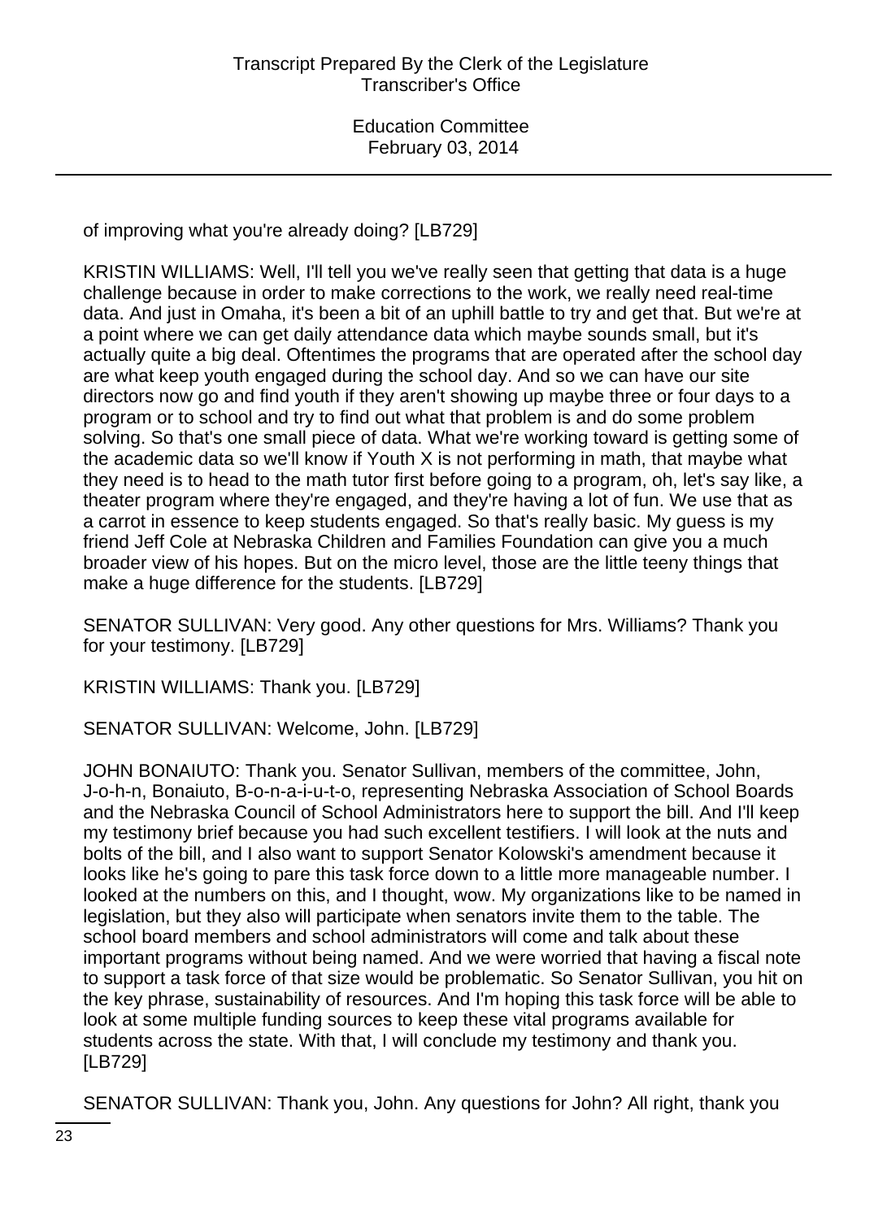of improving what you're already doing? [LB729]

KRISTIN WILLIAMS: Well, I'll tell you we've really seen that getting that data is a huge challenge because in order to make corrections to the work, we really need real-time data. And just in Omaha, it's been a bit of an uphill battle to try and get that. But we're at a point where we can get daily attendance data which maybe sounds small, but it's actually quite a big deal. Oftentimes the programs that are operated after the school day are what keep youth engaged during the school day. And so we can have our site directors now go and find youth if they aren't showing up maybe three or four days to a program or to school and try to find out what that problem is and do some problem solving. So that's one small piece of data. What we're working toward is getting some of the academic data so we'll know if Youth X is not performing in math, that maybe what they need is to head to the math tutor first before going to a program, oh, let's say like, a theater program where they're engaged, and they're having a lot of fun. We use that as a carrot in essence to keep students engaged. So that's really basic. My guess is my friend Jeff Cole at Nebraska Children and Families Foundation can give you a much broader view of his hopes. But on the micro level, those are the little teeny things that make a huge difference for the students. [LB729]

SENATOR SULLIVAN: Very good. Any other questions for Mrs. Williams? Thank you for your testimony. [LB729]

KRISTIN WILLIAMS: Thank you. [LB729]

SENATOR SULLIVAN: Welcome, John. [LB729]

JOHN BONAIUTO: Thank you. Senator Sullivan, members of the committee, John, J-o-h-n, Bonaiuto, B-o-n-a-i-u-t-o, representing Nebraska Association of School Boards and the Nebraska Council of School Administrators here to support the bill. And I'll keep my testimony brief because you had such excellent testifiers. I will look at the nuts and bolts of the bill, and I also want to support Senator Kolowski's amendment because it looks like he's going to pare this task force down to a little more manageable number. I looked at the numbers on this, and I thought, wow. My organizations like to be named in legislation, but they also will participate when senators invite them to the table. The school board members and school administrators will come and talk about these important programs without being named. And we were worried that having a fiscal note to support a task force of that size would be problematic. So Senator Sullivan, you hit on the key phrase, sustainability of resources. And I'm hoping this task force will be able to look at some multiple funding sources to keep these vital programs available for students across the state. With that, I will conclude my testimony and thank you. [LB729]

SENATOR SULLIVAN: Thank you, John. Any questions for John? All right, thank you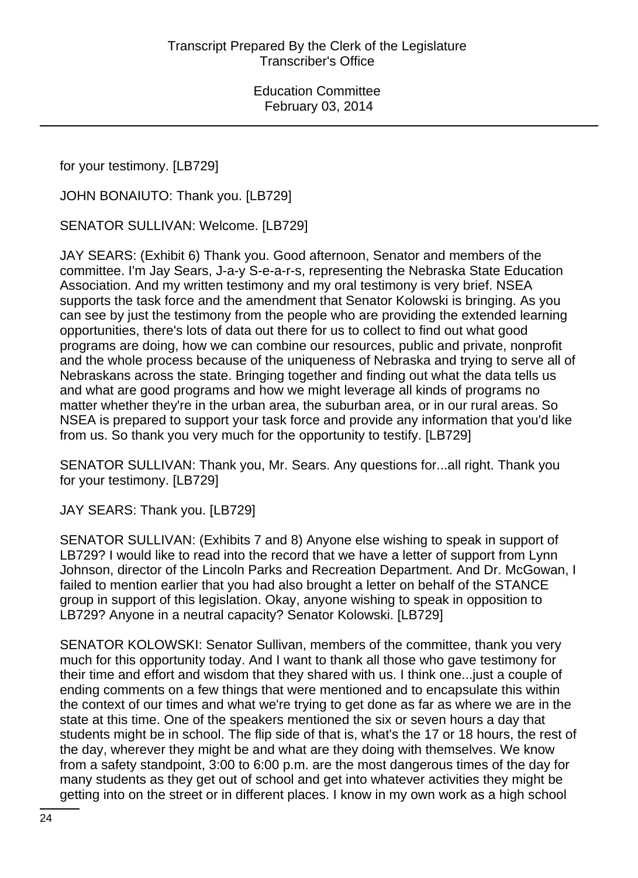for your testimony. [LB729]

JOHN BONAIUTO: Thank you. [LB729]

SENATOR SULLIVAN: Welcome. [LB729]

JAY SEARS: (Exhibit 6) Thank you. Good afternoon, Senator and members of the committee. I'm Jay Sears, J-a-y S-e-a-r-s, representing the Nebraska State Education Association. And my written testimony and my oral testimony is very brief. NSEA supports the task force and the amendment that Senator Kolowski is bringing. As you can see by just the testimony from the people who are providing the extended learning opportunities, there's lots of data out there for us to collect to find out what good programs are doing, how we can combine our resources, public and private, nonprofit and the whole process because of the uniqueness of Nebraska and trying to serve all of Nebraskans across the state. Bringing together and finding out what the data tells us and what are good programs and how we might leverage all kinds of programs no matter whether they're in the urban area, the suburban area, or in our rural areas. So NSEA is prepared to support your task force and provide any information that you'd like from us. So thank you very much for the opportunity to testify. [LB729]

SENATOR SULLIVAN: Thank you, Mr. Sears. Any questions for...all right. Thank you for your testimony. [LB729]

JAY SEARS: Thank you. [LB729]

SENATOR SULLIVAN: (Exhibits 7 and 8) Anyone else wishing to speak in support of LB729? I would like to read into the record that we have a letter of support from Lynn Johnson, director of the Lincoln Parks and Recreation Department. And Dr. McGowan, I failed to mention earlier that you had also brought a letter on behalf of the STANCE group in support of this legislation. Okay, anyone wishing to speak in opposition to LB729? Anyone in a neutral capacity? Senator Kolowski. [LB729]

SENATOR KOLOWSKI: Senator Sullivan, members of the committee, thank you very much for this opportunity today. And I want to thank all those who gave testimony for their time and effort and wisdom that they shared with us. I think one...just a couple of ending comments on a few things that were mentioned and to encapsulate this within the context of our times and what we're trying to get done as far as where we are in the state at this time. One of the speakers mentioned the six or seven hours a day that students might be in school. The flip side of that is, what's the 17 or 18 hours, the rest of the day, wherever they might be and what are they doing with themselves. We know from a safety standpoint, 3:00 to 6:00 p.m. are the most dangerous times of the day for many students as they get out of school and get into whatever activities they might be getting into on the street or in different places. I know in my own work as a high school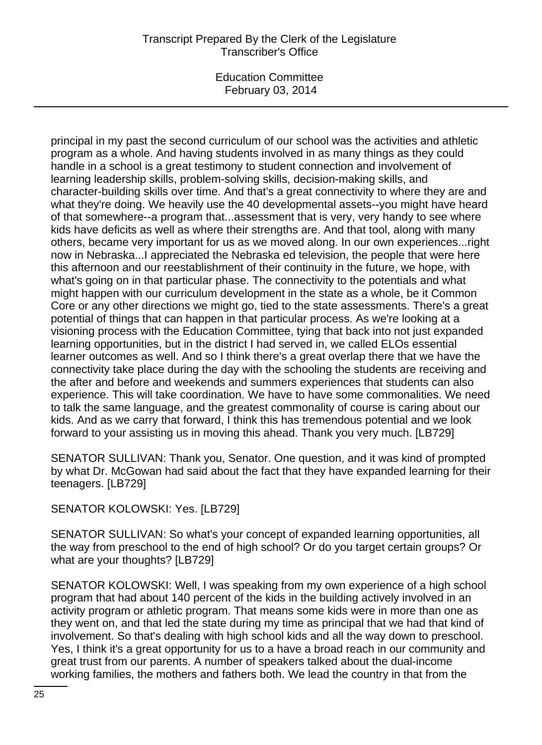principal in my past the second curriculum of our school was the activities and athletic program as a whole. And having students involved in as many things as they could handle in a school is a great testimony to student connection and involvement of learning leadership skills, problem-solving skills, decision-making skills, and character-building skills over time. And that's a great connectivity to where they are and what they're doing. We heavily use the 40 developmental assets--you might have heard of that somewhere--a program that...assessment that is very, very handy to see where kids have deficits as well as where their strengths are. And that tool, along with many others, became very important for us as we moved along. In our own experiences...right now in Nebraska...I appreciated the Nebraska ed television, the people that were here this afternoon and our reestablishment of their continuity in the future, we hope, with what's going on in that particular phase. The connectivity to the potentials and what might happen with our curriculum development in the state as a whole, be it Common Core or any other directions we might go, tied to the state assessments. There's a great potential of things that can happen in that particular process. As we're looking at a visioning process with the Education Committee, tying that back into not just expanded learning opportunities, but in the district I had served in, we called ELOs essential learner outcomes as well. And so I think there's a great overlap there that we have the connectivity take place during the day with the schooling the students are receiving and the after and before and weekends and summers experiences that students can also experience. This will take coordination. We have to have some commonalities. We need to talk the same language, and the greatest commonality of course is caring about our kids. And as we carry that forward, I think this has tremendous potential and we look forward to your assisting us in moving this ahead. Thank you very much. [LB729]

SENATOR SULLIVAN: Thank you, Senator. One question, and it was kind of prompted by what Dr. McGowan had said about the fact that they have expanded learning for their teenagers. [LB729]

SENATOR KOLOWSKI: Yes. [LB729]

SENATOR SULLIVAN: So what's your concept of expanded learning opportunities, all the way from preschool to the end of high school? Or do you target certain groups? Or what are your thoughts? [LB729]

SENATOR KOLOWSKI: Well, I was speaking from my own experience of a high school program that had about 140 percent of the kids in the building actively involved in an activity program or athletic program. That means some kids were in more than one as they went on, and that led the state during my time as principal that we had that kind of involvement. So that's dealing with high school kids and all the way down to preschool. Yes, I think it's a great opportunity for us to a have a broad reach in our community and great trust from our parents. A number of speakers talked about the dual-income working families, the mothers and fathers both. We lead the country in that from the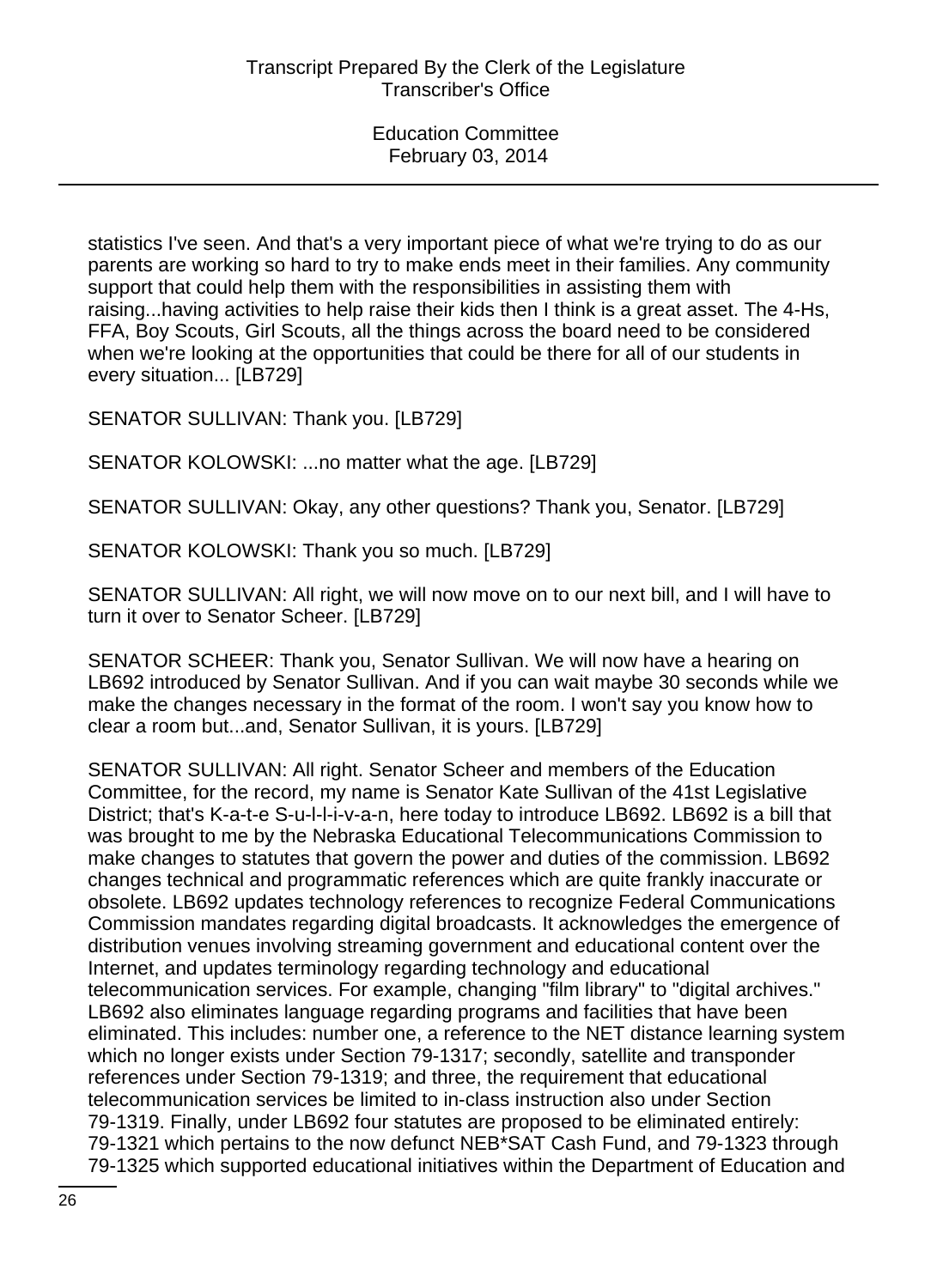statistics I've seen. And that's a very important piece of what we're trying to do as our parents are working so hard to try to make ends meet in their families. Any community support that could help them with the responsibilities in assisting them with raising...having activities to help raise their kids then I think is a great asset. The 4-Hs, FFA, Boy Scouts, Girl Scouts, all the things across the board need to be considered when we're looking at the opportunities that could be there for all of our students in every situation... [LB729]

SENATOR SULLIVAN: Thank you. [LB729]

SENATOR KOLOWSKI: ...no matter what the age. [LB729]

SENATOR SULLIVAN: Okay, any other questions? Thank you, Senator. [LB729]

SENATOR KOLOWSKI: Thank you so much. [LB729]

SENATOR SULLIVAN: All right, we will now move on to our next bill, and I will have to turn it over to Senator Scheer. [LB729]

SENATOR SCHEER: Thank you, Senator Sullivan. We will now have a hearing on LB692 introduced by Senator Sullivan. And if you can wait maybe 30 seconds while we make the changes necessary in the format of the room. I won't say you know how to clear a room but...and, Senator Sullivan, it is yours. [LB729]

SENATOR SULLIVAN: All right. Senator Scheer and members of the Education Committee, for the record, my name is Senator Kate Sullivan of the 41st Legislative District; that's K-a-t-e S-u-l-l-i-v-a-n, here today to introduce LB692. LB692 is a bill that was brought to me by the Nebraska Educational Telecommunications Commission to make changes to statutes that govern the power and duties of the commission. LB692 changes technical and programmatic references which are quite frankly inaccurate or obsolete. LB692 updates technology references to recognize Federal Communications Commission mandates regarding digital broadcasts. It acknowledges the emergence of distribution venues involving streaming government and educational content over the Internet, and updates terminology regarding technology and educational telecommunication services. For example, changing "film library" to "digital archives." LB692 also eliminates language regarding programs and facilities that have been eliminated. This includes: number one, a reference to the NET distance learning system which no longer exists under Section 79-1317; secondly, satellite and transponder references under Section 79-1319; and three, the requirement that educational telecommunication services be limited to in-class instruction also under Section 79-1319. Finally, under LB692 four statutes are proposed to be eliminated entirely: 79-1321 which pertains to the now defunct NEB*SAT Cash Fund, and 79-1323 through 79-1325 which supported educational initiatives within the Department of Education and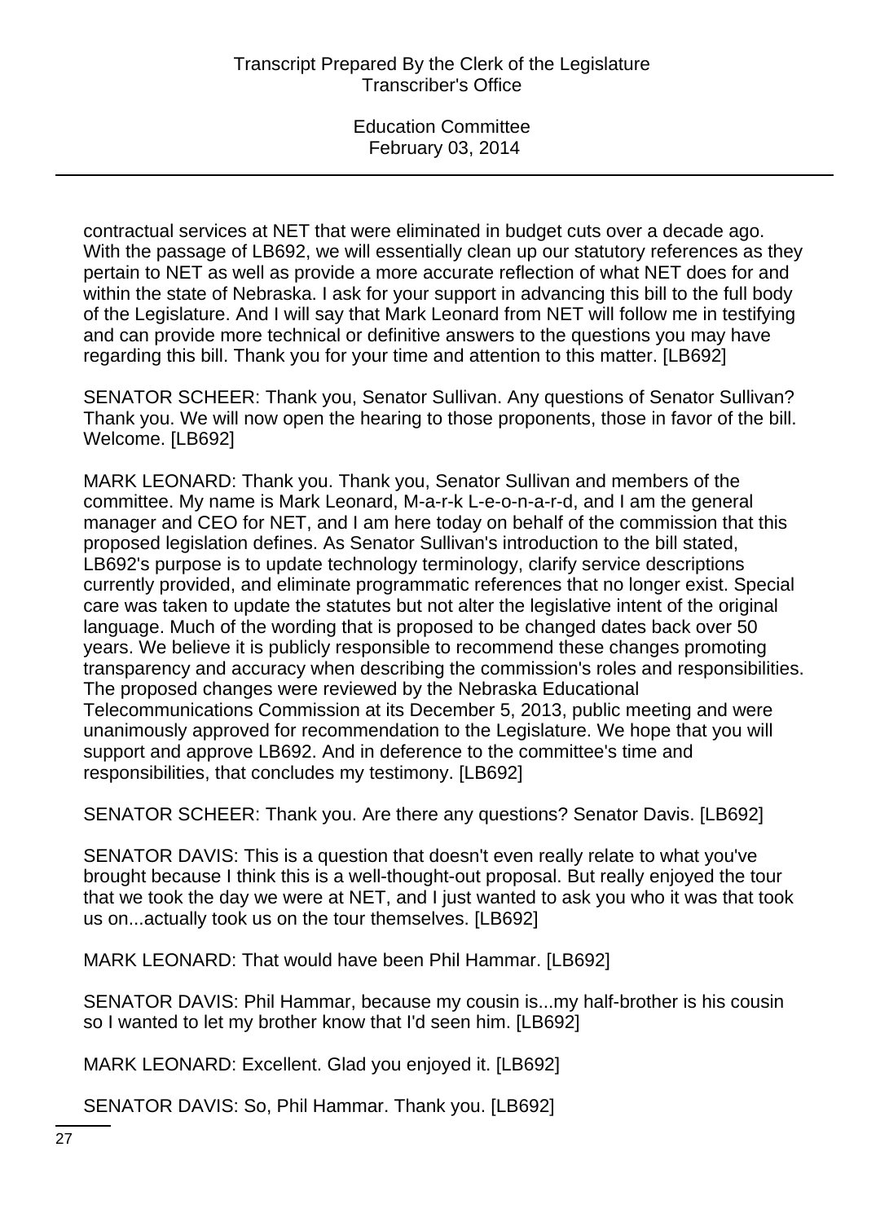contractual services at NET that were eliminated in budget cuts over a decade ago. With the passage of LB692, we will essentially clean up our statutory references as they pertain to NET as well as provide a more accurate reflection of what NET does for and within the state of Nebraska. I ask for your support in advancing this bill to the full body of the Legislature. And I will say that Mark Leonard from NET will follow me in testifying and can provide more technical or definitive answers to the questions you may have regarding this bill. Thank you for your time and attention to this matter. [LB692]

SENATOR SCHEER: Thank you, Senator Sullivan. Any questions of Senator Sullivan? Thank you. We will now open the hearing to those proponents, those in favor of the bill. Welcome. [LB692]

MARK LEONARD: Thank you. Thank you, Senator Sullivan and members of the committee. My name is Mark Leonard, M-a-r-k L-e-o-n-a-r-d, and I am the general manager and CEO for NET, and I am here today on behalf of the commission that this proposed legislation defines. As Senator Sullivan's introduction to the bill stated, LB692's purpose is to update technology terminology, clarify service descriptions currently provided, and eliminate programmatic references that no longer exist. Special care was taken to update the statutes but not alter the legislative intent of the original language. Much of the wording that is proposed to be changed dates back over 50 years. We believe it is publicly responsible to recommend these changes promoting transparency and accuracy when describing the commission's roles and responsibilities. The proposed changes were reviewed by the Nebraska Educational Telecommunications Commission at its December 5, 2013, public meeting and were unanimously approved for recommendation to the Legislature. We hope that you will support and approve LB692. And in deference to the committee's time and responsibilities, that concludes my testimony. [LB692]

SENATOR SCHEER: Thank you. Are there any questions? Senator Davis. [LB692]

SENATOR DAVIS: This is a question that doesn't even really relate to what you've brought because I think this is a well-thought-out proposal. But really enjoyed the tour that we took the day we were at NET, and I just wanted to ask you who it was that took us on...actually took us on the tour themselves. [LB692]

MARK LEONARD: That would have been Phil Hammar. [LB692]

SENATOR DAVIS: Phil Hammar, because my cousin is...my half-brother is his cousin so I wanted to let my brother know that I'd seen him. [LB692]

MARK LEONARD: Excellent. Glad you enjoyed it. [LB692]

SENATOR DAVIS: So, Phil Hammar. Thank you. [LB692]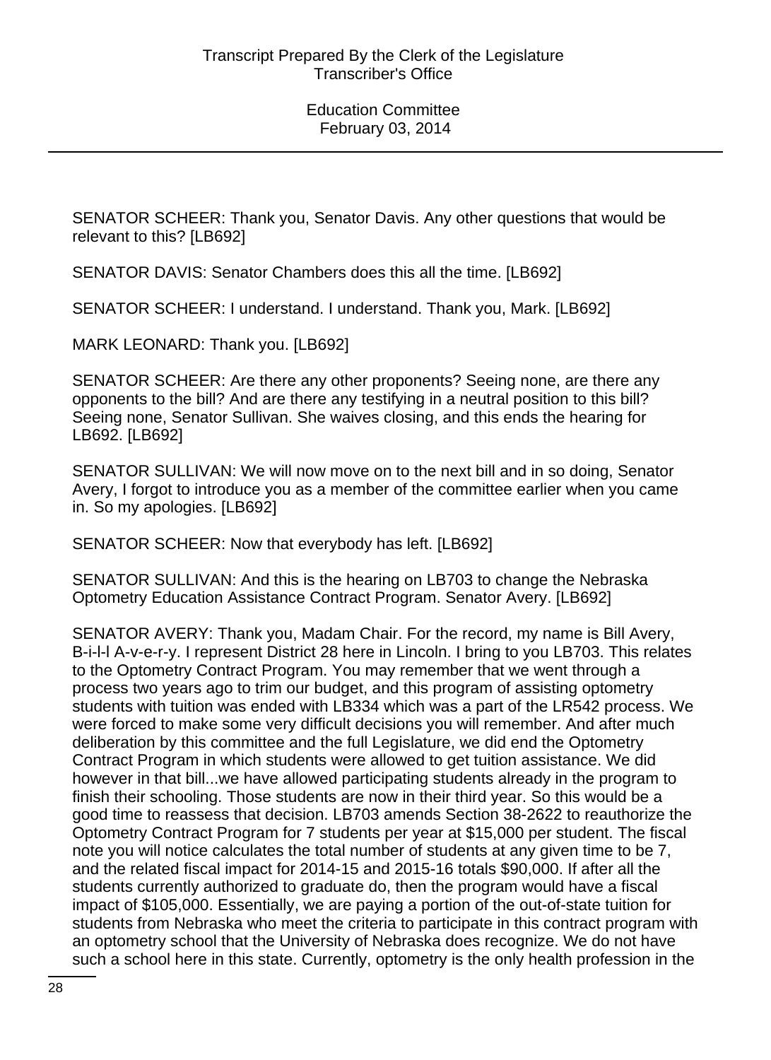SENATOR SCHEER: Thank you, Senator Davis. Any other questions that would be relevant to this? [LB692]

SENATOR DAVIS: Senator Chambers does this all the time. [LB692]

SENATOR SCHEER: I understand. I understand. Thank you, Mark. [LB692]

MARK LEONARD: Thank you. [LB692]

SENATOR SCHEER: Are there any other proponents? Seeing none, are there any opponents to the bill? And are there any testifying in a neutral position to this bill? Seeing none, Senator Sullivan. She waives closing, and this ends the hearing for LB692. [LB692]

SENATOR SULLIVAN: We will now move on to the next bill and in so doing, Senator Avery, I forgot to introduce you as a member of the committee earlier when you came in. So my apologies. [LB692]

SENATOR SCHEER: Now that everybody has left. [LB692]

SENATOR SULLIVAN: And this is the hearing on LB703 to change the Nebraska Optometry Education Assistance Contract Program. Senator Avery. [LB692]

SENATOR AVERY: Thank you, Madam Chair. For the record, my name is Bill Avery, B-i-l-l A-v-e-r-y. I represent District 28 here in Lincoln. I bring to you LB703. This relates to the Optometry Contract Program. You may remember that we went through a process two years ago to trim our budget, and this program of assisting optometry students with tuition was ended with LB334 which was a part of the LR542 process. We were forced to make some very difficult decisions you will remember. And after much deliberation by this committee and the full Legislature, we did end the Optometry Contract Program in which students were allowed to get tuition assistance. We did however in that bill...we have allowed participating students already in the program to finish their schooling. Those students are now in their third year. So this would be a good time to reassess that decision. LB703 amends Section 38-2622 to reauthorize the Optometry Contract Program for 7 students per year at $15,000 per student. The fiscal note you will notice calculates the total number of students at any given time to be 7, and the related fiscal impact for 2014-15 and 2015-16 totals $90,000. If after all the students currently authorized to graduate do, then the program would have a fiscal impact of $105,000. Essentially, we are paying a portion of the out-of-state tuition for students from Nebraska who meet the criteria to participate in this contract program with an optometry school that the University of Nebraska does recognize. We do not have such a school here in this state. Currently, optometry is the only health profession in the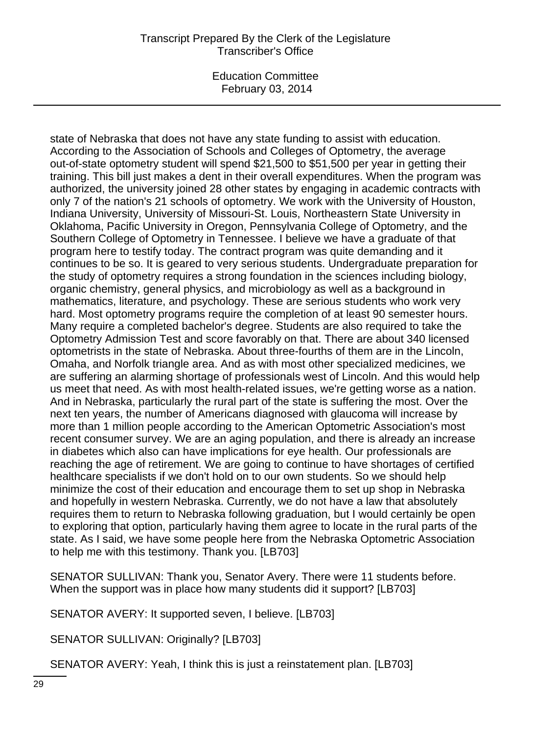state of Nebraska that does not have any state funding to assist with education. According to the Association of Schools and Colleges of Optometry, the average out-of-state optometry student will spend $21,500 to $51,500 per year in getting their training. This bill just makes a dent in their overall expenditures. When the program was authorized, the university joined 28 other states by engaging in academic contracts with only 7 of the nation's 21 schools of optometry. We work with the University of Houston, Indiana University, University of Missouri-St. Louis, Northeastern State University in Oklahoma, Pacific University in Oregon, Pennsylvania College of Optometry, and the Southern College of Optometry in Tennessee. I believe we have a graduate of that program here to testify today. The contract program was quite demanding and it continues to be so. It is geared to very serious students. Undergraduate preparation for the study of optometry requires a strong foundation in the sciences including biology, organic chemistry, general physics, and microbiology as well as a background in mathematics, literature, and psychology. These are serious students who work very hard. Most optometry programs require the completion of at least 90 semester hours. Many require a completed bachelor's degree. Students are also required to take the Optometry Admission Test and score favorably on that. There are about 340 licensed optometrists in the state of Nebraska. About three-fourths of them are in the Lincoln, Omaha, and Norfolk triangle area. And as with most other specialized medicines, we are suffering an alarming shortage of professionals west of Lincoln. And this would help us meet that need. As with most health-related issues, we're getting worse as a nation. And in Nebraska, particularly the rural part of the state is suffering the most. Over the next ten years, the number of Americans diagnosed with glaucoma will increase by more than 1 million people according to the American Optometric Association's most recent consumer survey. We are an aging population, and there is already an increase in diabetes which also can have implications for eye health. Our professionals are reaching the age of retirement. We are going to continue to have shortages of certified healthcare specialists if we don't hold on to our own students. So we should help minimize the cost of their education and encourage them to set up shop in Nebraska and hopefully in western Nebraska. Currently, we do not have a law that absolutely requires them to return to Nebraska following graduation, but I would certainly be open to exploring that option, particularly having them agree to locate in the rural parts of the state. As I said, we have some people here from the Nebraska Optometric Association to help me with this testimony. Thank you. [LB703]

SENATOR SULLIVAN: Thank you, Senator Avery. There were 11 students before. When the support was in place how many students did it support? [LB703]

SENATOR AVERY: It supported seven, I believe. [LB703]

SENATOR SULLIVAN: Originally? [LB703]

SENATOR AVERY: Yeah, I think this is just a reinstatement plan. [LB703]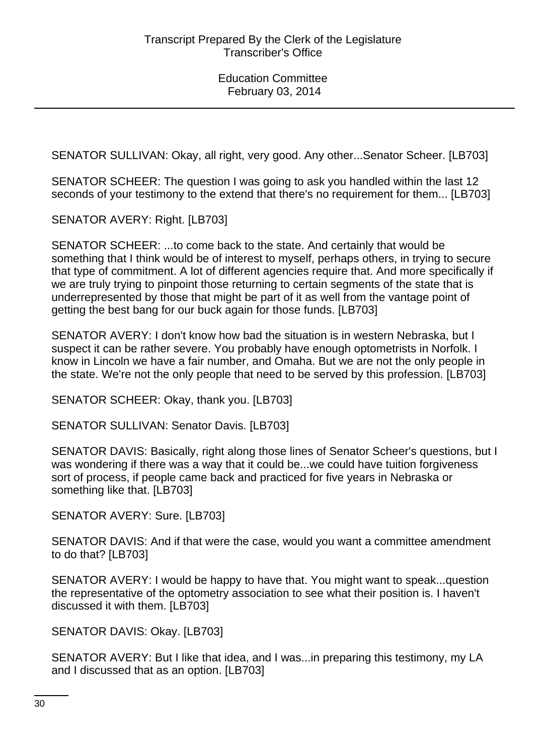SENATOR SULLIVAN: Okay, all right, very good. Any other...Senator Scheer. [LB703]

SENATOR SCHEER: The question I was going to ask you handled within the last 12 seconds of your testimony to the extend that there's no requirement for them... [LB703]

SENATOR AVERY: Right. [LB703]

SENATOR SCHEER: ...to come back to the state. And certainly that would be something that I think would be of interest to myself, perhaps others, in trying to secure that type of commitment. A lot of different agencies require that. And more specifically if we are truly trying to pinpoint those returning to certain segments of the state that is underrepresented by those that might be part of it as well from the vantage point of getting the best bang for our buck again for those funds. [LB703]

SENATOR AVERY: I don't know how bad the situation is in western Nebraska, but I suspect it can be rather severe. You probably have enough optometrists in Norfolk. I know in Lincoln we have a fair number, and Omaha. But we are not the only people in the state. We're not the only people that need to be served by this profession. [LB703]

SENATOR SCHEER: Okay, thank you. [LB703]

SENATOR SULLIVAN: Senator Davis. [LB703]

SENATOR DAVIS: Basically, right along those lines of Senator Scheer's questions, but I was wondering if there was a way that it could be...we could have tuition forgiveness sort of process, if people came back and practiced for five years in Nebraska or something like that. [LB703]

SENATOR AVERY: Sure. [LB703]

SENATOR DAVIS: And if that were the case, would you want a committee amendment to do that? [LB703]

SENATOR AVERY: I would be happy to have that. You might want to speak...question the representative of the optometry association to see what their position is. I haven't discussed it with them. [LB703]

SENATOR DAVIS: Okay. [LB703]

SENATOR AVERY: But I like that idea, and I was...in preparing this testimony, my LA and I discussed that as an option. [LB703]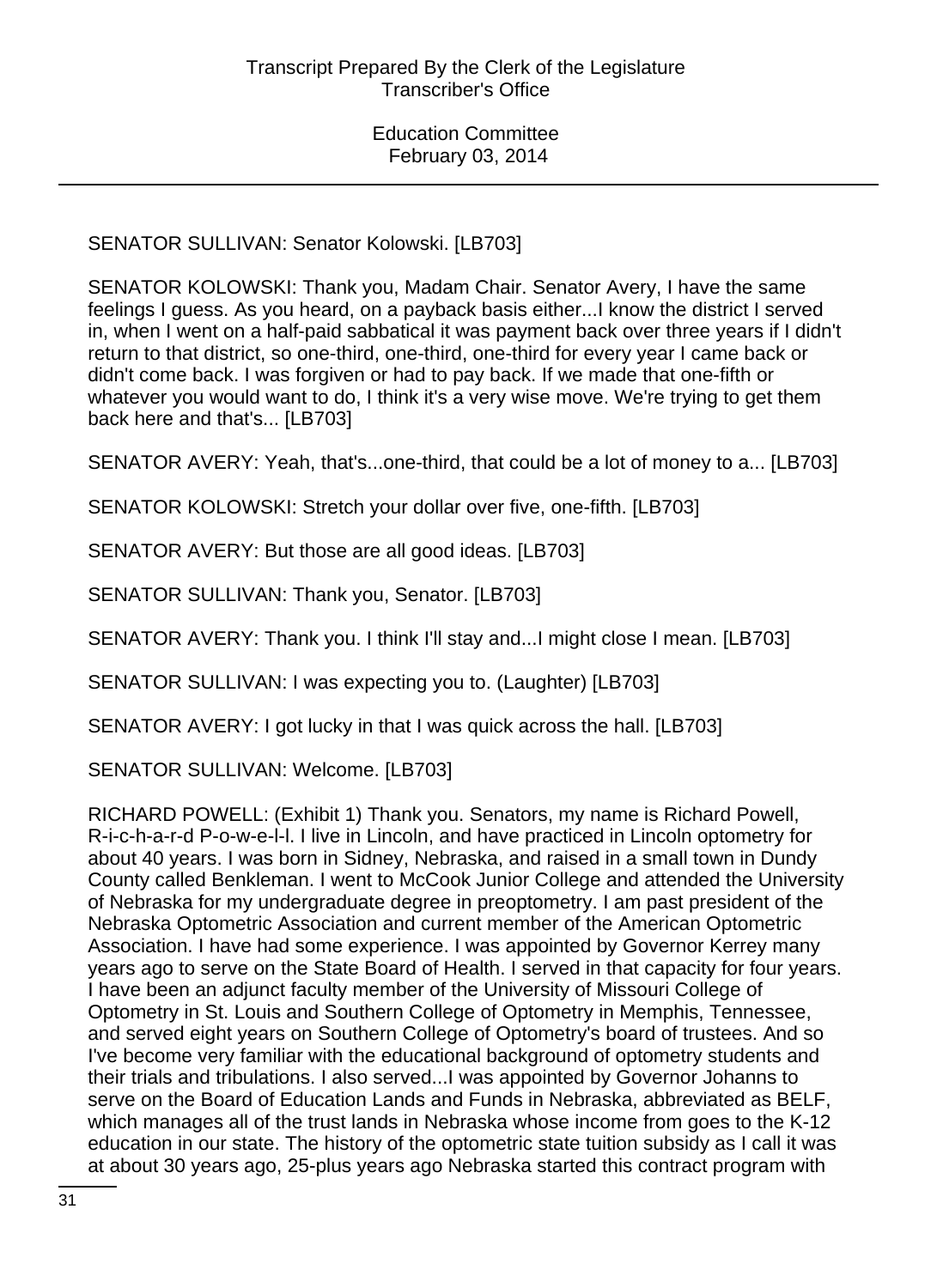SENATOR SULLIVAN: Senator Kolowski. [LB703]

SENATOR KOLOWSKI: Thank you, Madam Chair. Senator Avery, I have the same feelings I guess. As you heard, on a payback basis either...I know the district I served in, when I went on a half-paid sabbatical it was payment back over three years if I didn't return to that district, so one-third, one-third, one-third for every year I came back or didn't come back. I was forgiven or had to pay back. If we made that one-fifth or whatever you would want to do, I think it's a very wise move. We're trying to get them back here and that's... [LB703]

SENATOR AVERY: Yeah, that's...one-third, that could be a lot of money to a... [LB703]

SENATOR KOLOWSKI: Stretch your dollar over five, one-fifth. [LB703]

SENATOR AVERY: But those are all good ideas. [LB703]

SENATOR SULLIVAN: Thank you, Senator. [LB703]

SENATOR AVERY: Thank you. I think I'll stay and...I might close I mean. [LB703]

SENATOR SULLIVAN: I was expecting you to. (Laughter) [LB703]

SENATOR AVERY: I got lucky in that I was quick across the hall. [LB703]

SENATOR SULLIVAN: Welcome. [LB703]

RICHARD POWELL: (Exhibit 1) Thank you. Senators, my name is Richard Powell, R-i-c-h-a-r-d P-o-w-e-l-l. I live in Lincoln, and have practiced in Lincoln optometry for about 40 years. I was born in Sidney, Nebraska, and raised in a small town in Dundy County called Benkleman. I went to McCook Junior College and attended the University of Nebraska for my undergraduate degree in preoptometry. I am past president of the Nebraska Optometric Association and current member of the American Optometric Association. I have had some experience. I was appointed by Governor Kerrey many years ago to serve on the State Board of Health. I served in that capacity for four years. I have been an adjunct faculty member of the University of Missouri College of Optometry in St. Louis and Southern College of Optometry in Memphis, Tennessee, and served eight years on Southern College of Optometry's board of trustees. And so I've become very familiar with the educational background of optometry students and their trials and tribulations. I also served...I was appointed by Governor Johanns to serve on the Board of Education Lands and Funds in Nebraska, abbreviated as BELF, which manages all of the trust lands in Nebraska whose income from goes to the K-12 education in our state. The history of the optometric state tuition subsidy as I call it was at about 30 years ago, 25-plus years ago Nebraska started this contract program with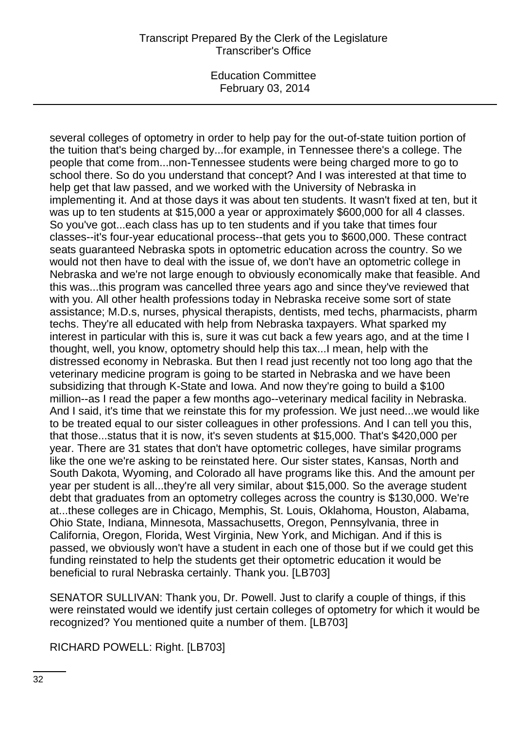several colleges of optometry in order to help pay for the out-of-state tuition portion of the tuition that's being charged by...for example, in Tennessee there's a college. The people that come from...non-Tennessee students were being charged more to go to school there. So do you understand that concept? And I was interested at that time to help get that law passed, and we worked with the University of Nebraska in implementing it. And at those days it was about ten students. It wasn't fixed at ten, but it was up to ten students at $15,000 a year or approximately $600,000 for all 4 classes. So you've got...each class has up to ten students and if you take that times four classes--it's four-year educational process--that gets you to $600,000. These contract seats guaranteed Nebraska spots in optometric education across the country. So we would not then have to deal with the issue of, we don't have an optometric college in Nebraska and we're not large enough to obviously economically make that feasible. And this was...this program was cancelled three years ago and since they've reviewed that with you. All other health professions today in Nebraska receive some sort of state assistance; M.D.s, nurses, physical therapists, dentists, med techs, pharmacists, pharm techs. They're all educated with help from Nebraska taxpayers. What sparked my interest in particular with this is, sure it was cut back a few years ago, and at the time I thought, well, you know, optometry should help this tax...I mean, help with the distressed economy in Nebraska. But then I read just recently not too long ago that the veterinary medicine program is going to be started in Nebraska and we have been subsidizing that through K-State and Iowa. And now they're going to build a $100 million--as I read the paper a few months ago--veterinary medical facility in Nebraska. And I said, it's time that we reinstate this for my profession. We just need...we would like to be treated equal to our sister colleagues in other professions. And I can tell you this, that those...status that it is now, it's seven students at $15,000. That's $420,000 per year. There are 31 states that don't have optometric colleges, have similar programs like the one we're asking to be reinstated here. Our sister states, Kansas, North and South Dakota, Wyoming, and Colorado all have programs like this. And the amount per year per student is all...they're all very similar, about $15,000. So the average student debt that graduates from an optometry colleges across the country is $130,000. We're at...these colleges are in Chicago, Memphis, St. Louis, Oklahoma, Houston, Alabama, Ohio State, Indiana, Minnesota, Massachusetts, Oregon, Pennsylvania, three in California, Oregon, Florida, West Virginia, New York, and Michigan. And if this is passed, we obviously won't have a student in each one of those but if we could get this funding reinstated to help the students get their optometric education it would be beneficial to rural Nebraska certainly. Thank you. [LB703]

SENATOR SULLIVAN: Thank you, Dr. Powell. Just to clarify a couple of things, if this were reinstated would we identify just certain colleges of optometry for which it would be recognized? You mentioned quite a number of them. [LB703]

RICHARD POWELL: Right. [LB703]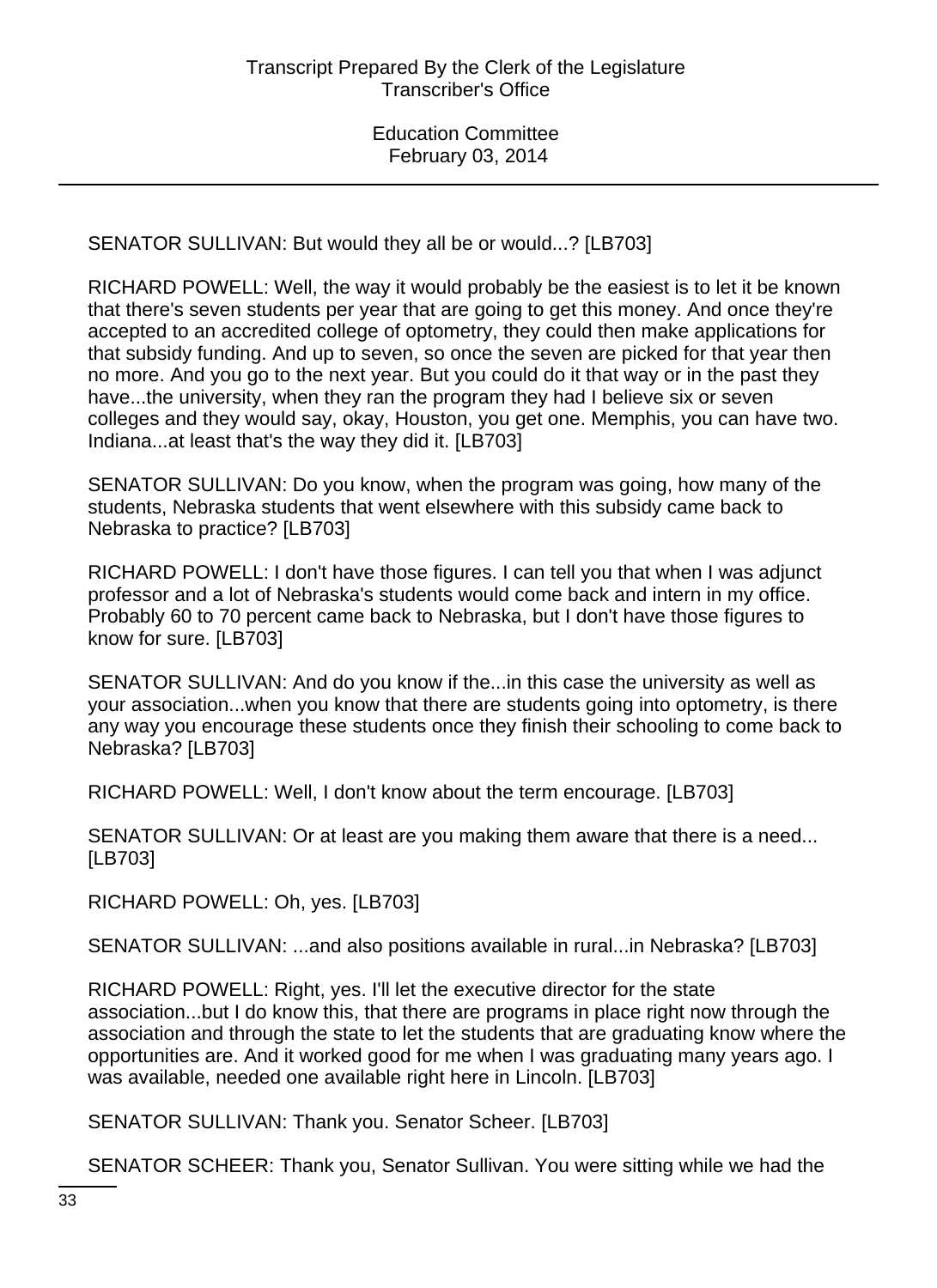SENATOR SULLIVAN: But would they all be or would...? [LB703]

RICHARD POWELL: Well, the way it would probably be the easiest is to let it be known that there's seven students per year that are going to get this money. And once they're accepted to an accredited college of optometry, they could then make applications for that subsidy funding. And up to seven, so once the seven are picked for that year then no more. And you go to the next year. But you could do it that way or in the past they have...the university, when they ran the program they had I believe six or seven colleges and they would say, okay, Houston, you get one. Memphis, you can have two. Indiana...at least that's the way they did it. [LB703]

SENATOR SULLIVAN: Do you know, when the program was going, how many of the students, Nebraska students that went elsewhere with this subsidy came back to Nebraska to practice? [LB703]

RICHARD POWELL: I don't have those figures. I can tell you that when I was adjunct professor and a lot of Nebraska's students would come back and intern in my office. Probably 60 to 70 percent came back to Nebraska, but I don't have those figures to know for sure. [LB703]

SENATOR SULLIVAN: And do you know if the...in this case the university as well as your association...when you know that there are students going into optometry, is there any way you encourage these students once they finish their schooling to come back to Nebraska? [LB703]

RICHARD POWELL: Well, I don't know about the term encourage. [LB703]

SENATOR SULLIVAN: Or at least are you making them aware that there is a need... [LB703]

RICHARD POWELL: Oh, yes. [LB703]

SENATOR SULLIVAN: ...and also positions available in rural...in Nebraska? [LB703]

RICHARD POWELL: Right, yes. I'll let the executive director for the state association...but I do know this, that there are programs in place right now through the association and through the state to let the students that are graduating know where the opportunities are. And it worked good for me when I was graduating many years ago. I was available, needed one available right here in Lincoln. [LB703]

SENATOR SULLIVAN: Thank you. Senator Scheer. [LB703]

SENATOR SCHEER: Thank you, Senator Sullivan. You were sitting while we had the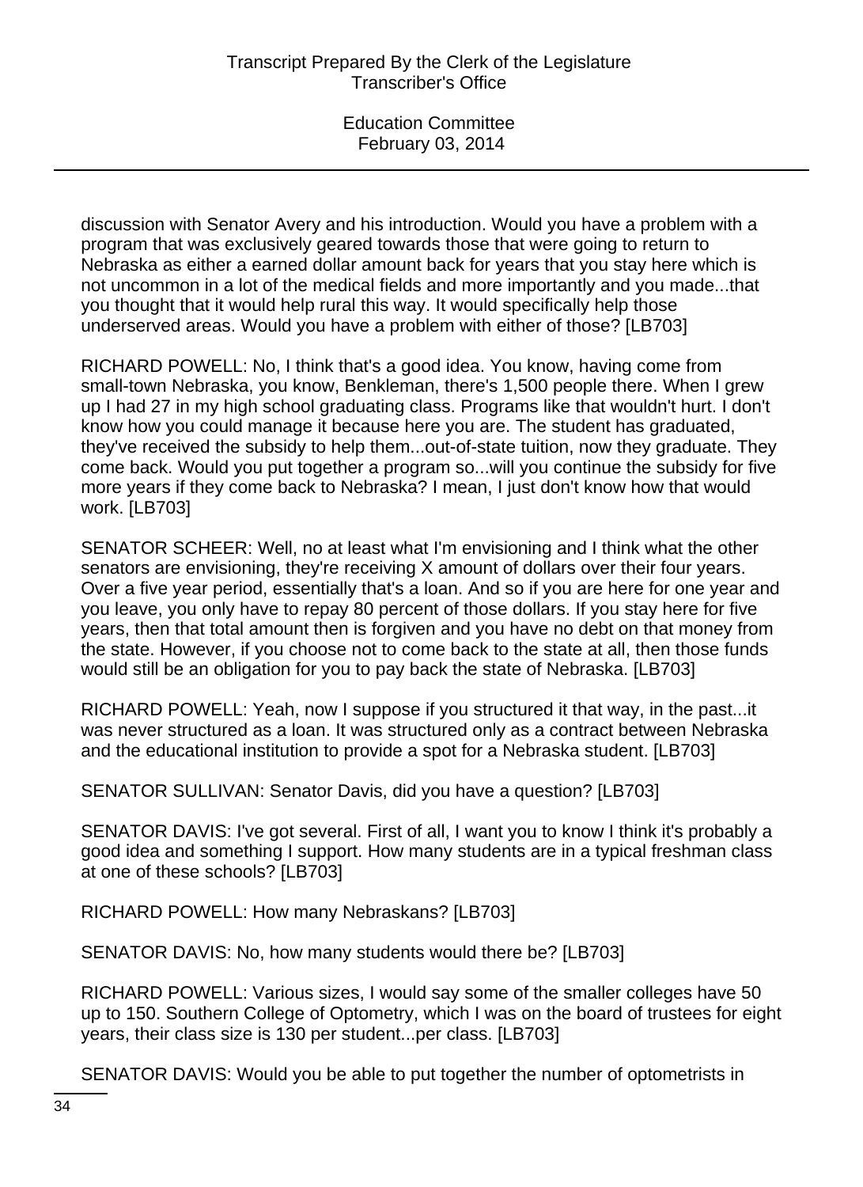discussion with Senator Avery and his introduction. Would you have a problem with a program that was exclusively geared towards those that were going to return to Nebraska as either a earned dollar amount back for years that you stay here which is not uncommon in a lot of the medical fields and more importantly and you made...that you thought that it would help rural this way. It would specifically help those underserved areas. Would you have a problem with either of those? [LB703]

RICHARD POWELL: No, I think that's a good idea. You know, having come from small-town Nebraska, you know, Benkleman, there's 1,500 people there. When I grew up I had 27 in my high school graduating class. Programs like that wouldn't hurt. I don't know how you could manage it because here you are. The student has graduated, they've received the subsidy to help them...out-of-state tuition, now they graduate. They come back. Would you put together a program so...will you continue the subsidy for five more years if they come back to Nebraska? I mean, I just don't know how that would work. [LB703]

SENATOR SCHEER: Well, no at least what I'm envisioning and I think what the other senators are envisioning, they're receiving X amount of dollars over their four years. Over a five year period, essentially that's a loan. And so if you are here for one year and you leave, you only have to repay 80 percent of those dollars. If you stay here for five years, then that total amount then is forgiven and you have no debt on that money from the state. However, if you choose not to come back to the state at all, then those funds would still be an obligation for you to pay back the state of Nebraska. [LB703]

RICHARD POWELL: Yeah, now I suppose if you structured it that way, in the past...it was never structured as a loan. It was structured only as a contract between Nebraska and the educational institution to provide a spot for a Nebraska student. [LB703]

SENATOR SULLIVAN: Senator Davis, did you have a question? [LB703]

SENATOR DAVIS: I've got several. First of all, I want you to know I think it's probably a good idea and something I support. How many students are in a typical freshman class at one of these schools? [LB703]

RICHARD POWELL: How many Nebraskans? [LB703]

SENATOR DAVIS: No, how many students would there be? [LB703]

RICHARD POWELL: Various sizes, I would say some of the smaller colleges have 50 up to 150. Southern College of Optometry, which I was on the board of trustees for eight years, their class size is 130 per student...per class. [LB703]

SENATOR DAVIS: Would you be able to put together the number of optometrists in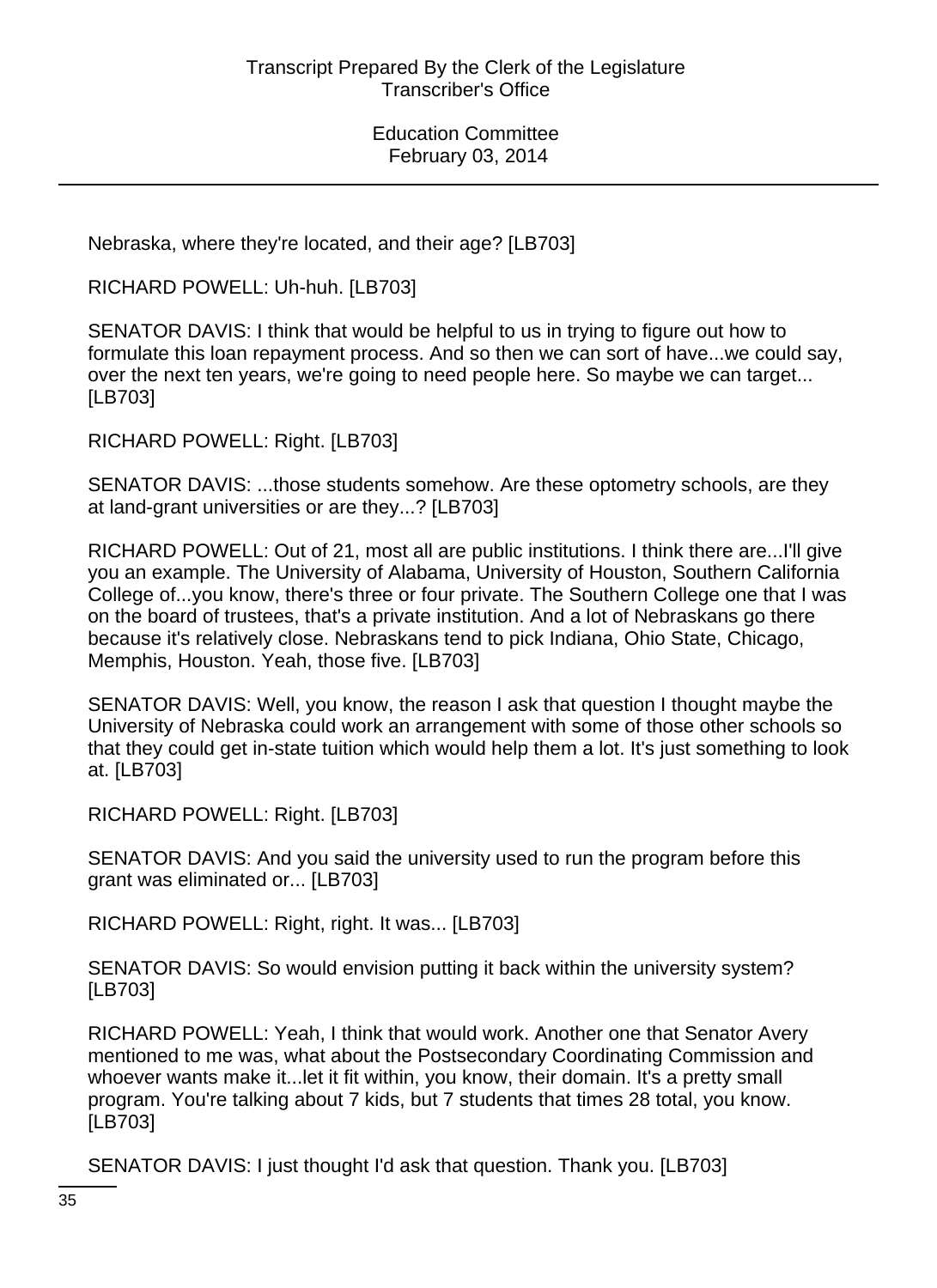Nebraska, where they're located, and their age? [LB703]

RICHARD POWELL: Uh-huh. [LB703]

SENATOR DAVIS: I think that would be helpful to us in trying to figure out how to formulate this loan repayment process. And so then we can sort of have...we could say, over the next ten years, we're going to need people here. So maybe we can target... [LB703]

RICHARD POWELL: Right. [LB703]

SENATOR DAVIS: ...those students somehow. Are these optometry schools, are they at land-grant universities or are they...? [LB703]

RICHARD POWELL: Out of 21, most all are public institutions. I think there are...I'll give you an example. The University of Alabama, University of Houston, Southern California College of...you know, there's three or four private. The Southern College one that I was on the board of trustees, that's a private institution. And a lot of Nebraskans go there because it's relatively close. Nebraskans tend to pick Indiana, Ohio State, Chicago, Memphis, Houston. Yeah, those five. [LB703]

SENATOR DAVIS: Well, you know, the reason I ask that question I thought maybe the University of Nebraska could work an arrangement with some of those other schools so that they could get in-state tuition which would help them a lot. It's just something to look at. [LB703]

RICHARD POWELL: Right. [LB703]

SENATOR DAVIS: And you said the university used to run the program before this grant was eliminated or... [LB703]

RICHARD POWELL: Right, right. It was... [LB703]

SENATOR DAVIS: So would envision putting it back within the university system? [LB703]

RICHARD POWELL: Yeah, I think that would work. Another one that Senator Avery mentioned to me was, what about the Postsecondary Coordinating Commission and whoever wants make it...let it fit within, you know, their domain. It's a pretty small program. You're talking about 7 kids, but 7 students that times 28 total, you know. [LB703]

SENATOR DAVIS: I just thought I'd ask that question. Thank you. [LB703]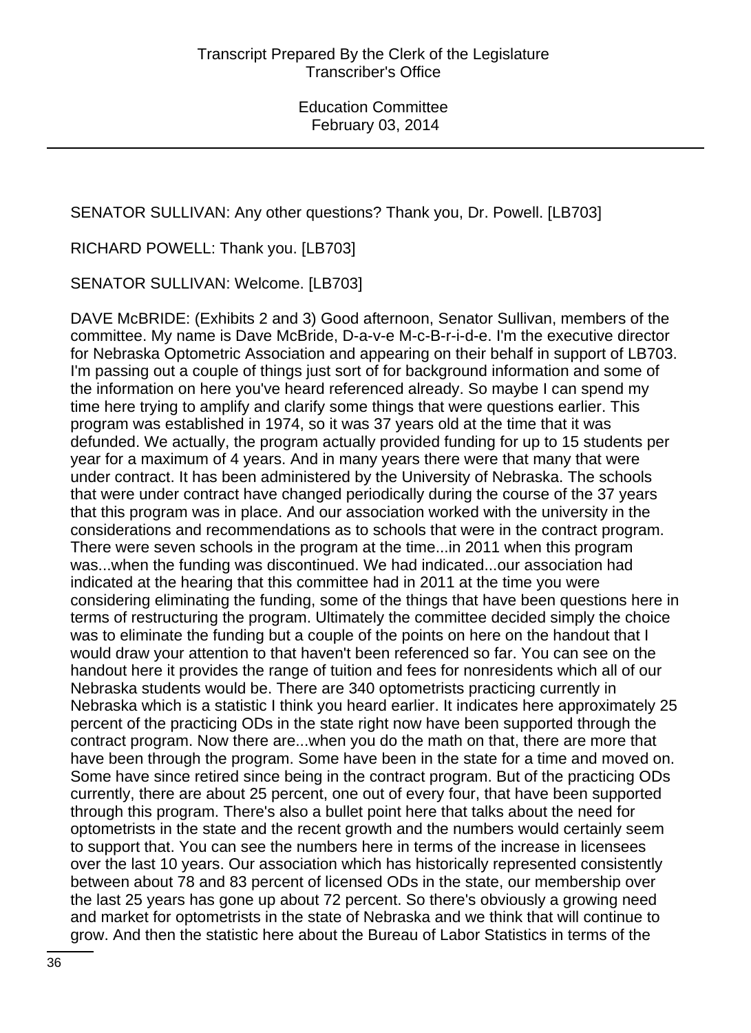SENATOR SULLIVAN: Any other questions? Thank you, Dr. Powell. [LB703]

RICHARD POWELL: Thank you. [LB703]

SENATOR SULLIVAN: Welcome. [LB703]

DAVE McBRIDE: (Exhibits 2 and 3) Good afternoon, Senator Sullivan, members of the committee. My name is Dave McBride, D-a-v-e M-c-B-r-i-d-e. I'm the executive director for Nebraska Optometric Association and appearing on their behalf in support of LB703. I'm passing out a couple of things just sort of for background information and some of the information on here you've heard referenced already. So maybe I can spend my time here trying to amplify and clarify some things that were questions earlier. This program was established in 1974, so it was 37 years old at the time that it was defunded. We actually, the program actually provided funding for up to 15 students per year for a maximum of 4 years. And in many years there were that many that were under contract. It has been administered by the University of Nebraska. The schools that were under contract have changed periodically during the course of the 37 years that this program was in place. And our association worked with the university in the considerations and recommendations as to schools that were in the contract program. There were seven schools in the program at the time...in 2011 when this program was...when the funding was discontinued. We had indicated...our association had indicated at the hearing that this committee had in 2011 at the time you were considering eliminating the funding, some of the things that have been questions here in terms of restructuring the program. Ultimately the committee decided simply the choice was to eliminate the funding but a couple of the points on here on the handout that I would draw your attention to that haven't been referenced so far. You can see on the handout here it provides the range of tuition and fees for nonresidents which all of our Nebraska students would be. There are 340 optometrists practicing currently in Nebraska which is a statistic I think you heard earlier. It indicates here approximately 25 percent of the practicing ODs in the state right now have been supported through the contract program. Now there are...when you do the math on that, there are more that have been through the program. Some have been in the state for a time and moved on. Some have since retired since being in the contract program. But of the practicing ODs currently, there are about 25 percent, one out of every four, that have been supported through this program. There's also a bullet point here that talks about the need for optometrists in the state and the recent growth and the numbers would certainly seem to support that. You can see the numbers here in terms of the increase in licensees over the last 10 years. Our association which has historically represented consistently between about 78 and 83 percent of licensed ODs in the state, our membership over the last 25 years has gone up about 72 percent. So there's obviously a growing need and market for optometrists in the state of Nebraska and we think that will continue to grow. And then the statistic here about the Bureau of Labor Statistics in terms of the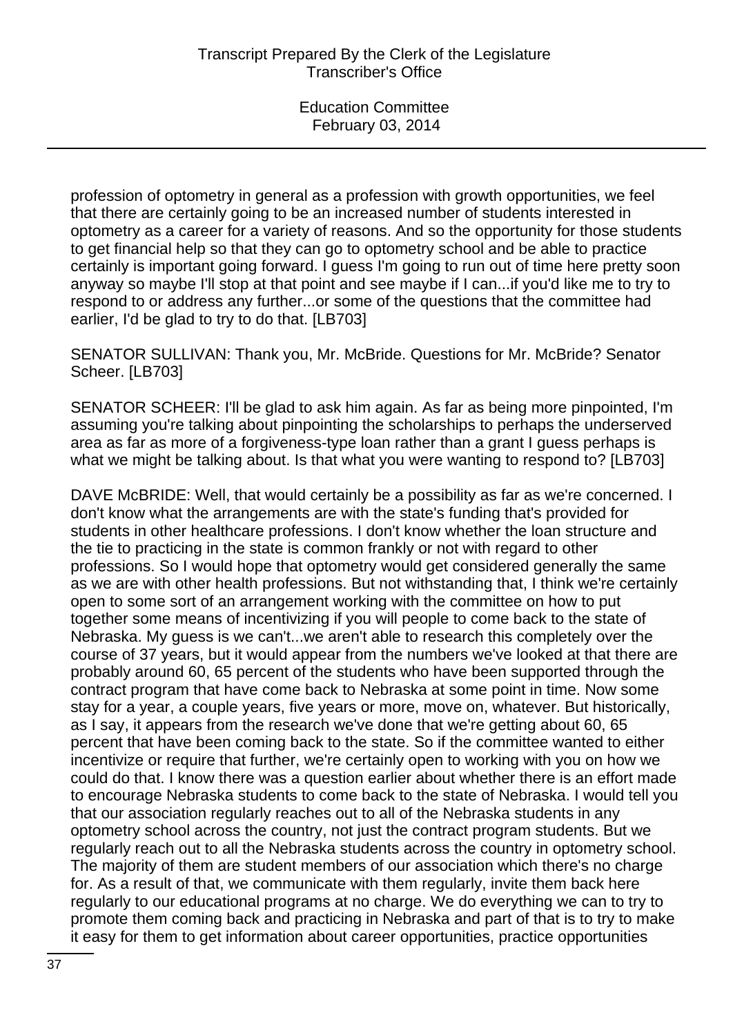profession of optometry in general as a profession with growth opportunities, we feel that there are certainly going to be an increased number of students interested in optometry as a career for a variety of reasons. And so the opportunity for those students to get financial help so that they can go to optometry school and be able to practice certainly is important going forward. I guess I'm going to run out of time here pretty soon anyway so maybe I'll stop at that point and see maybe if I can...if you'd like me to try to respond to or address any further...or some of the questions that the committee had earlier, I'd be glad to try to do that. [LB703]

SENATOR SULLIVAN: Thank you, Mr. McBride. Questions for Mr. McBride? Senator Scheer. [LB703]

SENATOR SCHEER: I'll be glad to ask him again. As far as being more pinpointed, I'm assuming you're talking about pinpointing the scholarships to perhaps the underserved area as far as more of a forgiveness-type loan rather than a grant I guess perhaps is what we might be talking about. Is that what you were wanting to respond to? [LB703]

DAVE McBRIDE: Well, that would certainly be a possibility as far as we're concerned. I don't know what the arrangements are with the state's funding that's provided for students in other healthcare professions. I don't know whether the loan structure and the tie to practicing in the state is common frankly or not with regard to other professions. So I would hope that optometry would get considered generally the same as we are with other health professions. But not withstanding that, I think we're certainly open to some sort of an arrangement working with the committee on how to put together some means of incentivizing if you will people to come back to the state of Nebraska. My guess is we can't...we aren't able to research this completely over the course of 37 years, but it would appear from the numbers we've looked at that there are probably around 60, 65 percent of the students who have been supported through the contract program that have come back to Nebraska at some point in time. Now some stay for a year, a couple years, five years or more, move on, whatever. But historically, as I say, it appears from the research we've done that we're getting about 60, 65 percent that have been coming back to the state. So if the committee wanted to either incentivize or require that further, we're certainly open to working with you on how we could do that. I know there was a question earlier about whether there is an effort made to encourage Nebraska students to come back to the state of Nebraska. I would tell you that our association regularly reaches out to all of the Nebraska students in any optometry school across the country, not just the contract program students. But we regularly reach out to all the Nebraska students across the country in optometry school. The majority of them are student members of our association which there's no charge for. As a result of that, we communicate with them regularly, invite them back here regularly to our educational programs at no charge. We do everything we can to try to promote them coming back and practicing in Nebraska and part of that is to try to make it easy for them to get information about career opportunities, practice opportunities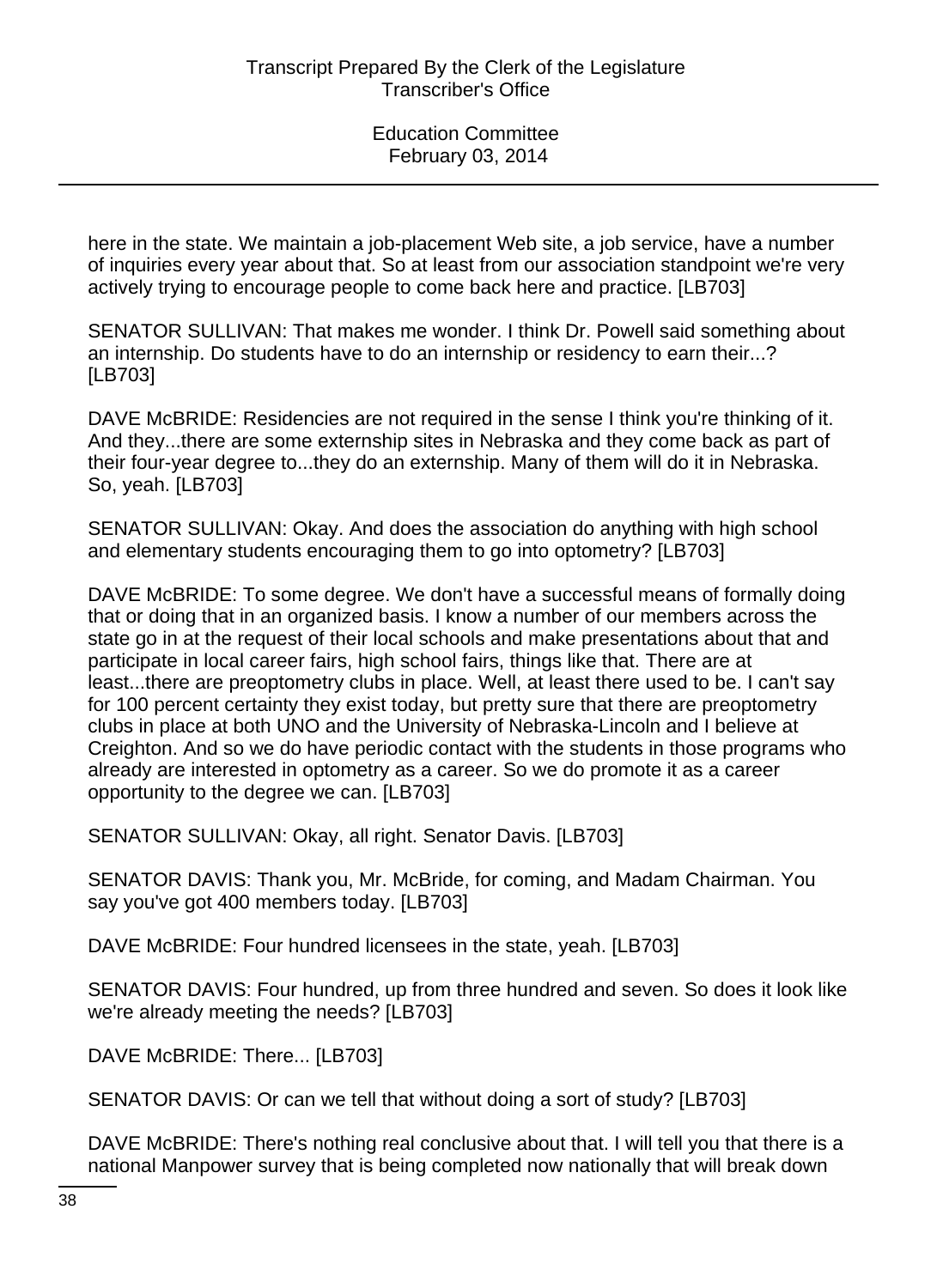here in the state. We maintain a job-placement Web site, a job service, have a number of inquiries every year about that. So at least from our association standpoint we're very actively trying to encourage people to come back here and practice. [LB703]

SENATOR SULLIVAN: That makes me wonder. I think Dr. Powell said something about an internship. Do students have to do an internship or residency to earn their...? [LB703]

DAVE McBRIDE: Residencies are not required in the sense I think you're thinking of it. And they...there are some externship sites in Nebraska and they come back as part of their four-year degree to...they do an externship. Many of them will do it in Nebraska. So, yeah. [LB703]

SENATOR SULLIVAN: Okay. And does the association do anything with high school and elementary students encouraging them to go into optometry? [LB703]

DAVE McBRIDE: To some degree. We don't have a successful means of formally doing that or doing that in an organized basis. I know a number of our members across the state go in at the request of their local schools and make presentations about that and participate in local career fairs, high school fairs, things like that. There are at least...there are preoptometry clubs in place. Well, at least there used to be. I can't say for 100 percent certainty they exist today, but pretty sure that there are preoptometry clubs in place at both UNO and the University of Nebraska-Lincoln and I believe at Creighton. And so we do have periodic contact with the students in those programs who already are interested in optometry as a career. So we do promote it as a career opportunity to the degree we can. [LB703]

SENATOR SULLIVAN: Okay, all right. Senator Davis. [LB703]

SENATOR DAVIS: Thank you, Mr. McBride, for coming, and Madam Chairman. You say you've got 400 members today. [LB703]

DAVE McBRIDE: Four hundred licensees in the state, yeah. [LB703]

SENATOR DAVIS: Four hundred, up from three hundred and seven. So does it look like we're already meeting the needs? [LB703]

DAVE McBRIDE: There... [LB703]

SENATOR DAVIS: Or can we tell that without doing a sort of study? [LB703]

DAVE McBRIDE: There's nothing real conclusive about that. I will tell you that there is a national Manpower survey that is being completed now nationally that will break down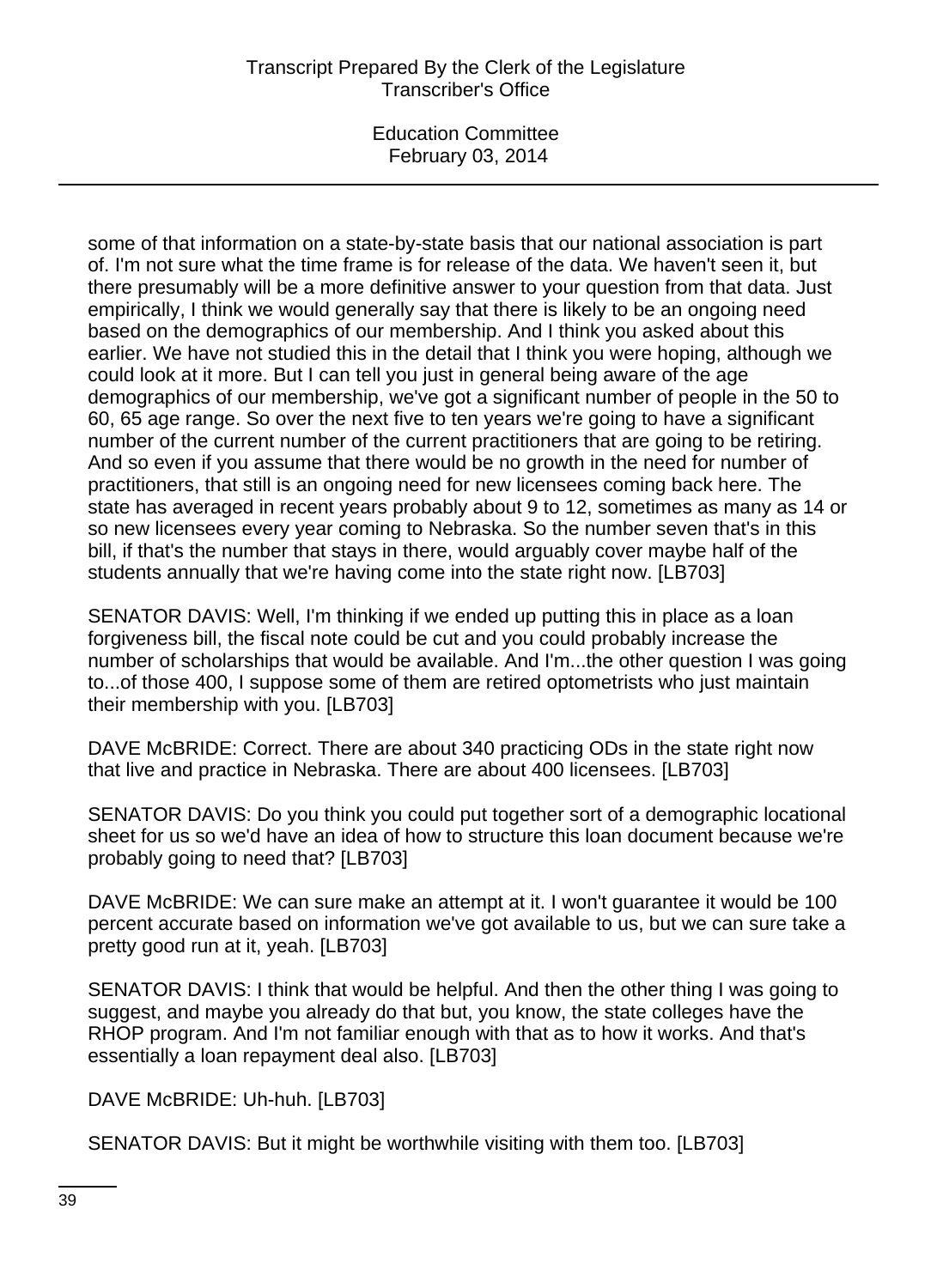some of that information on a state-by-state basis that our national association is part of. I'm not sure what the time frame is for release of the data. We haven't seen it, but there presumably will be a more definitive answer to your question from that data. Just empirically, I think we would generally say that there is likely to be an ongoing need based on the demographics of our membership. And I think you asked about this earlier. We have not studied this in the detail that I think you were hoping, although we could look at it more. But I can tell you just in general being aware of the age demographics of our membership, we've got a significant number of people in the 50 to 60, 65 age range. So over the next five to ten years we're going to have a significant number of the current number of the current practitioners that are going to be retiring. And so even if you assume that there would be no growth in the need for number of practitioners, that still is an ongoing need for new licensees coming back here. The state has averaged in recent years probably about 9 to 12, sometimes as many as 14 or so new licensees every year coming to Nebraska. So the number seven that's in this bill, if that's the number that stays in there, would arguably cover maybe half of the students annually that we're having come into the state right now. [LB703]

SENATOR DAVIS: Well, I'm thinking if we ended up putting this in place as a loan forgiveness bill, the fiscal note could be cut and you could probably increase the number of scholarships that would be available. And I'm...the other question I was going to...of those 400, I suppose some of them are retired optometrists who just maintain their membership with you. [LB703]

DAVE McBRIDE: Correct. There are about 340 practicing ODs in the state right now that live and practice in Nebraska. There are about 400 licensees. [LB703]

SENATOR DAVIS: Do you think you could put together sort of a demographic locational sheet for us so we'd have an idea of how to structure this loan document because we're probably going to need that? [LB703]

DAVE McBRIDE: We can sure make an attempt at it. I won't guarantee it would be 100 percent accurate based on information we've got available to us, but we can sure take a pretty good run at it, yeah. [LB703]

SENATOR DAVIS: I think that would be helpful. And then the other thing I was going to suggest, and maybe you already do that but, you know, the state colleges have the RHOP program. And I'm not familiar enough with that as to how it works. And that's essentially a loan repayment deal also. [LB703]

DAVE McBRIDE: Uh-huh. [LB703]

SENATOR DAVIS: But it might be worthwhile visiting with them too. [LB703]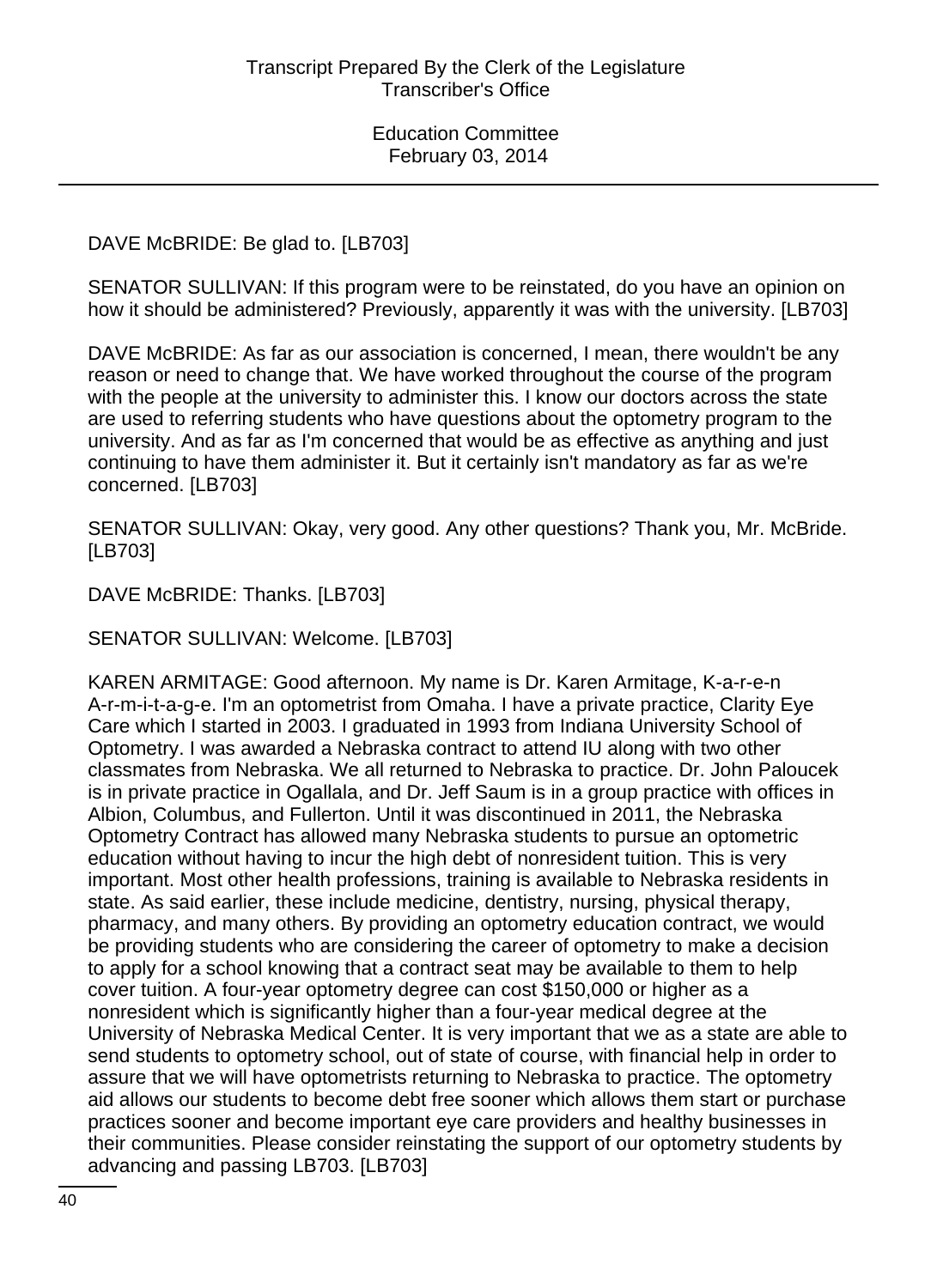DAVE McBRIDE: Be glad to. [LB703]

SENATOR SULLIVAN: If this program were to be reinstated, do you have an opinion on how it should be administered? Previously, apparently it was with the university. [LB703]

DAVE McBRIDE: As far as our association is concerned, I mean, there wouldn't be any reason or need to change that. We have worked throughout the course of the program with the people at the university to administer this. I know our doctors across the state are used to referring students who have questions about the optometry program to the university. And as far as I'm concerned that would be as effective as anything and just continuing to have them administer it. But it certainly isn't mandatory as far as we're concerned. [LB703]

SENATOR SULLIVAN: Okay, very good. Any other questions? Thank you, Mr. McBride. [LB703]

DAVE McBRIDE: Thanks. [LB703]

SENATOR SULLIVAN: Welcome. [LB703]

KAREN ARMITAGE: Good afternoon. My name is Dr. Karen Armitage, K-a-r-e-n A-r-m-i-t-a-g-e. I'm an optometrist from Omaha. I have a private practice, Clarity Eye Care which I started in 2003. I graduated in 1993 from Indiana University School of Optometry. I was awarded a Nebraska contract to attend IU along with two other classmates from Nebraska. We all returned to Nebraska to practice. Dr. John Paloucek is in private practice in Ogallala, and Dr. Jeff Saum is in a group practice with offices in Albion, Columbus, and Fullerton. Until it was discontinued in 2011, the Nebraska Optometry Contract has allowed many Nebraska students to pursue an optometric education without having to incur the high debt of nonresident tuition. This is very important. Most other health professions, training is available to Nebraska residents in state. As said earlier, these include medicine, dentistry, nursing, physical therapy, pharmacy, and many others. By providing an optometry education contract, we would be providing students who are considering the career of optometry to make a decision to apply for a school knowing that a contract seat may be available to them to help cover tuition. A four-year optometry degree can cost $150,000 or higher as a nonresident which is significantly higher than a four-year medical degree at the University of Nebraska Medical Center. It is very important that we as a state are able to send students to optometry school, out of state of course, with financial help in order to assure that we will have optometrists returning to Nebraska to practice. The optometry aid allows our students to become debt free sooner which allows them start or purchase practices sooner and become important eye care providers and healthy businesses in their communities. Please consider reinstating the support of our optometry students by advancing and passing LB703. [LB703]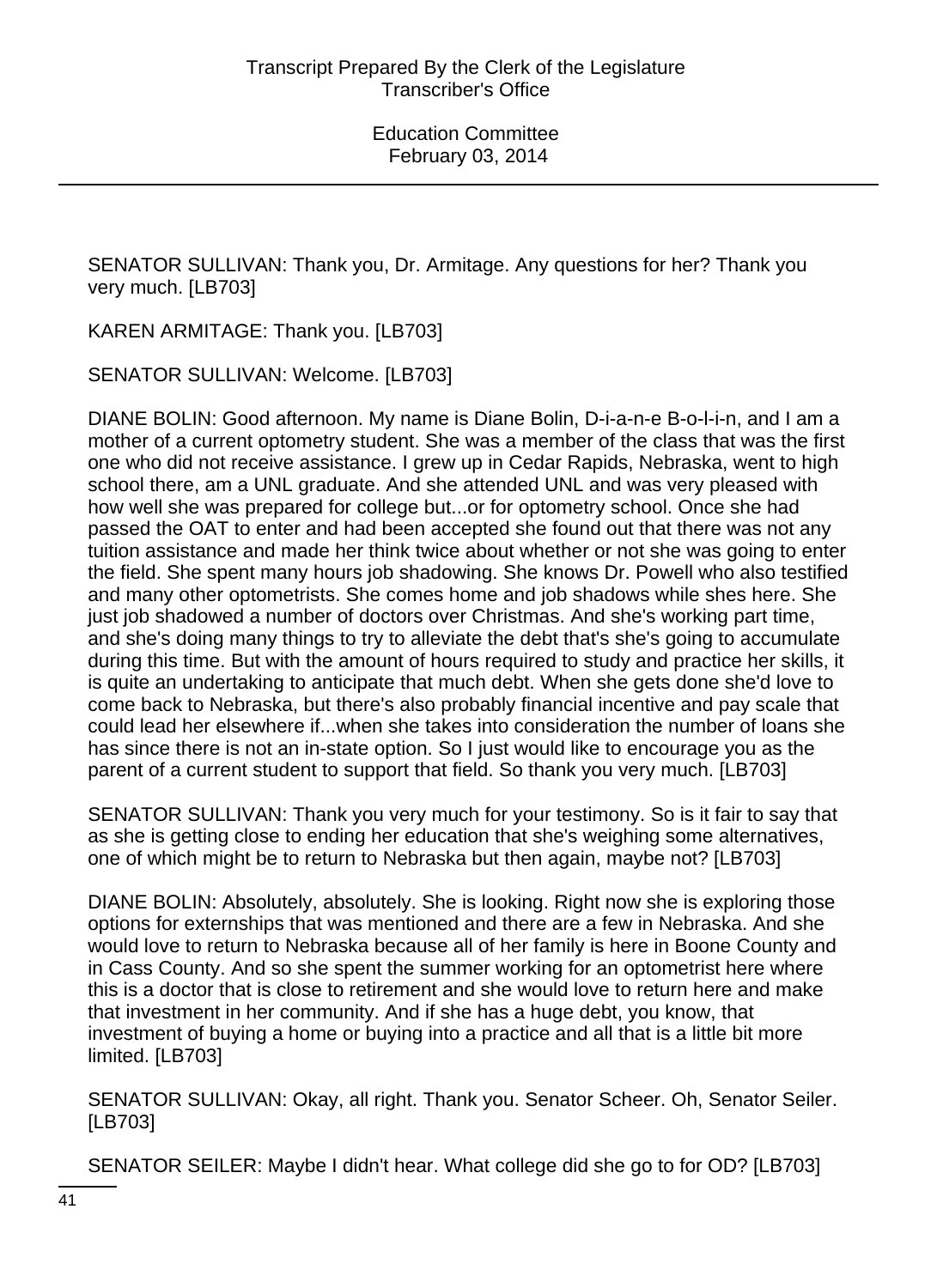SENATOR SULLIVAN: Thank you, Dr. Armitage. Any questions for her? Thank you very much. [LB703]

KAREN ARMITAGE: Thank you. [LB703]

SENATOR SULLIVAN: Welcome. [LB703]

DIANE BOLIN: Good afternoon. My name is Diane Bolin, D-i-a-n-e B-o-l-i-n, and I am a mother of a current optometry student. She was a member of the class that was the first one who did not receive assistance. I grew up in Cedar Rapids, Nebraska, went to high school there, am a UNL graduate. And she attended UNL and was very pleased with how well she was prepared for college but...or for optometry school. Once she had passed the OAT to enter and had been accepted she found out that there was not any tuition assistance and made her think twice about whether or not she was going to enter the field. She spent many hours job shadowing. She knows Dr. Powell who also testified and many other optometrists. She comes home and job shadows while shes here. She just job shadowed a number of doctors over Christmas. And she's working part time, and she's doing many things to try to alleviate the debt that's she's going to accumulate during this time. But with the amount of hours required to study and practice her skills, it is quite an undertaking to anticipate that much debt. When she gets done she'd love to come back to Nebraska, but there's also probably financial incentive and pay scale that could lead her elsewhere if...when she takes into consideration the number of loans she has since there is not an in-state option. So I just would like to encourage you as the parent of a current student to support that field. So thank you very much. [LB703]

SENATOR SULLIVAN: Thank you very much for your testimony. So is it fair to say that as she is getting close to ending her education that she's weighing some alternatives, one of which might be to return to Nebraska but then again, maybe not? [LB703]

DIANE BOLIN: Absolutely, absolutely. She is looking. Right now she is exploring those options for externships that was mentioned and there are a few in Nebraska. And she would love to return to Nebraska because all of her family is here in Boone County and in Cass County. And so she spent the summer working for an optometrist here where this is a doctor that is close to retirement and she would love to return here and make that investment in her community. And if she has a huge debt, you know, that investment of buying a home or buying into a practice and all that is a little bit more limited. [LB703]

SENATOR SULLIVAN: Okay, all right. Thank you. Senator Scheer. Oh, Senator Seiler. [LB703]

SENATOR SEILER: Maybe I didn't hear. What college did she go to for OD? [LB703]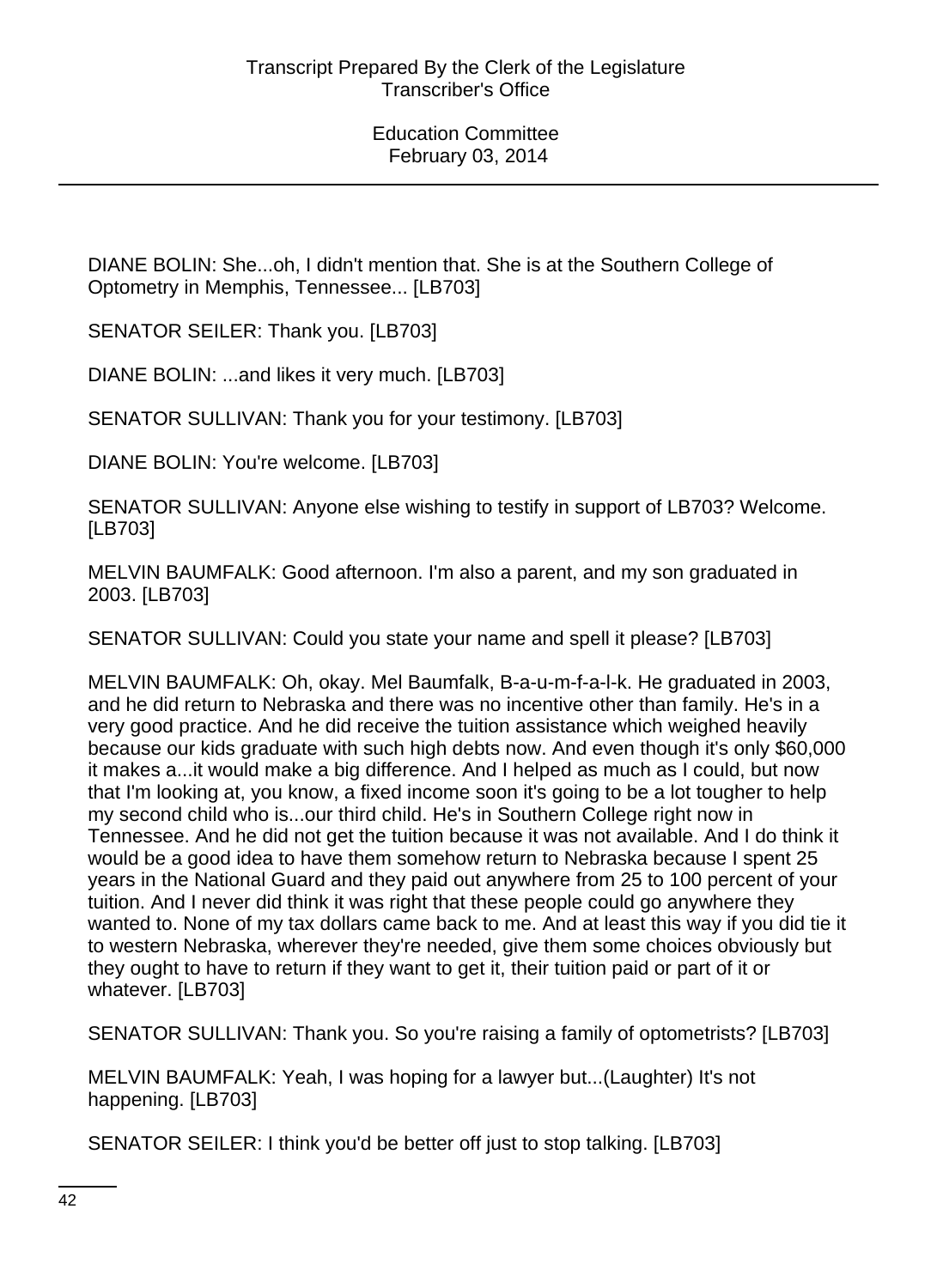DIANE BOLIN: She...oh, I didn't mention that. She is at the Southern College of Optometry in Memphis, Tennessee... [LB703]

SENATOR SEILER: Thank you. [LB703]

DIANE BOLIN: ...and likes it very much. [LB703]

SENATOR SULLIVAN: Thank you for your testimony. [LB703]

DIANE BOLIN: You're welcome. [LB703]

SENATOR SULLIVAN: Anyone else wishing to testify in support of LB703? Welcome. [LB703]

MELVIN BAUMFALK: Good afternoon. I'm also a parent, and my son graduated in 2003. [LB703]

SENATOR SULLIVAN: Could you state your name and spell it please? [LB703]

MELVIN BAUMFALK: Oh, okay. Mel Baumfalk, B-a-u-m-f-a-l-k. He graduated in 2003, and he did return to Nebraska and there was no incentive other than family. He's in a very good practice. And he did receive the tuition assistance which weighed heavily because our kids graduate with such high debts now. And even though it's only $60,000 it makes a...it would make a big difference. And I helped as much as I could, but now that I'm looking at, you know, a fixed income soon it's going to be a lot tougher to help my second child who is...our third child. He's in Southern College right now in Tennessee. And he did not get the tuition because it was not available. And I do think it would be a good idea to have them somehow return to Nebraska because I spent 25 years in the National Guard and they paid out anywhere from 25 to 100 percent of your tuition. And I never did think it was right that these people could go anywhere they wanted to. None of my tax dollars came back to me. And at least this way if you did tie it to western Nebraska, wherever they're needed, give them some choices obviously but they ought to have to return if they want to get it, their tuition paid or part of it or whatever. [LB703]

SENATOR SULLIVAN: Thank you. So you're raising a family of optometrists? [LB703]

MELVIN BAUMFALK: Yeah, I was hoping for a lawyer but...(Laughter) It's not happening. [LB703]

SENATOR SEILER: I think you'd be better off just to stop talking. [LB703]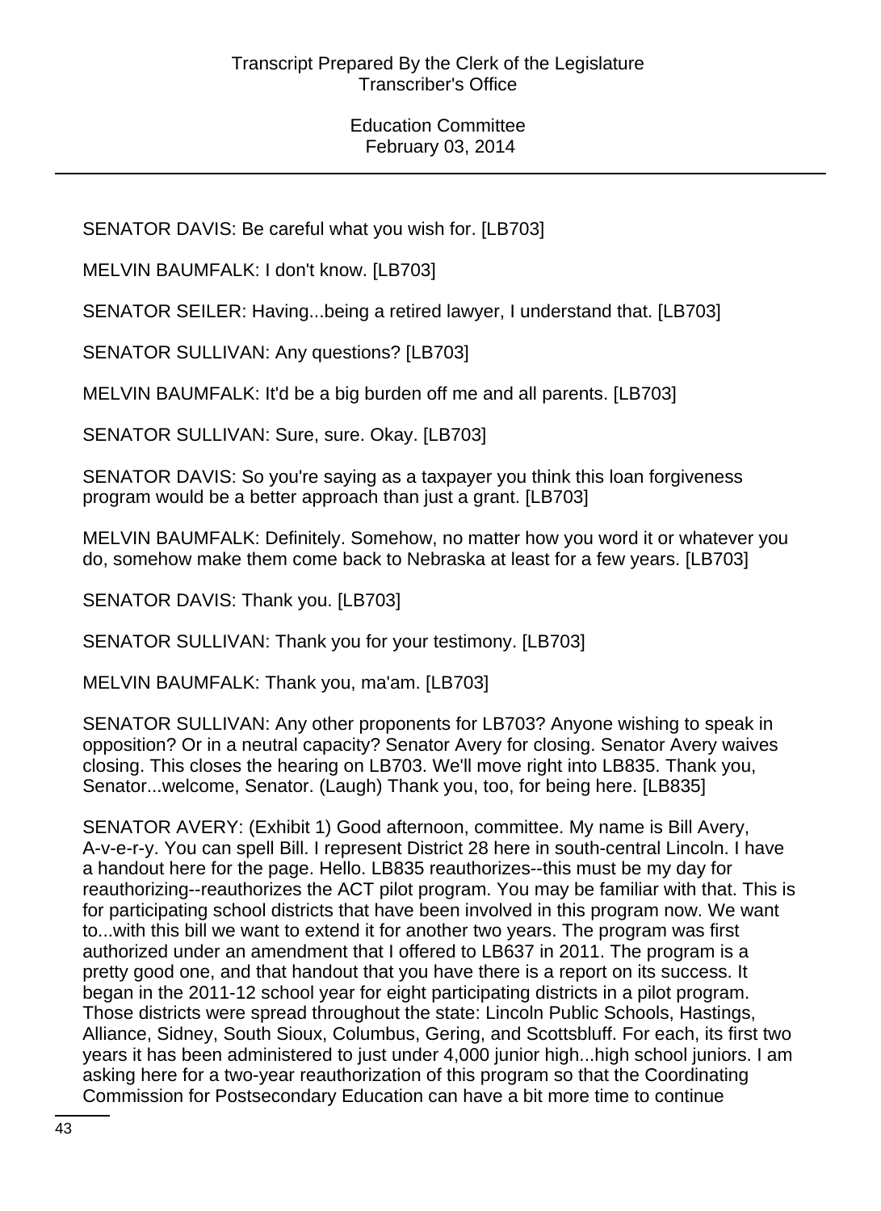SENATOR DAVIS: Be careful what you wish for. [LB703]

MELVIN BAUMFALK: I don't know. [LB703]

SENATOR SEILER: Having...being a retired lawyer, I understand that. [LB703]

SENATOR SULLIVAN: Any questions? [LB703]

MELVIN BAUMFALK: It'd be a big burden off me and all parents. [LB703]

SENATOR SULLIVAN: Sure, sure. Okay. [LB703]

SENATOR DAVIS: So you're saying as a taxpayer you think this loan forgiveness program would be a better approach than just a grant. [LB703]

MELVIN BAUMFALK: Definitely. Somehow, no matter how you word it or whatever you do, somehow make them come back to Nebraska at least for a few years. [LB703]

SENATOR DAVIS: Thank you. [LB703]

SENATOR SULLIVAN: Thank you for your testimony. [LB703]

MELVIN BAUMFALK: Thank you, ma'am. [LB703]

SENATOR SULLIVAN: Any other proponents for LB703? Anyone wishing to speak in opposition? Or in a neutral capacity? Senator Avery for closing. Senator Avery waives closing. This closes the hearing on LB703. We'll move right into LB835. Thank you, Senator...welcome, Senator. (Laugh) Thank you, too, for being here. [LB835]

SENATOR AVERY: (Exhibit 1) Good afternoon, committee. My name is Bill Avery, A-v-e-r-y. You can spell Bill. I represent District 28 here in south-central Lincoln. I have a handout here for the page. Hello. LB835 reauthorizes--this must be my day for reauthorizing--reauthorizes the ACT pilot program. You may be familiar with that. This is for participating school districts that have been involved in this program now. We want to...with this bill we want to extend it for another two years. The program was first authorized under an amendment that I offered to LB637 in 2011. The program is a pretty good one, and that handout that you have there is a report on its success. It began in the 2011-12 school year for eight participating districts in a pilot program. Those districts were spread throughout the state: Lincoln Public Schools, Hastings, Alliance, Sidney, South Sioux, Columbus, Gering, and Scottsbluff. For each, its first two years it has been administered to just under 4,000 junior high...high school juniors. I am asking here for a two-year reauthorization of this program so that the Coordinating Commission for Postsecondary Education can have a bit more time to continue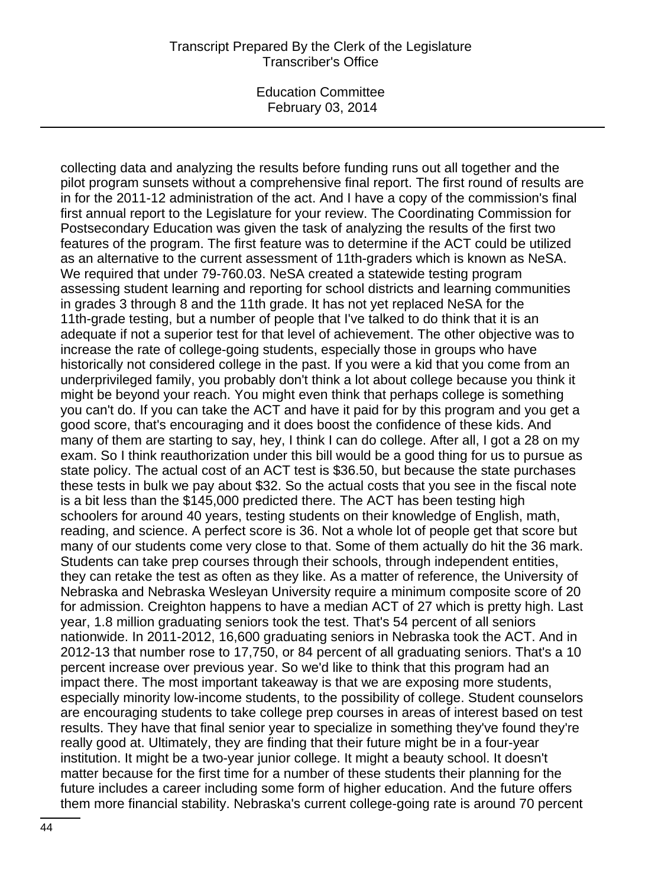collecting data and analyzing the results before funding runs out all together and the pilot program sunsets without a comprehensive final report. The first round of results are in for the 2011-12 administration of the act. And I have a copy of the commission's final first annual report to the Legislature for your review. The Coordinating Commission for Postsecondary Education was given the task of analyzing the results of the first two features of the program. The first feature was to determine if the ACT could be utilized as an alternative to the current assessment of 11th-graders which is known as NeSA. We required that under 79-760.03. NeSA created a statewide testing program assessing student learning and reporting for school districts and learning communities in grades 3 through 8 and the 11th grade. It has not yet replaced NeSA for the 11th-grade testing, but a number of people that I've talked to do think that it is an adequate if not a superior test for that level of achievement. The other objective was to increase the rate of college-going students, especially those in groups who have historically not considered college in the past. If you were a kid that you come from an underprivileged family, you probably don't think a lot about college because you think it might be beyond your reach. You might even think that perhaps college is something you can't do. If you can take the ACT and have it paid for by this program and you get a good score, that's encouraging and it does boost the confidence of these kids. And many of them are starting to say, hey, I think I can do college. After all, I got a 28 on my exam. So I think reauthorization under this bill would be a good thing for us to pursue as state policy. The actual cost of an ACT test is $36.50, but because the state purchases these tests in bulk we pay about $32. So the actual costs that you see in the fiscal note is a bit less than the $145,000 predicted there. The ACT has been testing high schoolers for around 40 years, testing students on their knowledge of English, math, reading, and science. A perfect score is 36. Not a whole lot of people get that score but many of our students come very close to that. Some of them actually do hit the 36 mark. Students can take prep courses through their schools, through independent entities, they can retake the test as often as they like. As a matter of reference, the University of Nebraska and Nebraska Wesleyan University require a minimum composite score of 20 for admission. Creighton happens to have a median ACT of 27 which is pretty high. Last year, 1.8 million graduating seniors took the test. That's 54 percent of all seniors nationwide. In 2011-2012, 16,600 graduating seniors in Nebraska took the ACT. And in 2012-13 that number rose to 17,750, or 84 percent of all graduating seniors. That's a 10 percent increase over previous year. So we'd like to think that this program had an impact there. The most important takeaway is that we are exposing more students, especially minority low-income students, to the possibility of college. Student counselors are encouraging students to take college prep courses in areas of interest based on test results. They have that final senior year to specialize in something they've found they're really good at. Ultimately, they are finding that their future might be in a four-year institution. It might be a two-year junior college. It might a beauty school. It doesn't matter because for the first time for a number of these students their planning for the future includes a career including some form of higher education. And the future offers them more financial stability. Nebraska's current college-going rate is around 70 percent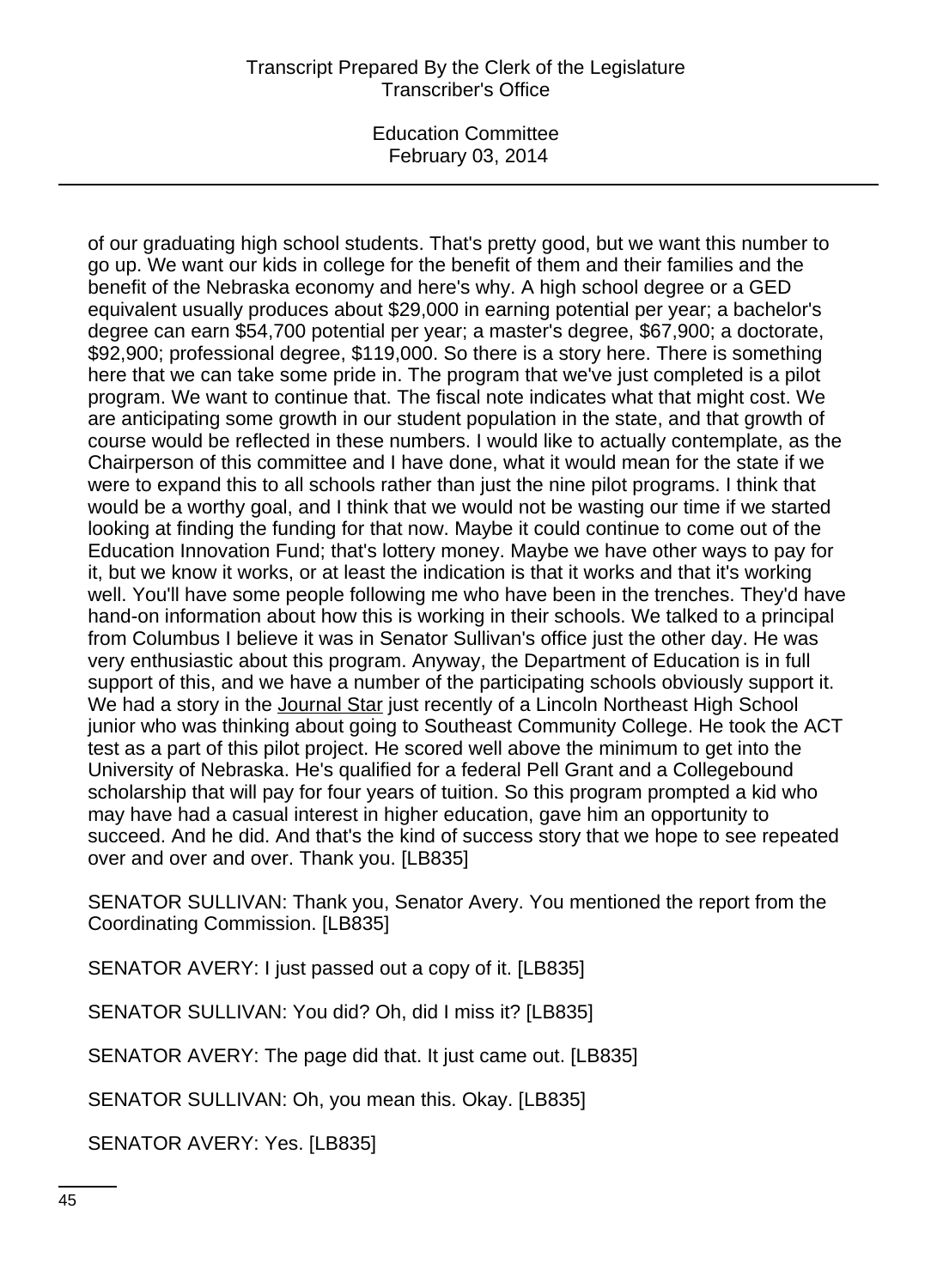of our graduating high school students. That's pretty good, but we want this number to go up. We want our kids in college for the benefit of them and their families and the benefit of the Nebraska economy and here's why. A high school degree or a GED equivalent usually produces about $29,000 in earning potential per year; a bachelor's degree can earn $54,700 potential per year; a master's degree, $67,900; a doctorate, $92,900; professional degree, $119,000. So there is a story here. There is something here that we can take some pride in. The program that we've just completed is a pilot program. We want to continue that. The fiscal note indicates what that might cost. We are anticipating some growth in our student population in the state, and that growth of course would be reflected in these numbers. I would like to actually contemplate, as the Chairperson of this committee and I have done, what it would mean for the state if we were to expand this to all schools rather than just the nine pilot programs. I think that would be a worthy goal, and I think that we would not be wasting our time if we started looking at finding the funding for that now. Maybe it could continue to come out of the Education Innovation Fund; that's lottery money. Maybe we have other ways to pay for it, but we know it works, or at least the indication is that it works and that it's working well. You'll have some people following me who have been in the trenches. They'd have hand-on information about how this is working in their schools. We talked to a principal from Columbus I believe it was in Senator Sullivan's office just the other day. He was very enthusiastic about this program. Anyway, the Department of Education is in full support of this, and we have a number of the participating schools obviously support it. We had a story in the Journal Star just recently of a Lincoln Northeast High School junior who was thinking about going to Southeast Community College. He took the ACT test as a part of this pilot project. He scored well above the minimum to get into the University of Nebraska. He's qualified for a federal Pell Grant and a Collegebound scholarship that will pay for four years of tuition. So this program prompted a kid who may have had a casual interest in higher education, gave him an opportunity to succeed. And he did. And that's the kind of success story that we hope to see repeated over and over and over. Thank you. [LB835]

SENATOR SULLIVAN: Thank you, Senator Avery. You mentioned the report from the Coordinating Commission. [LB835]

SENATOR AVERY: I just passed out a copy of it. [LB835]

SENATOR SULLIVAN: You did? Oh, did I miss it? [LB835]

SENATOR AVERY: The page did that. It just came out. [LB835]

SENATOR SULLIVAN: Oh, you mean this. Okay. [LB835]

SENATOR AVERY: Yes. [LB835]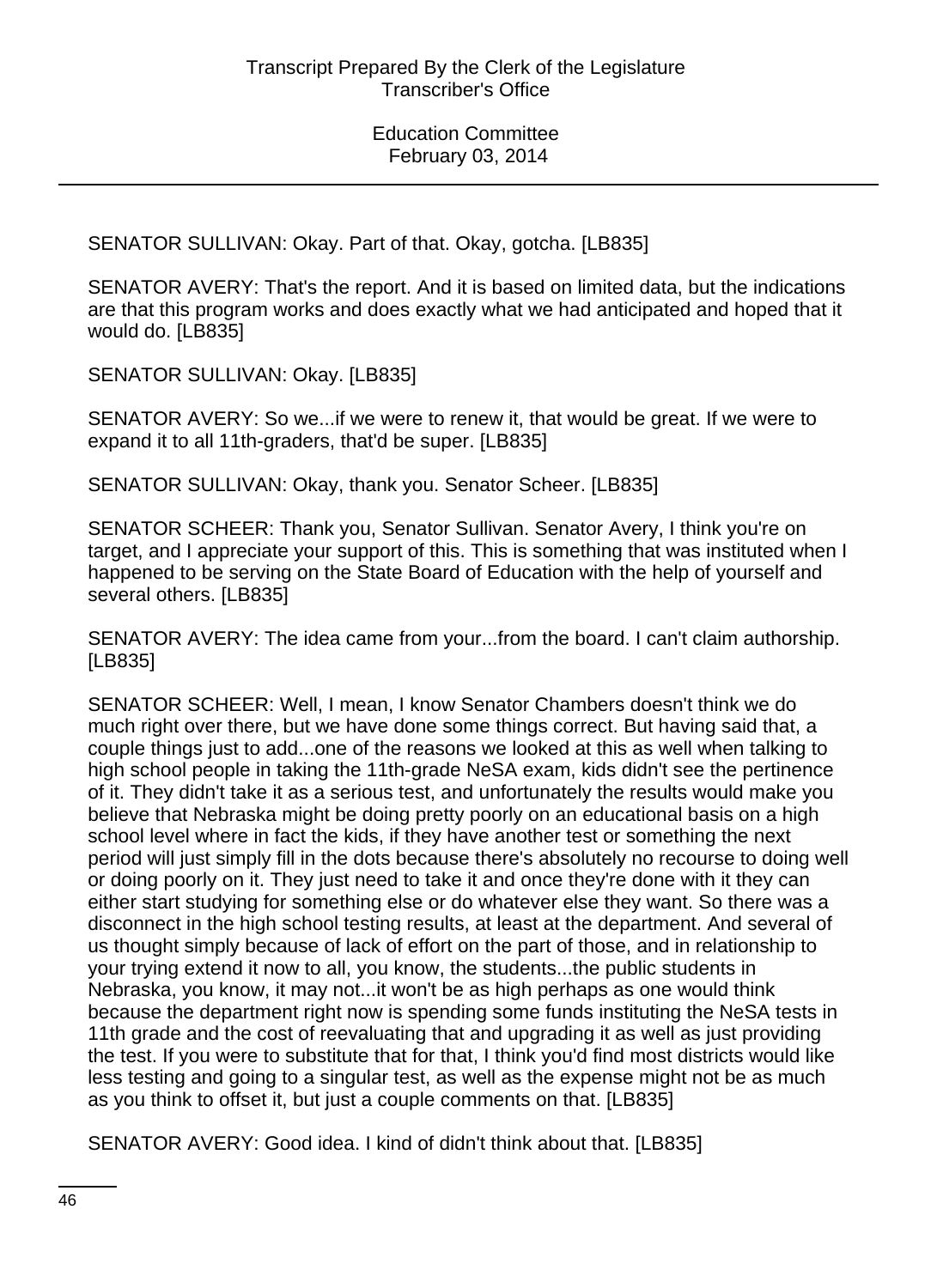SENATOR SULLIVAN: Okay. Part of that. Okay, gotcha. [LB835]

SENATOR AVERY: That's the report. And it is based on limited data, but the indications are that this program works and does exactly what we had anticipated and hoped that it would do. [LB835]

SENATOR SULLIVAN: Okay. [LB835]

SENATOR AVERY: So we...if we were to renew it, that would be great. If we were to expand it to all 11th-graders, that'd be super. [LB835]

SENATOR SULLIVAN: Okay, thank you. Senator Scheer. [LB835]

SENATOR SCHEER: Thank you, Senator Sullivan. Senator Avery, I think you're on target, and I appreciate your support of this. This is something that was instituted when I happened to be serving on the State Board of Education with the help of yourself and several others. [LB835]

SENATOR AVERY: The idea came from your...from the board. I can't claim authorship. [LB835]

SENATOR SCHEER: Well, I mean, I know Senator Chambers doesn't think we do much right over there, but we have done some things correct. But having said that, a couple things just to add...one of the reasons we looked at this as well when talking to high school people in taking the 11th-grade NeSA exam, kids didn't see the pertinence of it. They didn't take it as a serious test, and unfortunately the results would make you believe that Nebraska might be doing pretty poorly on an educational basis on a high school level where in fact the kids, if they have another test or something the next period will just simply fill in the dots because there's absolutely no recourse to doing well or doing poorly on it. They just need to take it and once they're done with it they can either start studying for something else or do whatever else they want. So there was a disconnect in the high school testing results, at least at the department. And several of us thought simply because of lack of effort on the part of those, and in relationship to your trying extend it now to all, you know, the students...the public students in Nebraska, you know, it may not...it won't be as high perhaps as one would think because the department right now is spending some funds instituting the NeSA tests in 11th grade and the cost of reevaluating that and upgrading it as well as just providing the test. If you were to substitute that for that, I think you'd find most districts would like less testing and going to a singular test, as well as the expense might not be as much as you think to offset it, but just a couple comments on that. [LB835]

SENATOR AVERY: Good idea. I kind of didn't think about that. [LB835]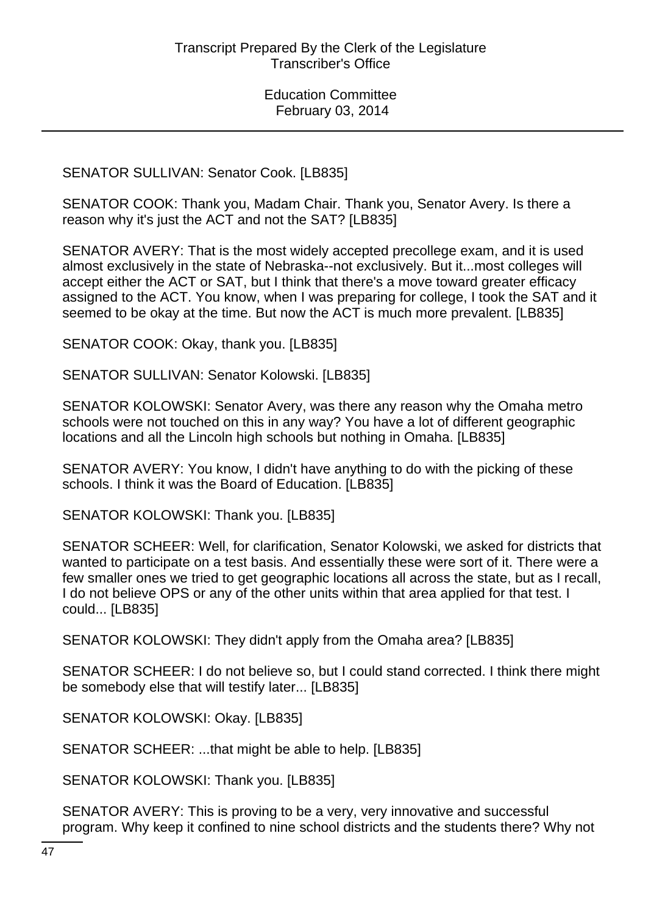SENATOR SULLIVAN: Senator Cook. [LB835]

SENATOR COOK: Thank you, Madam Chair. Thank you, Senator Avery. Is there a reason why it's just the ACT and not the SAT? [LB835]

SENATOR AVERY: That is the most widely accepted precollege exam, and it is used almost exclusively in the state of Nebraska--not exclusively. But it...most colleges will accept either the ACT or SAT, but I think that there's a move toward greater efficacy assigned to the ACT. You know, when I was preparing for college, I took the SAT and it seemed to be okay at the time. But now the ACT is much more prevalent. [LB835]

SENATOR COOK: Okay, thank you. [LB835]

SENATOR SULLIVAN: Senator Kolowski. [LB835]

SENATOR KOLOWSKI: Senator Avery, was there any reason why the Omaha metro schools were not touched on this in any way? You have a lot of different geographic locations and all the Lincoln high schools but nothing in Omaha. [LB835]

SENATOR AVERY: You know, I didn't have anything to do with the picking of these schools. I think it was the Board of Education. [LB835]

SENATOR KOLOWSKI: Thank you. [LB835]

SENATOR SCHEER: Well, for clarification, Senator Kolowski, we asked for districts that wanted to participate on a test basis. And essentially these were sort of it. There were a few smaller ones we tried to get geographic locations all across the state, but as I recall, I do not believe OPS or any of the other units within that area applied for that test. I could... [LB835]

SENATOR KOLOWSKI: They didn't apply from the Omaha area? [LB835]

SENATOR SCHEER: I do not believe so, but I could stand corrected. I think there might be somebody else that will testify later... [LB835]

SENATOR KOLOWSKI: Okay. [LB835]

SENATOR SCHEER: ...that might be able to help. [LB835]

SENATOR KOLOWSKI: Thank you. [LB835]

SENATOR AVERY: This is proving to be a very, very innovative and successful program. Why keep it confined to nine school districts and the students there? Why not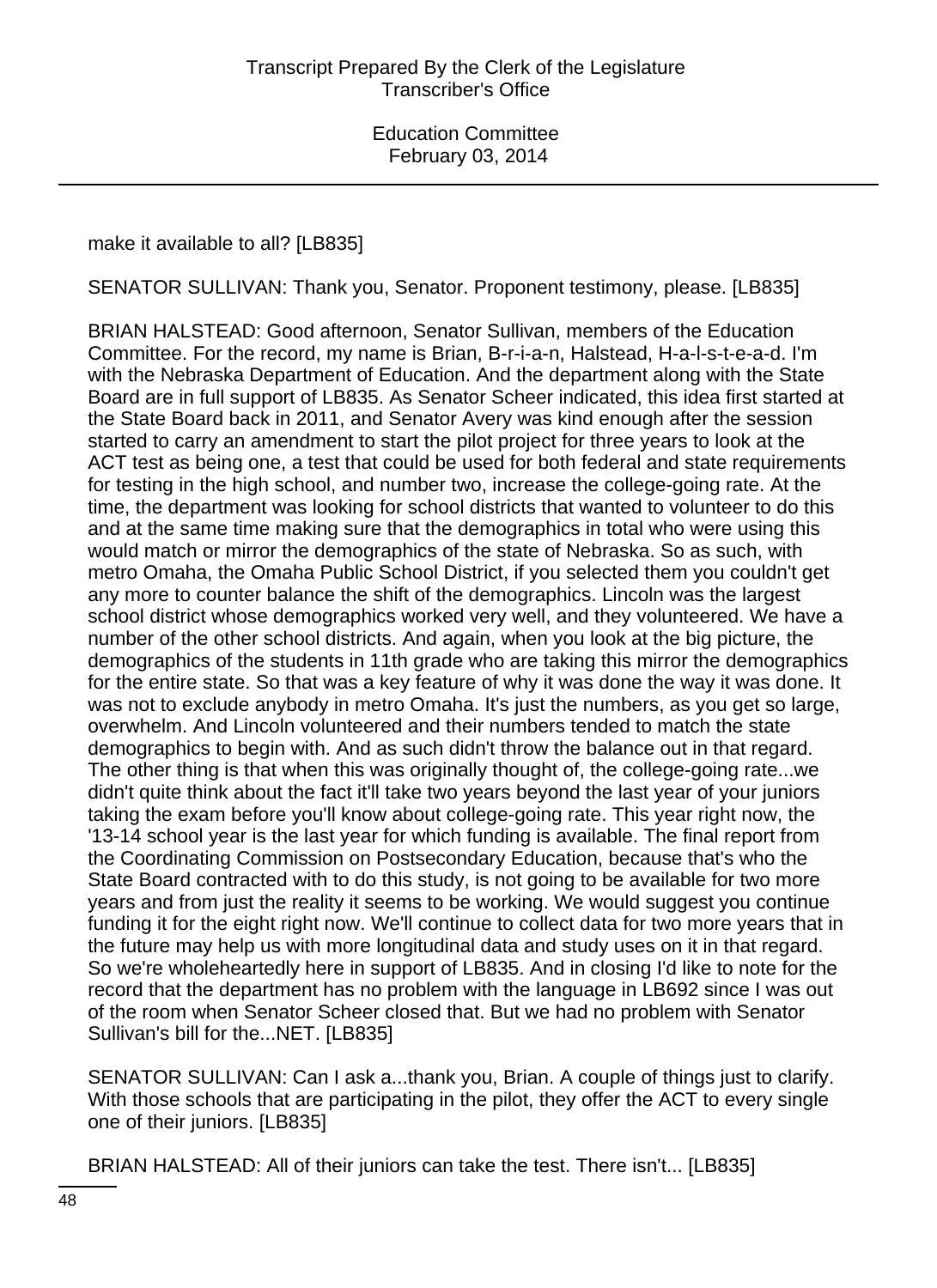make it available to all? [LB835]

SENATOR SULLIVAN: Thank you, Senator. Proponent testimony, please. [LB835]

BRIAN HALSTEAD: Good afternoon, Senator Sullivan, members of the Education Committee. For the record, my name is Brian, B-r-i-a-n, Halstead, H-a-l-s-t-e-a-d. I'm with the Nebraska Department of Education. And the department along with the State Board are in full support of LB835. As Senator Scheer indicated, this idea first started at the State Board back in 2011, and Senator Avery was kind enough after the session started to carry an amendment to start the pilot project for three years to look at the ACT test as being one, a test that could be used for both federal and state requirements for testing in the high school, and number two, increase the college-going rate. At the time, the department was looking for school districts that wanted to volunteer to do this and at the same time making sure that the demographics in total who were using this would match or mirror the demographics of the state of Nebraska. So as such, with metro Omaha, the Omaha Public School District, if you selected them you couldn't get any more to counter balance the shift of the demographics. Lincoln was the largest school district whose demographics worked very well, and they volunteered. We have a number of the other school districts. And again, when you look at the big picture, the demographics of the students in 11th grade who are taking this mirror the demographics for the entire state. So that was a key feature of why it was done the way it was done. It was not to exclude anybody in metro Omaha. It's just the numbers, as you get so large, overwhelm. And Lincoln volunteered and their numbers tended to match the state demographics to begin with. And as such didn't throw the balance out in that regard. The other thing is that when this was originally thought of, the college-going rate...we didn't quite think about the fact it'll take two years beyond the last year of your juniors taking the exam before you'll know about college-going rate. This year right now, the '13-14 school year is the last year for which funding is available. The final report from the Coordinating Commission on Postsecondary Education, because that's who the State Board contracted with to do this study, is not going to be available for two more years and from just the reality it seems to be working. We would suggest you continue funding it for the eight right now. We'll continue to collect data for two more years that in the future may help us with more longitudinal data and study uses on it in that regard. So we're wholeheartedly here in support of LB835. And in closing I'd like to note for the record that the department has no problem with the language in LB692 since I was out of the room when Senator Scheer closed that. But we had no problem with Senator Sullivan's bill for the...NET. [LB835]

SENATOR SULLIVAN: Can I ask a...thank you, Brian. A couple of things just to clarify. With those schools that are participating in the pilot, they offer the ACT to every single one of their juniors. [LB835]

BRIAN HALSTEAD: All of their juniors can take the test. There isn't... [LB835]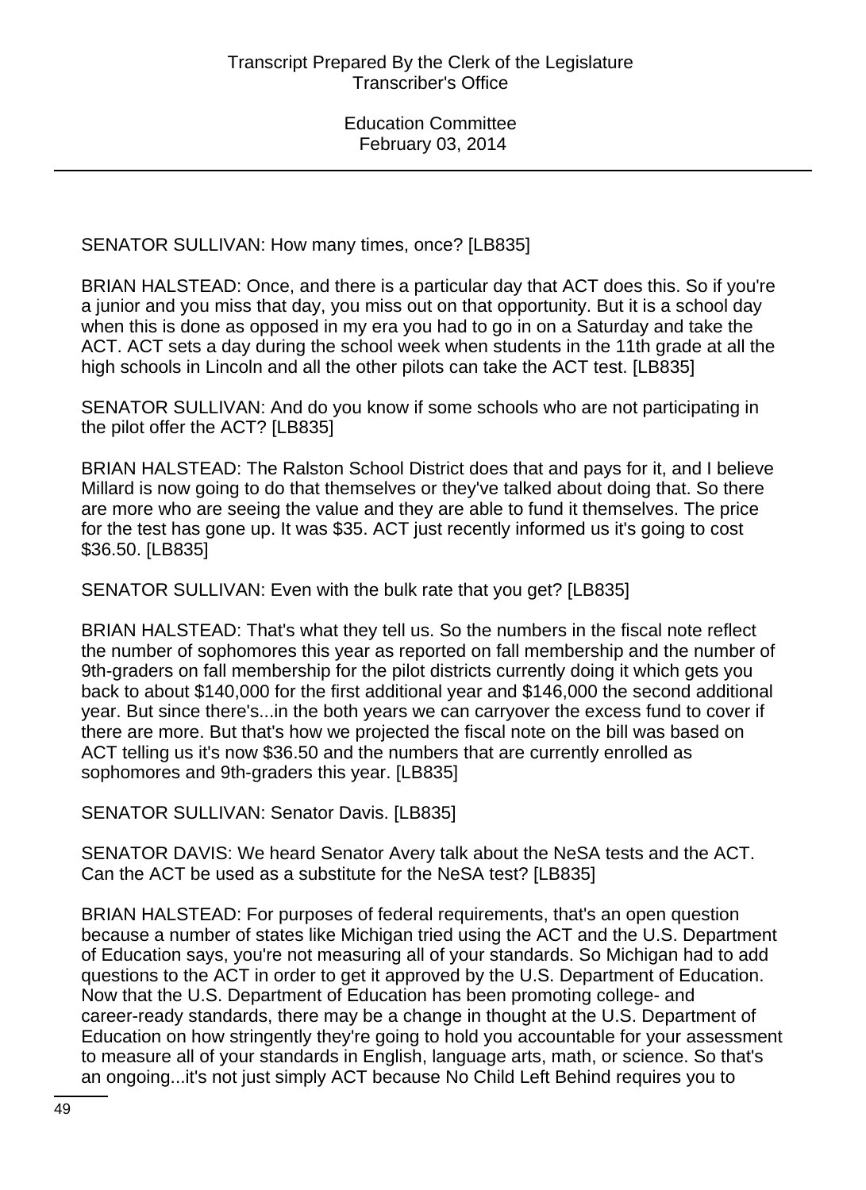SENATOR SULLIVAN: How many times, once? [LB835]

BRIAN HALSTEAD: Once, and there is a particular day that ACT does this. So if you're a junior and you miss that day, you miss out on that opportunity. But it is a school day when this is done as opposed in my era you had to go in on a Saturday and take the ACT. ACT sets a day during the school week when students in the 11th grade at all the high schools in Lincoln and all the other pilots can take the ACT test. [LB835]

SENATOR SULLIVAN: And do you know if some schools who are not participating in the pilot offer the ACT? [LB835]

BRIAN HALSTEAD: The Ralston School District does that and pays for it, and I believe Millard is now going to do that themselves or they've talked about doing that. So there are more who are seeing the value and they are able to fund it themselves. The price for the test has gone up. It was $35. ACT just recently informed us it's going to cost $36.50. [LB835]

SENATOR SULLIVAN: Even with the bulk rate that you get? [LB835]

BRIAN HALSTEAD: That's what they tell us. So the numbers in the fiscal note reflect the number of sophomores this year as reported on fall membership and the number of 9th-graders on fall membership for the pilot districts currently doing it which gets you back to about $140,000 for the first additional year and $146,000 the second additional year. But since there's...in the both years we can carryover the excess fund to cover if there are more. But that's how we projected the fiscal note on the bill was based on ACT telling us it's now $36.50 and the numbers that are currently enrolled as sophomores and 9th-graders this year. [LB835]

SENATOR SULLIVAN: Senator Davis. [LB835]

SENATOR DAVIS: We heard Senator Avery talk about the NeSA tests and the ACT. Can the ACT be used as a substitute for the NeSA test? [LB835]

BRIAN HALSTEAD: For purposes of federal requirements, that's an open question because a number of states like Michigan tried using the ACT and the U.S. Department of Education says, you're not measuring all of your standards. So Michigan had to add questions to the ACT in order to get it approved by the U.S. Department of Education. Now that the U.S. Department of Education has been promoting college- and career-ready standards, there may be a change in thought at the U.S. Department of Education on how stringently they're going to hold you accountable for your assessment to measure all of your standards in English, language arts, math, or science. So that's an ongoing...it's not just simply ACT because No Child Left Behind requires you to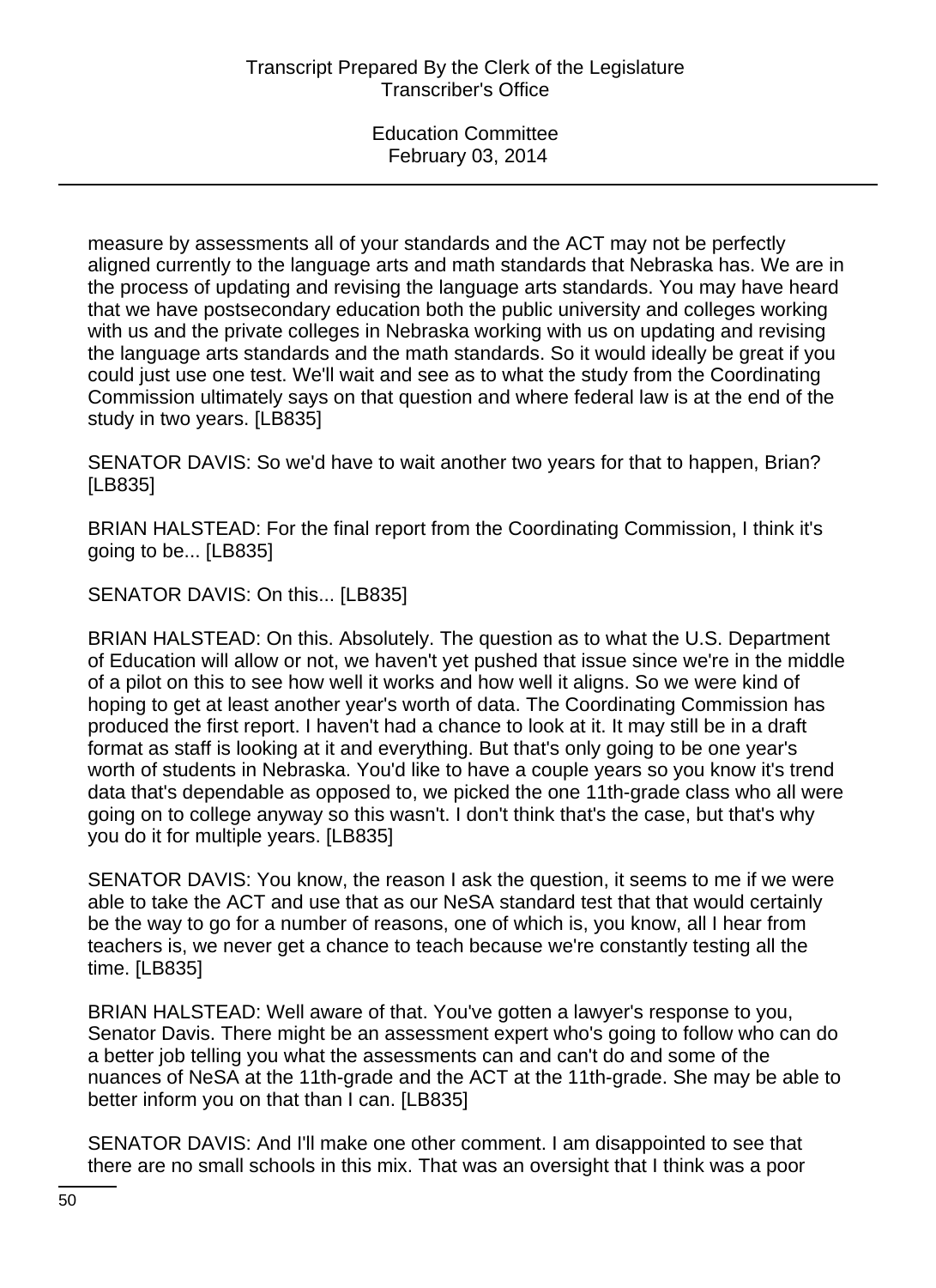measure by assessments all of your standards and the ACT may not be perfectly aligned currently to the language arts and math standards that Nebraska has. We are in the process of updating and revising the language arts standards. You may have heard that we have postsecondary education both the public university and colleges working with us and the private colleges in Nebraska working with us on updating and revising the language arts standards and the math standards. So it would ideally be great if you could just use one test. We'll wait and see as to what the study from the Coordinating Commission ultimately says on that question and where federal law is at the end of the study in two years. [LB835]

SENATOR DAVIS: So we'd have to wait another two years for that to happen, Brian? [LB835]

BRIAN HALSTEAD: For the final report from the Coordinating Commission, I think it's going to be... [LB835]

SENATOR DAVIS: On this... [LB835]

BRIAN HALSTEAD: On this. Absolutely. The question as to what the U.S. Department of Education will allow or not, we haven't yet pushed that issue since we're in the middle of a pilot on this to see how well it works and how well it aligns. So we were kind of hoping to get at least another year's worth of data. The Coordinating Commission has produced the first report. I haven't had a chance to look at it. It may still be in a draft format as staff is looking at it and everything. But that's only going to be one year's worth of students in Nebraska. You'd like to have a couple years so you know it's trend data that's dependable as opposed to, we picked the one 11th-grade class who all were going on to college anyway so this wasn't. I don't think that's the case, but that's why you do it for multiple years. [LB835]

SENATOR DAVIS: You know, the reason I ask the question, it seems to me if we were able to take the ACT and use that as our NeSA standard test that that would certainly be the way to go for a number of reasons, one of which is, you know, all I hear from teachers is, we never get a chance to teach because we're constantly testing all the time. [LB835]

BRIAN HALSTEAD: Well aware of that. You've gotten a lawyer's response to you, Senator Davis. There might be an assessment expert who's going to follow who can do a better job telling you what the assessments can and can't do and some of the nuances of NeSA at the 11th-grade and the ACT at the 11th-grade. She may be able to better inform you on that than I can. [LB835]

SENATOR DAVIS: And I'll make one other comment. I am disappointed to see that there are no small schools in this mix. That was an oversight that I think was a poor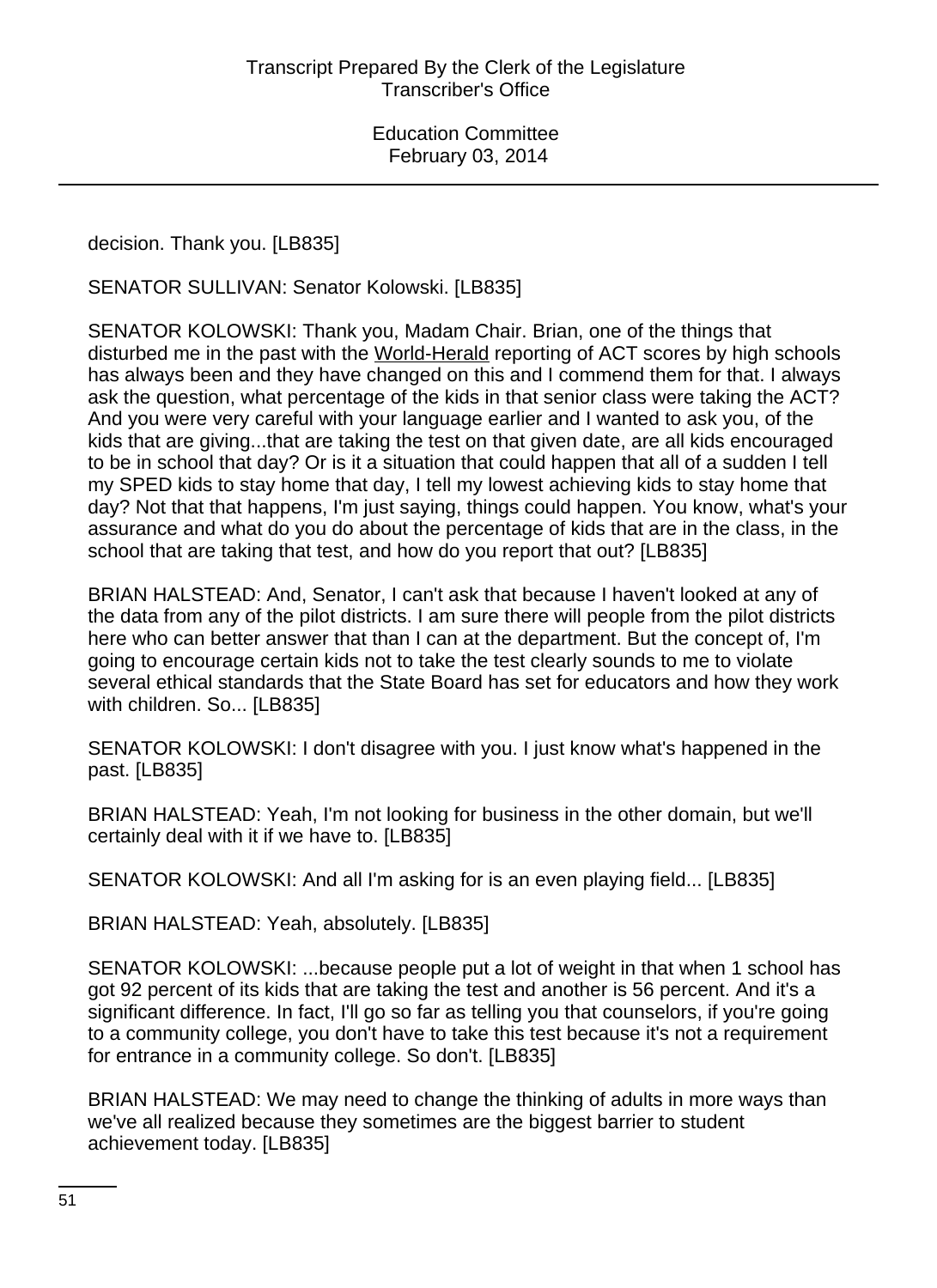decision. Thank you. [LB835]

SENATOR SULLIVAN: Senator Kolowski. [LB835]

SENATOR KOLOWSKI: Thank you, Madam Chair. Brian, one of the things that disturbed me in the past with the World-Herald reporting of ACT scores by high schools has always been and they have changed on this and I commend them for that. I always ask the question, what percentage of the kids in that senior class were taking the ACT? And you were very careful with your language earlier and I wanted to ask you, of the kids that are giving...that are taking the test on that given date, are all kids encouraged to be in school that day? Or is it a situation that could happen that all of a sudden I tell my SPED kids to stay home that day, I tell my lowest achieving kids to stay home that day? Not that that happens, I'm just saying, things could happen. You know, what's your assurance and what do you do about the percentage of kids that are in the class, in the school that are taking that test, and how do you report that out? [LB835]

BRIAN HALSTEAD: And, Senator, I can't ask that because I haven't looked at any of the data from any of the pilot districts. I am sure there will people from the pilot districts here who can better answer that than I can at the department. But the concept of, I'm going to encourage certain kids not to take the test clearly sounds to me to violate several ethical standards that the State Board has set for educators and how they work with children. So... [LB835]

SENATOR KOLOWSKI: I don't disagree with you. I just know what's happened in the past. [LB835]

BRIAN HALSTEAD: Yeah, I'm not looking for business in the other domain, but we'll certainly deal with it if we have to. [LB835]

SENATOR KOLOWSKI: And all I'm asking for is an even playing field... [LB835]

BRIAN HALSTEAD: Yeah, absolutely. [LB835]

SENATOR KOLOWSKI: ...because people put a lot of weight in that when 1 school has got 92 percent of its kids that are taking the test and another is 56 percent. And it's a significant difference. In fact, I'll go so far as telling you that counselors, if you're going to a community college, you don't have to take this test because it's not a requirement for entrance in a community college. So don't. [LB835]

BRIAN HALSTEAD: We may need to change the thinking of adults in more ways than we've all realized because they sometimes are the biggest barrier to student achievement today. [LB835]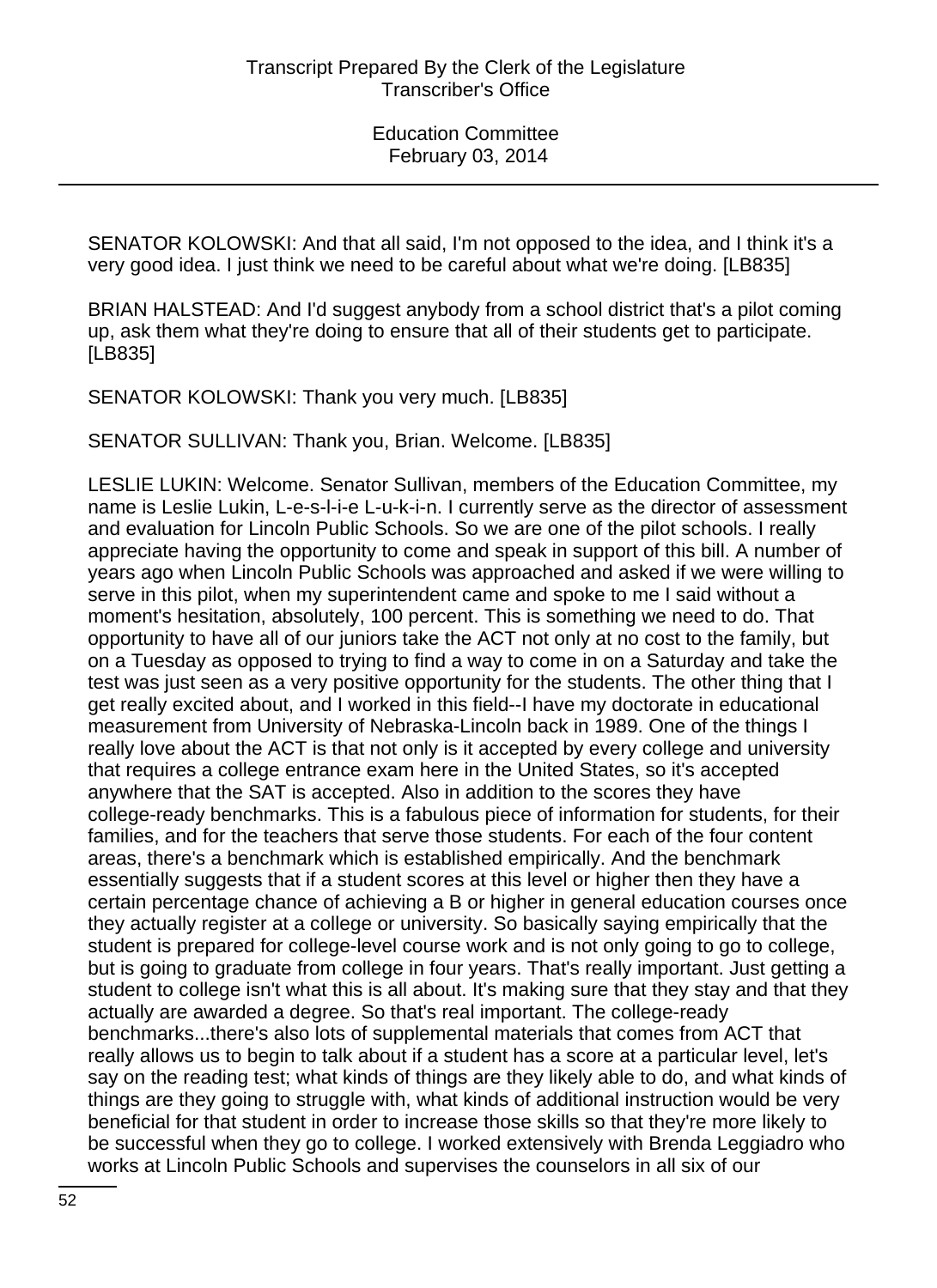SENATOR KOLOWSKI: And that all said, I'm not opposed to the idea, and I think it's a very good idea. I just think we need to be careful about what we're doing. [LB835]

BRIAN HALSTEAD: And I'd suggest anybody from a school district that's a pilot coming up, ask them what they're doing to ensure that all of their students get to participate. [LB835]

SENATOR KOLOWSKI: Thank you very much. [LB835]

SENATOR SULLIVAN: Thank you, Brian. Welcome. [LB835]

LESLIE LUKIN: Welcome. Senator Sullivan, members of the Education Committee, my name is Leslie Lukin, L-e-s-l-i-e L-u-k-i-n. I currently serve as the director of assessment and evaluation for Lincoln Public Schools. So we are one of the pilot schools. I really appreciate having the opportunity to come and speak in support of this bill. A number of years ago when Lincoln Public Schools was approached and asked if we were willing to serve in this pilot, when my superintendent came and spoke to me I said without a moment's hesitation, absolutely, 100 percent. This is something we need to do. That opportunity to have all of our juniors take the ACT not only at no cost to the family, but on a Tuesday as opposed to trying to find a way to come in on a Saturday and take the test was just seen as a very positive opportunity for the students. The other thing that I get really excited about, and I worked in this field--I have my doctorate in educational measurement from University of Nebraska-Lincoln back in 1989. One of the things I really love about the ACT is that not only is it accepted by every college and university that requires a college entrance exam here in the United States, so it's accepted anywhere that the SAT is accepted. Also in addition to the scores they have college-ready benchmarks. This is a fabulous piece of information for students, for their families, and for the teachers that serve those students. For each of the four content areas, there's a benchmark which is established empirically. And the benchmark essentially suggests that if a student scores at this level or higher then they have a certain percentage chance of achieving a B or higher in general education courses once they actually register at a college or university. So basically saying empirically that the student is prepared for college-level course work and is not only going to go to college, but is going to graduate from college in four years. That's really important. Just getting a student to college isn't what this is all about. It's making sure that they stay and that they actually are awarded a degree. So that's real important. The college-ready benchmarks...there's also lots of supplemental materials that comes from ACT that really allows us to begin to talk about if a student has a score at a particular level, let's say on the reading test; what kinds of things are they likely able to do, and what kinds of things are they going to struggle with, what kinds of additional instruction would be very beneficial for that student in order to increase those skills so that they're more likely to be successful when they go to college. I worked extensively with Brenda Leggiadro who works at Lincoln Public Schools and supervises the counselors in all six of our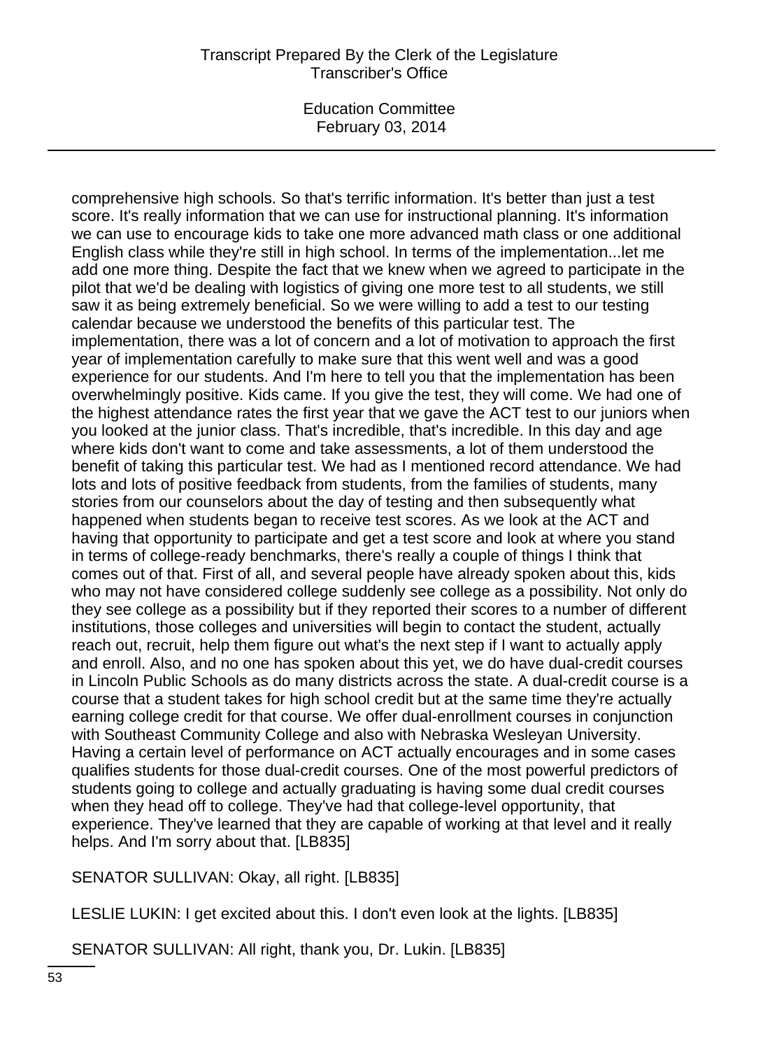comprehensive high schools. So that's terrific information. It's better than just a test score. It's really information that we can use for instructional planning. It's information we can use to encourage kids to take one more advanced math class or one additional English class while they're still in high school. In terms of the implementation...let me add one more thing. Despite the fact that we knew when we agreed to participate in the pilot that we'd be dealing with logistics of giving one more test to all students, we still saw it as being extremely beneficial. So we were willing to add a test to our testing calendar because we understood the benefits of this particular test. The implementation, there was a lot of concern and a lot of motivation to approach the first year of implementation carefully to make sure that this went well and was a good experience for our students. And I'm here to tell you that the implementation has been overwhelmingly positive. Kids came. If you give the test, they will come. We had one of the highest attendance rates the first year that we gave the ACT test to our juniors when you looked at the junior class. That's incredible, that's incredible. In this day and age where kids don't want to come and take assessments, a lot of them understood the benefit of taking this particular test. We had as I mentioned record attendance. We had lots and lots of positive feedback from students, from the families of students, many stories from our counselors about the day of testing and then subsequently what happened when students began to receive test scores. As we look at the ACT and having that opportunity to participate and get a test score and look at where you stand in terms of college-ready benchmarks, there's really a couple of things I think that comes out of that. First of all, and several people have already spoken about this, kids who may not have considered college suddenly see college as a possibility. Not only do they see college as a possibility but if they reported their scores to a number of different institutions, those colleges and universities will begin to contact the student, actually reach out, recruit, help them figure out what's the next step if I want to actually apply and enroll. Also, and no one has spoken about this yet, we do have dual-credit courses in Lincoln Public Schools as do many districts across the state. A dual-credit course is a course that a student takes for high school credit but at the same time they're actually earning college credit for that course. We offer dual-enrollment courses in conjunction with Southeast Community College and also with Nebraska Wesleyan University. Having a certain level of performance on ACT actually encourages and in some cases qualifies students for those dual-credit courses. One of the most powerful predictors of students going to college and actually graduating is having some dual credit courses when they head off to college. They've had that college-level opportunity, that experience. They've learned that they are capable of working at that level and it really helps. And I'm sorry about that. [LB835]

SENATOR SULLIVAN: Okay, all right. [LB835]

LESLIE LUKIN: I get excited about this. I don't even look at the lights. [LB835]

SENATOR SULLIVAN: All right, thank you, Dr. Lukin. [LB835]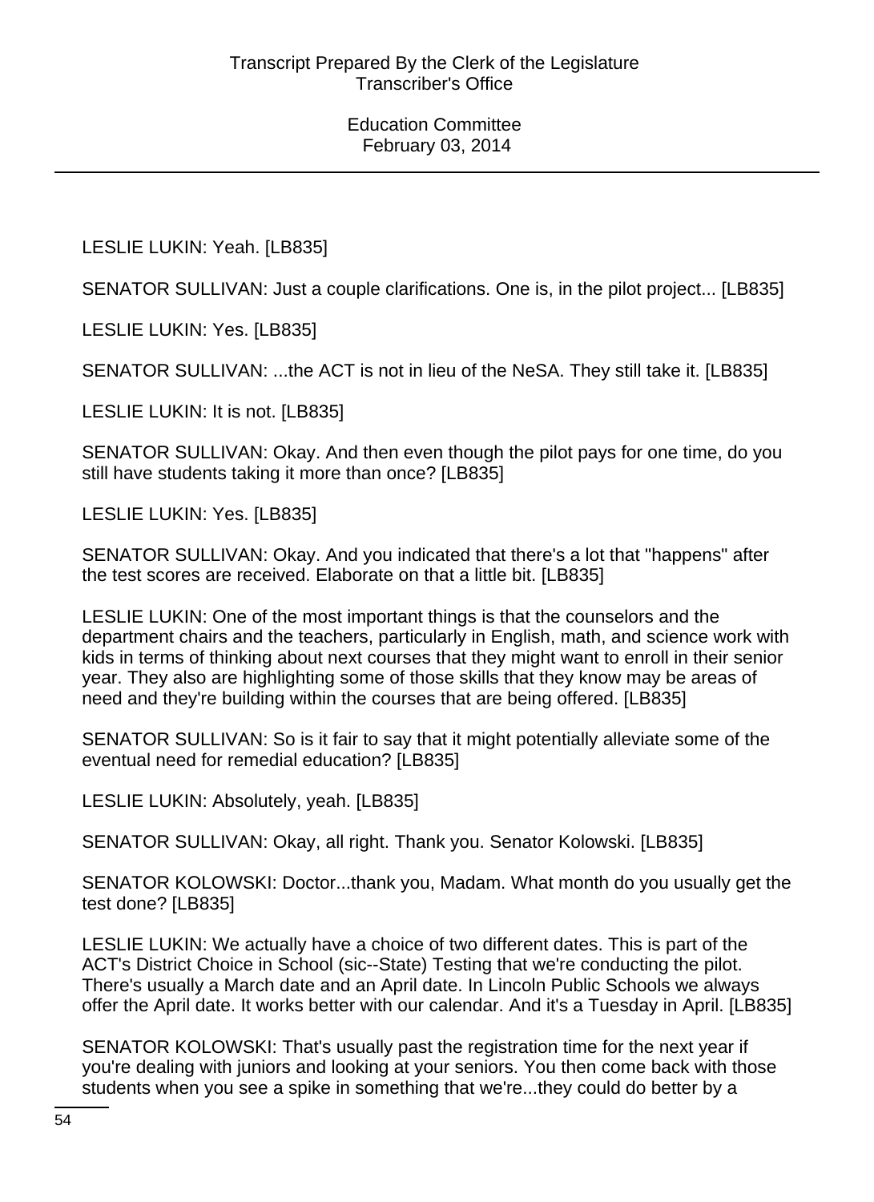LESLIE LUKIN: Yeah. [LB835]

SENATOR SULLIVAN: Just a couple clarifications. One is, in the pilot project... [LB835]

LESLIE LUKIN: Yes. [LB835]

SENATOR SULLIVAN: ...the ACT is not in lieu of the NeSA. They still take it. [LB835]

LESLIE LUKIN: It is not. [LB835]

SENATOR SULLIVAN: Okay. And then even though the pilot pays for one time, do you still have students taking it more than once? [LB835]

LESLIE LUKIN: Yes. [LB835]

SENATOR SULLIVAN: Okay. And you indicated that there's a lot that "happens" after the test scores are received. Elaborate on that a little bit. [LB835]

LESLIE LUKIN: One of the most important things is that the counselors and the department chairs and the teachers, particularly in English, math, and science work with kids in terms of thinking about next courses that they might want to enroll in their senior year. They also are highlighting some of those skills that they know may be areas of need and they're building within the courses that are being offered. [LB835]

SENATOR SULLIVAN: So is it fair to say that it might potentially alleviate some of the eventual need for remedial education? [LB835]

LESLIE LUKIN: Absolutely, yeah. [LB835]

SENATOR SULLIVAN: Okay, all right. Thank you. Senator Kolowski. [LB835]

SENATOR KOLOWSKI: Doctor...thank you, Madam. What month do you usually get the test done? [LB835]

LESLIE LUKIN: We actually have a choice of two different dates. This is part of the ACT's District Choice in School (sic--State) Testing that we're conducting the pilot. There's usually a March date and an April date. In Lincoln Public Schools we always offer the April date. It works better with our calendar. And it's a Tuesday in April. [LB835]

SENATOR KOLOWSKI: That's usually past the registration time for the next year if you're dealing with juniors and looking at your seniors. You then come back with those students when you see a spike in something that we're...they could do better by a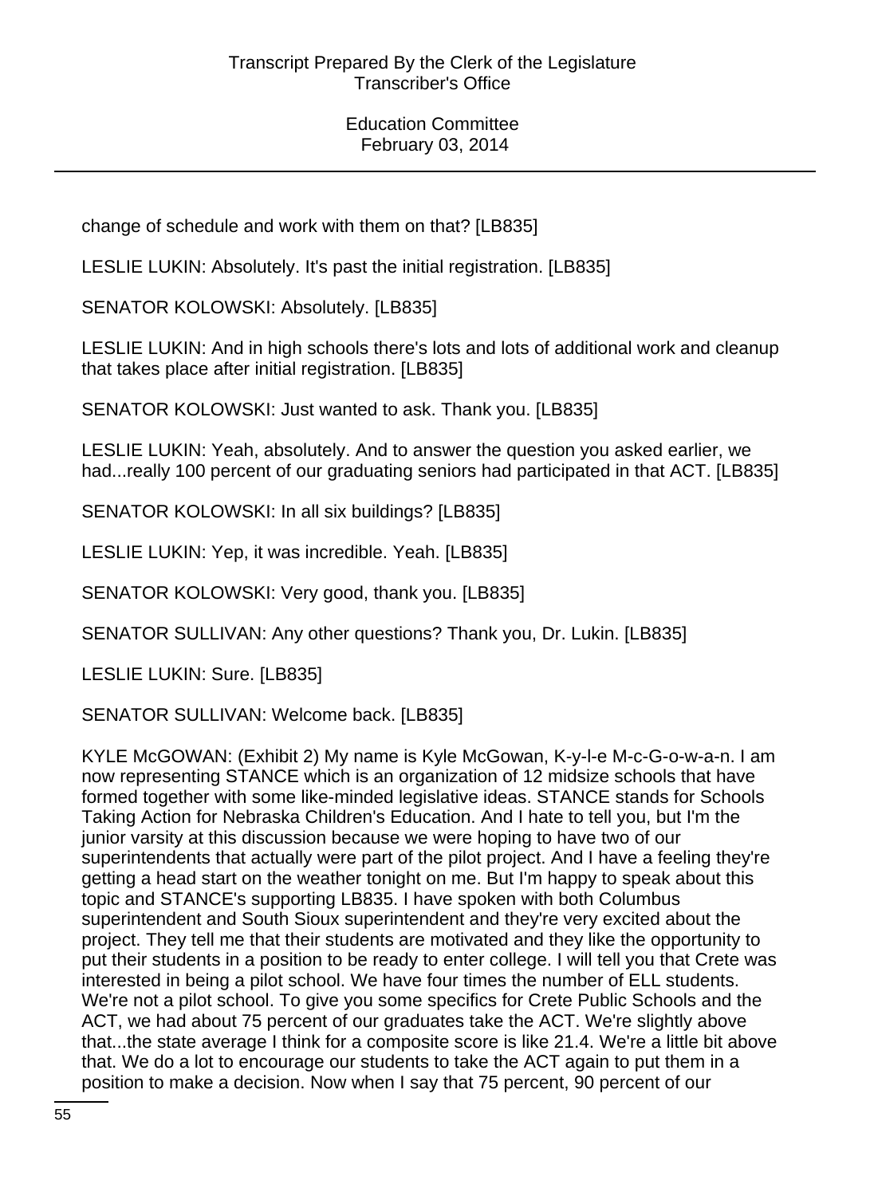change of schedule and work with them on that? [LB835]

LESLIE LUKIN: Absolutely. It's past the initial registration. [LB835]

SENATOR KOLOWSKI: Absolutely. [LB835]

LESLIE LUKIN: And in high schools there's lots and lots of additional work and cleanup that takes place after initial registration. [LB835]

SENATOR KOLOWSKI: Just wanted to ask. Thank you. [LB835]

LESLIE LUKIN: Yeah, absolutely. And to answer the question you asked earlier, we had...really 100 percent of our graduating seniors had participated in that ACT. [LB835]

SENATOR KOLOWSKI: In all six buildings? [LB835]

LESLIE LUKIN: Yep, it was incredible. Yeah. [LB835]

SENATOR KOLOWSKI: Very good, thank you. [LB835]

SENATOR SULLIVAN: Any other questions? Thank you, Dr. Lukin. [LB835]

LESLIE LUKIN: Sure. [LB835]

SENATOR SULLIVAN: Welcome back. [LB835]

KYLE McGOWAN: (Exhibit 2) My name is Kyle McGowan, K-y-l-e M-c-G-o-w-a-n. I am now representing STANCE which is an organization of 12 midsize schools that have formed together with some like-minded legislative ideas. STANCE stands for Schools Taking Action for Nebraska Children's Education. And I hate to tell you, but I'm the junior varsity at this discussion because we were hoping to have two of our superintendents that actually were part of the pilot project. And I have a feeling they're getting a head start on the weather tonight on me. But I'm happy to speak about this topic and STANCE's supporting LB835. I have spoken with both Columbus superintendent and South Sioux superintendent and they're very excited about the project. They tell me that their students are motivated and they like the opportunity to put their students in a position to be ready to enter college. I will tell you that Crete was interested in being a pilot school. We have four times the number of ELL students. We're not a pilot school. To give you some specifics for Crete Public Schools and the ACT, we had about 75 percent of our graduates take the ACT. We're slightly above that...the state average I think for a composite score is like 21.4. We're a little bit above that. We do a lot to encourage our students to take the ACT again to put them in a position to make a decision. Now when I say that 75 percent, 90 percent of our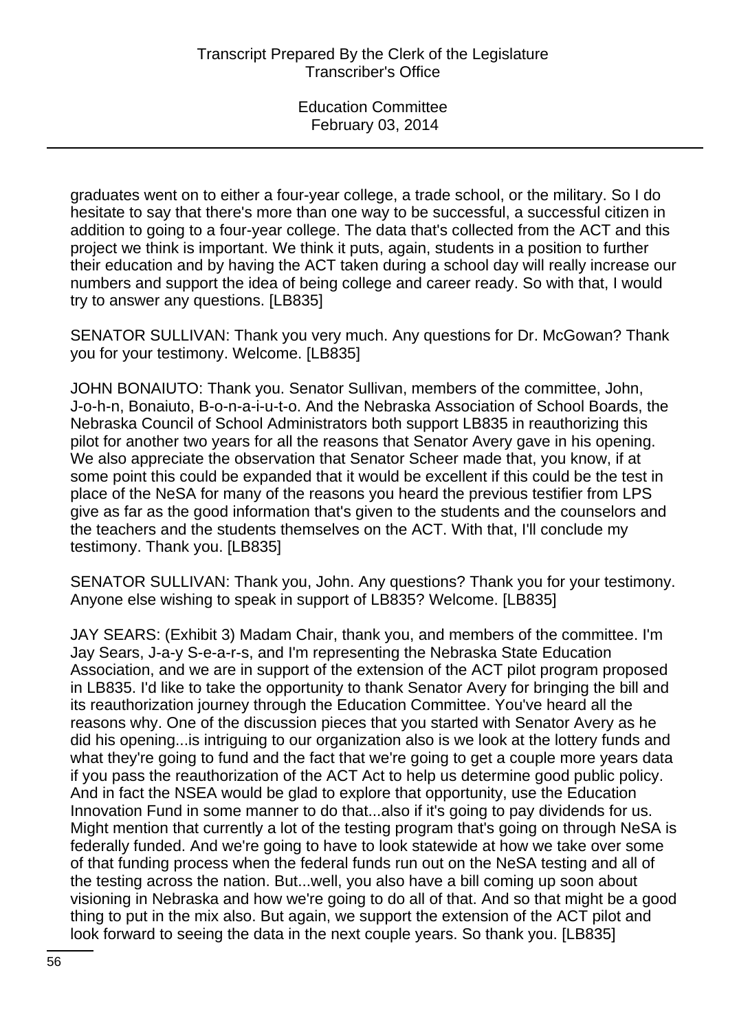graduates went on to either a four-year college, a trade school, or the military. So I do hesitate to say that there's more than one way to be successful, a successful citizen in addition to going to a four-year college. The data that's collected from the ACT and this project we think is important. We think it puts, again, students in a position to further their education and by having the ACT taken during a school day will really increase our numbers and support the idea of being college and career ready. So with that, I would try to answer any questions. [LB835]

SENATOR SULLIVAN: Thank you very much. Any questions for Dr. McGowan? Thank you for your testimony. Welcome. [LB835]

JOHN BONAIUTO: Thank you. Senator Sullivan, members of the committee, John, J-o-h-n, Bonaiuto, B-o-n-a-i-u-t-o. And the Nebraska Association of School Boards, the Nebraska Council of School Administrators both support LB835 in reauthorizing this pilot for another two years for all the reasons that Senator Avery gave in his opening. We also appreciate the observation that Senator Scheer made that, you know, if at some point this could be expanded that it would be excellent if this could be the test in place of the NeSA for many of the reasons you heard the previous testifier from LPS give as far as the good information that's given to the students and the counselors and the teachers and the students themselves on the ACT. With that, I'll conclude my testimony. Thank you. [LB835]

SENATOR SULLIVAN: Thank you, John. Any questions? Thank you for your testimony. Anyone else wishing to speak in support of LB835? Welcome. [LB835]

JAY SEARS: (Exhibit 3) Madam Chair, thank you, and members of the committee. I'm Jay Sears, J-a-y S-e-a-r-s, and I'm representing the Nebraska State Education Association, and we are in support of the extension of the ACT pilot program proposed in LB835. I'd like to take the opportunity to thank Senator Avery for bringing the bill and its reauthorization journey through the Education Committee. You've heard all the reasons why. One of the discussion pieces that you started with Senator Avery as he did his opening...is intriguing to our organization also is we look at the lottery funds and what they're going to fund and the fact that we're going to get a couple more years data if you pass the reauthorization of the ACT Act to help us determine good public policy. And in fact the NSEA would be glad to explore that opportunity, use the Education Innovation Fund in some manner to do that...also if it's going to pay dividends for us. Might mention that currently a lot of the testing program that's going on through NeSA is federally funded. And we're going to have to look statewide at how we take over some of that funding process when the federal funds run out on the NeSA testing and all of the testing across the nation. But...well, you also have a bill coming up soon about visioning in Nebraska and how we're going to do all of that. And so that might be a good thing to put in the mix also. But again, we support the extension of the ACT pilot and look forward to seeing the data in the next couple years. So thank you. [LB835]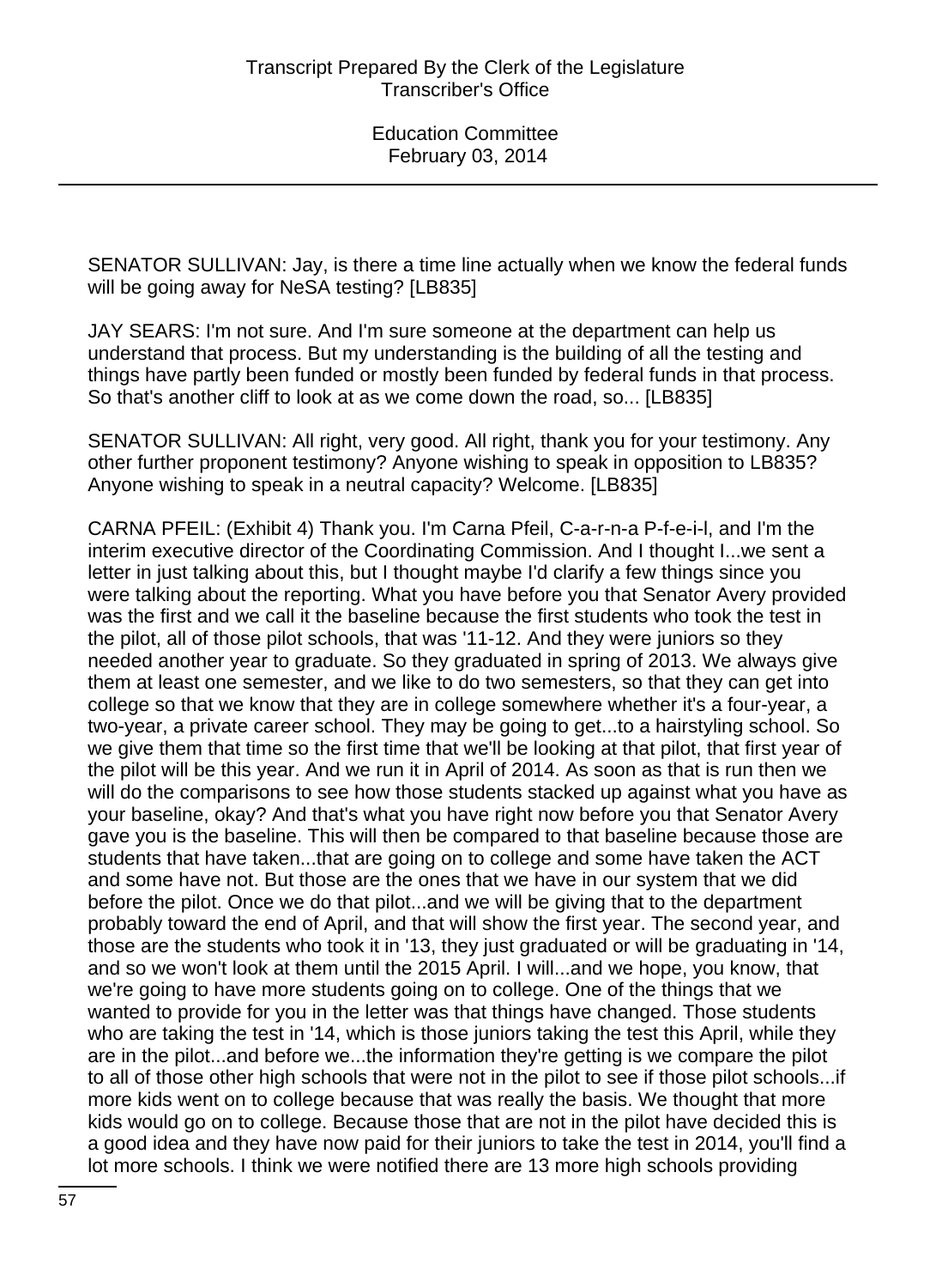SENATOR SULLIVAN: Jay, is there a time line actually when we know the federal funds will be going away for NeSA testing? [LB835]

JAY SEARS: I'm not sure. And I'm sure someone at the department can help us understand that process. But my understanding is the building of all the testing and things have partly been funded or mostly been funded by federal funds in that process. So that's another cliff to look at as we come down the road, so... [LB835]

SENATOR SULLIVAN: All right, very good. All right, thank you for your testimony. Any other further proponent testimony? Anyone wishing to speak in opposition to LB835? Anyone wishing to speak in a neutral capacity? Welcome. [LB835]

CARNA PFEIL: (Exhibit 4) Thank you. I'm Carna Pfeil, C-a-r-n-a P-f-e-i-l, and I'm the interim executive director of the Coordinating Commission. And I thought I...we sent a letter in just talking about this, but I thought maybe I'd clarify a few things since you were talking about the reporting. What you have before you that Senator Avery provided was the first and we call it the baseline because the first students who took the test in the pilot, all of those pilot schools, that was '11-12. And they were juniors so they needed another year to graduate. So they graduated in spring of 2013. We always give them at least one semester, and we like to do two semesters, so that they can get into college so that we know that they are in college somewhere whether it's a four-year, a two-year, a private career school. They may be going to get...to a hairstyling school. So we give them that time so the first time that we'll be looking at that pilot, that first year of the pilot will be this year. And we run it in April of 2014. As soon as that is run then we will do the comparisons to see how those students stacked up against what you have as your baseline, okay? And that's what you have right now before you that Senator Avery gave you is the baseline. This will then be compared to that baseline because those are students that have taken...that are going on to college and some have taken the ACT and some have not. But those are the ones that we have in our system that we did before the pilot. Once we do that pilot...and we will be giving that to the department probably toward the end of April, and that will show the first year. The second year, and those are the students who took it in '13, they just graduated or will be graduating in '14, and so we won't look at them until the 2015 April. I will...and we hope, you know, that we're going to have more students going on to college. One of the things that we wanted to provide for you in the letter was that things have changed. Those students who are taking the test in '14, which is those juniors taking the test this April, while they are in the pilot...and before we...the information they're getting is we compare the pilot to all of those other high schools that were not in the pilot to see if those pilot schools...if more kids went on to college because that was really the basis. We thought that more kids would go on to college. Because those that are not in the pilot have decided this is a good idea and they have now paid for their juniors to take the test in 2014, you'll find a lot more schools. I think we were notified there are 13 more high schools providing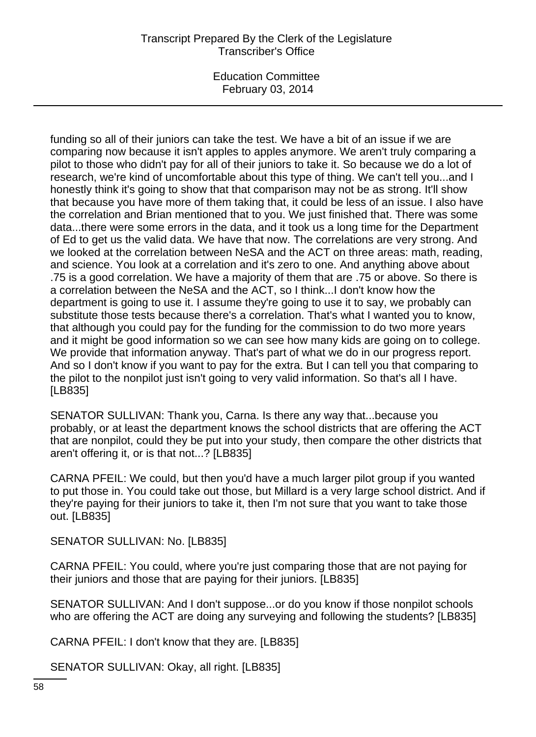funding so all of their juniors can take the test. We have a bit of an issue if we are comparing now because it isn't apples to apples anymore. We aren't truly comparing a pilot to those who didn't pay for all of their juniors to take it. So because we do a lot of research, we're kind of uncomfortable about this type of thing. We can't tell you...and I honestly think it's going to show that that comparison may not be as strong. It'll show that because you have more of them taking that, it could be less of an issue. I also have the correlation and Brian mentioned that to you. We just finished that. There was some data...there were some errors in the data, and it took us a long time for the Department of Ed to get us the valid data. We have that now. The correlations are very strong. And we looked at the correlation between NeSA and the ACT on three areas: math, reading, and science. You look at a correlation and it's zero to one. And anything above about .75 is a good correlation. We have a majority of them that are .75 or above. So there is a correlation between the NeSA and the ACT, so I think...I don't know how the department is going to use it. I assume they're going to use it to say, we probably can substitute those tests because there's a correlation. That's what I wanted you to know, that although you could pay for the funding for the commission to do two more years and it might be good information so we can see how many kids are going on to college. We provide that information anyway. That's part of what we do in our progress report. And so I don't know if you want to pay for the extra. But I can tell you that comparing to the pilot to the nonpilot just isn't going to very valid information. So that's all I have. [LB835]

SENATOR SULLIVAN: Thank you, Carna. Is there any way that...because you probably, or at least the department knows the school districts that are offering the ACT that are nonpilot, could they be put into your study, then compare the other districts that aren't offering it, or is that not...? [LB835]

CARNA PFEIL: We could, but then you'd have a much larger pilot group if you wanted to put those in. You could take out those, but Millard is a very large school district. And if they're paying for their juniors to take it, then I'm not sure that you want to take those out. [LB835]

SENATOR SULLIVAN: No. [LB835]

CARNA PFEIL: You could, where you're just comparing those that are not paying for their juniors and those that are paying for their juniors. [LB835]

SENATOR SULLIVAN: And I don't suppose...or do you know if those nonpilot schools who are offering the ACT are doing any surveying and following the students? [LB835]

CARNA PFEIL: I don't know that they are. [LB835]

SENATOR SULLIVAN: Okay, all right. [LB835]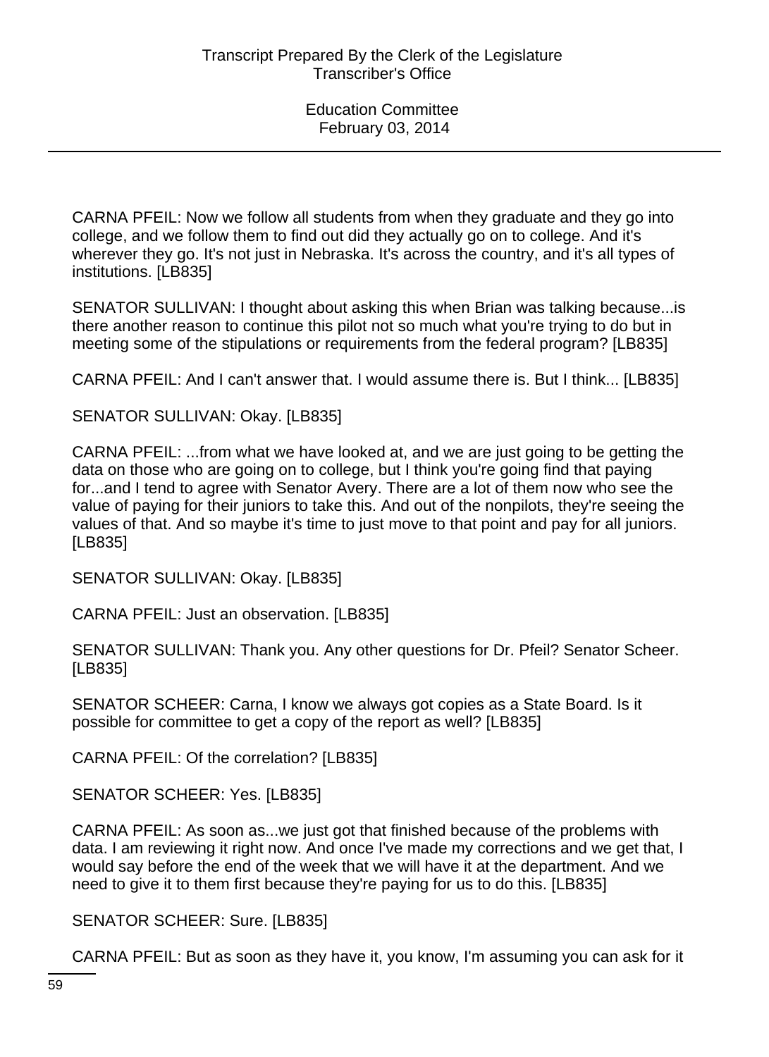CARNA PFEIL: Now we follow all students from when they graduate and they go into college, and we follow them to find out did they actually go on to college. And it's wherever they go. It's not just in Nebraska. It's across the country, and it's all types of institutions. [LB835]

SENATOR SULLIVAN: I thought about asking this when Brian was talking because...is there another reason to continue this pilot not so much what you're trying to do but in meeting some of the stipulations or requirements from the federal program? [LB835]

CARNA PFEIL: And I can't answer that. I would assume there is. But I think... [LB835]

SENATOR SULLIVAN: Okay. [LB835]

CARNA PFEIL: ...from what we have looked at, and we are just going to be getting the data on those who are going on to college, but I think you're going find that paying for...and I tend to agree with Senator Avery. There are a lot of them now who see the value of paying for their juniors to take this. And out of the nonpilots, they're seeing the values of that. And so maybe it's time to just move to that point and pay for all juniors. [LB835]

SENATOR SULLIVAN: Okay. [LB835]

CARNA PFEIL: Just an observation. [LB835]

SENATOR SULLIVAN: Thank you. Any other questions for Dr. Pfeil? Senator Scheer. [LB835]

SENATOR SCHEER: Carna, I know we always got copies as a State Board. Is it possible for committee to get a copy of the report as well? [LB835]

CARNA PFEIL: Of the correlation? [LB835]

SENATOR SCHEER: Yes. [LB835]

CARNA PFEIL: As soon as...we just got that finished because of the problems with data. I am reviewing it right now. And once I've made my corrections and we get that, I would say before the end of the week that we will have it at the department. And we need to give it to them first because they're paying for us to do this. [LB835]

SENATOR SCHEER: Sure. [LB835]

CARNA PFEIL: But as soon as they have it, you know, I'm assuming you can ask for it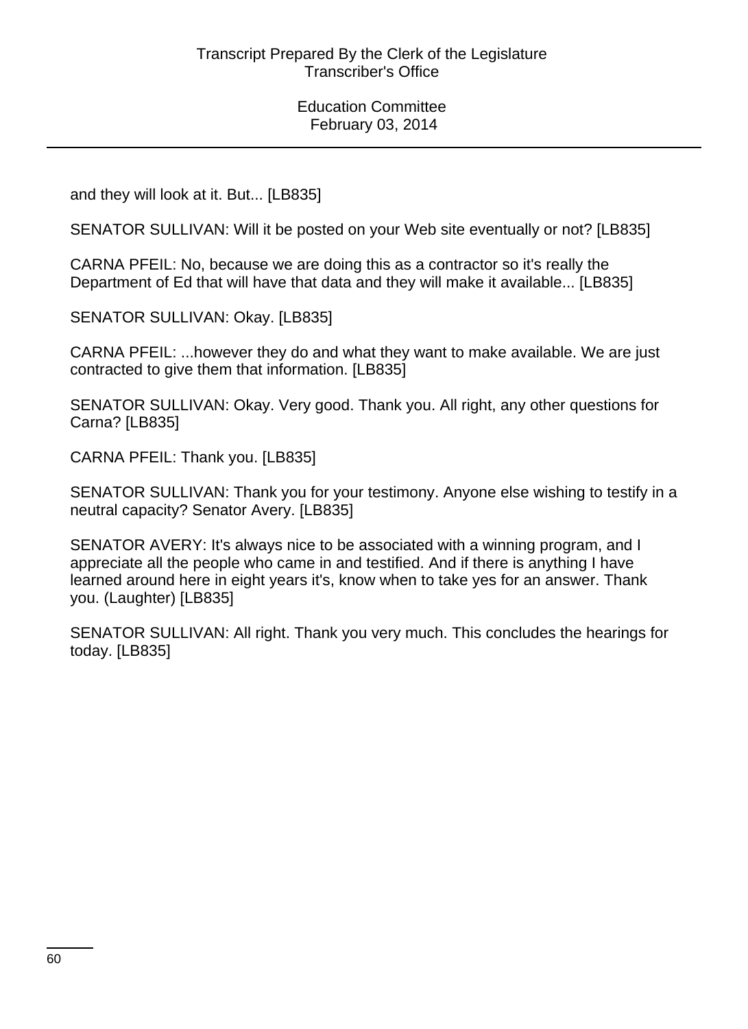and they will look at it. But... [LB835]

SENATOR SULLIVAN: Will it be posted on your Web site eventually or not? [LB835]

CARNA PFEIL: No, because we are doing this as a contractor so it's really the Department of Ed that will have that data and they will make it available... [LB835]

SENATOR SULLIVAN: Okay. [LB835]

CARNA PFEIL: ...however they do and what they want to make available. We are just contracted to give them that information. [LB835]

SENATOR SULLIVAN: Okay. Very good. Thank you. All right, any other questions for Carna? [LB835]

CARNA PFEIL: Thank you. [LB835]

SENATOR SULLIVAN: Thank you for your testimony. Anyone else wishing to testify in a neutral capacity? Senator Avery. [LB835]

SENATOR AVERY: It's always nice to be associated with a winning program, and I appreciate all the people who came in and testified. And if there is anything I have learned around here in eight years it's, know when to take yes for an answer. Thank you. (Laughter) [LB835]

SENATOR SULLIVAN: All right. Thank you very much. This concludes the hearings for today. [LB835]